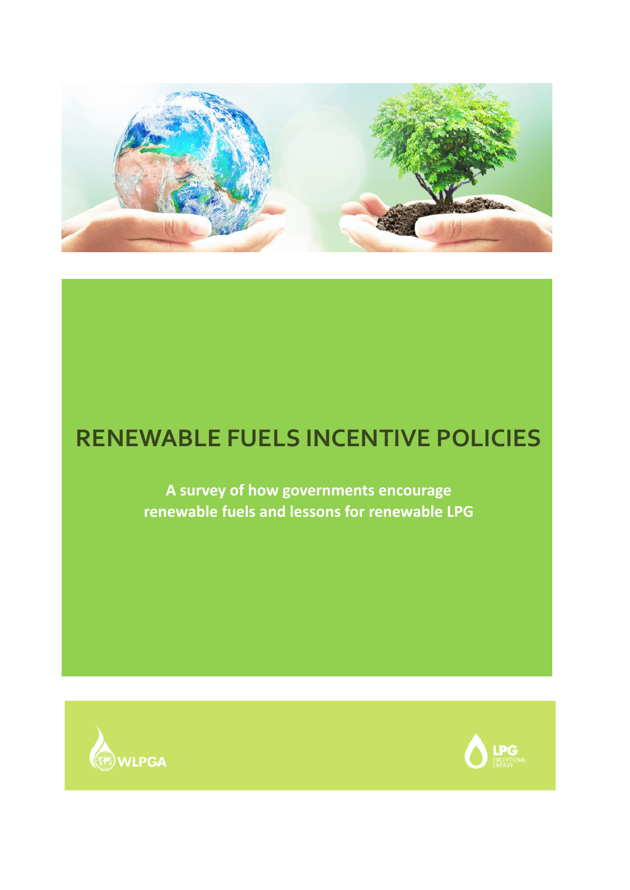# RENEWABLE FUELS INCENTIVE POLICIES

**A survey of how governments encourage renewable fuels and lessons for renewable LPG**

WLPGA

LPG EXCEPTIONAL ENERGY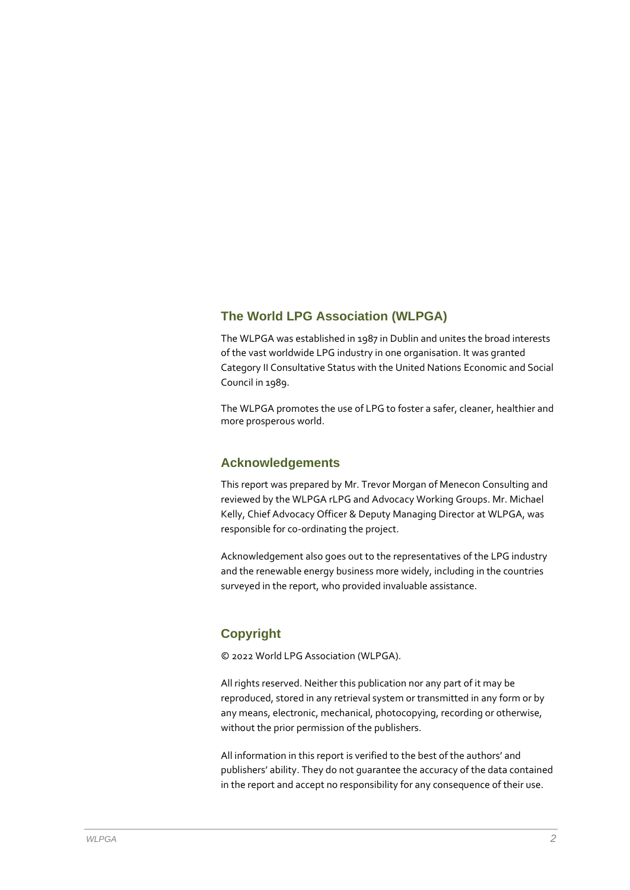## The World LPG Association (WLPGA)

The WLPGA was established in 1987 in Dublin and unites the broad interests of the vast worldwide LPG industry in one organisation. It was granted Category II Consultative Status with the United Nations Economic and Social Council in 1989.

The WLPGA promotes the use of LPG to foster a safer, cleaner, healthier and more prosperous world.

## Acknowledgements

This report was prepared by Mr. Trevor Morgan of Menecon Consulting and reviewed by the WLPGA rLPG and Advocacy Working Groups. Mr. Michael Kelly, Chief Advocacy Officer & Deputy Managing Director at WLPGA, was responsible for co-ordinating the project.

Acknowledgement also goes out to the representatives of the LPG industry and the renewable energy business more widely, including in the countries surveyed in the report, who provided invaluable assistance.

## Copyright

© 2022 World LPG Association (WLPGA).

All rights reserved. Neither this publication nor any part of it may be reproduced, stored in any retrieval system or transmitted in any form or by any means, electronic, mechanical, photocopying, recording or otherwise, without the prior permission of the publishers.

All information in this report is verified to the best of the authors' and publishers' ability. They do not guarantee the accuracy of the data contained in the report and accept no responsibility for any consequence of their use.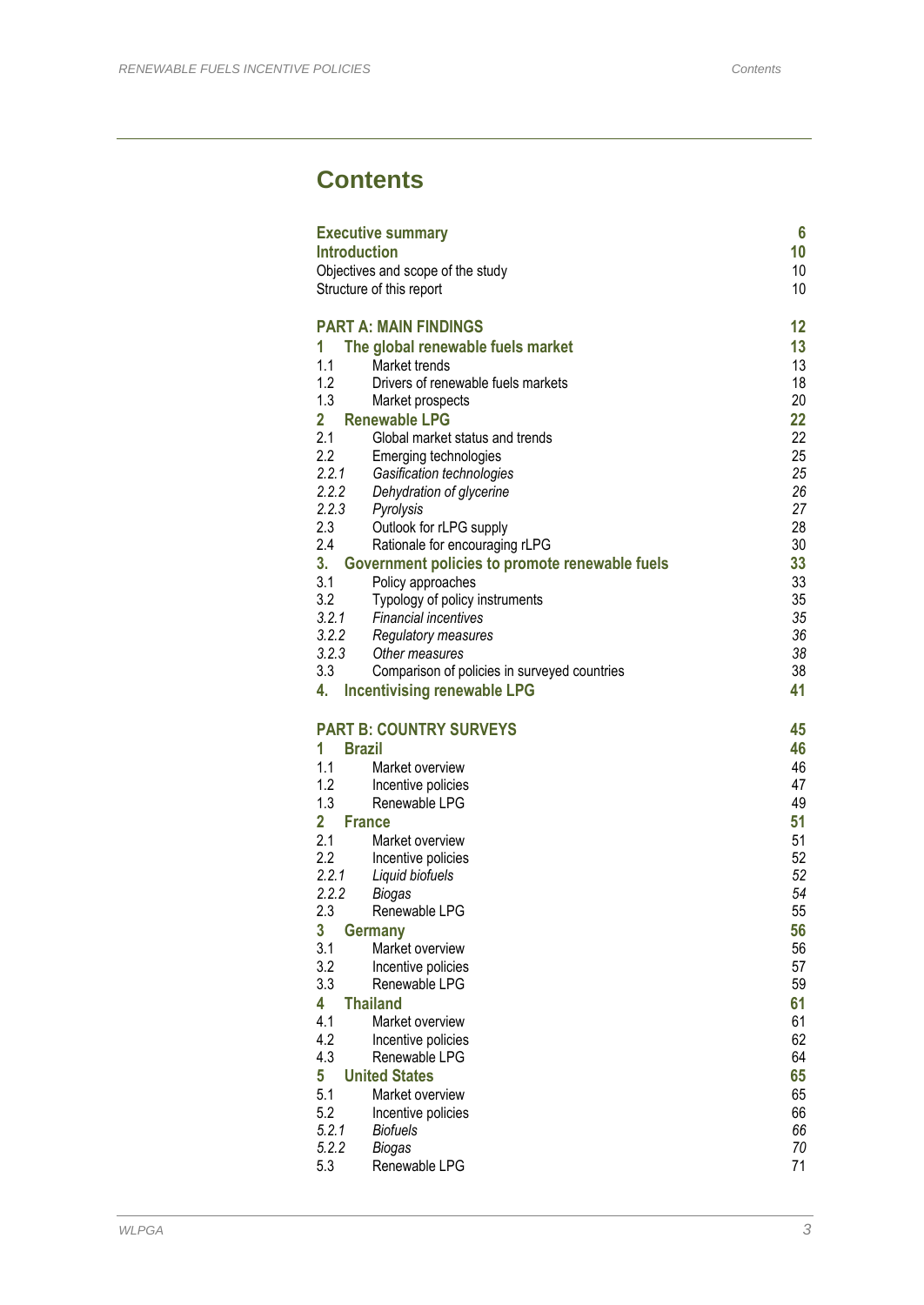# Contents

| | | |
|---|---|---|
| **Executive summary** | | **6** |
| **Introduction** | | **10** |
| Objectives and scope of the study | | 10 |
| Structure of this report | | 10 |
| | | |
| **PART A: MAIN FINDINGS** | | **12** |
| **1** | **The global renewable fuels market** | **13** |
| 1.1 | Market trends | 13 |
| 1.2 | Drivers of renewable fuels markets | 18 |
| 1.3 | Market prospects | 20 |
| **2** | **Renewable LPG** | **22** |
| 2.1 | Global market status and trends | 22 |
| 2.2 | Emerging technologies | 25 |
| *2.2.1* | *Gasification technologies* | *25* |
| *2.2.2* | *Dehydration of glycerine* | *26* |
| *2.2.3* | *Pyrolysis* | *27* |
| 2.3 | Outlook for rLPG supply | 28 |
| 2.4 | Rationale for encouraging rLPG | 30 |
| **3.** | **Government policies to promote renewable fuels** | **33** |
| 3.1 | Policy approaches | 33 |
| 3.2 | Typology of policy instruments | 35 |
| *3.2.1* | *Financial incentives* | *35* |
| *3.2.2* | *Regulatory measures* | *36* |
| *3.2.3* | *Other measures* | *38* |
| 3.3 | Comparison of policies in surveyed countries | 38 |
| **4.** | **Incentivising renewable LPG** | **41** |
| | | |
| **PART B: COUNTRY SURVEYS** | | **45** |
| **1** | **Brazil** | **46** |
| 1.1 | Market overview | 46 |
| 1.2 | Incentive policies | 47 |
| 1.3 | Renewable LPG | 49 |
| **2** | **France** | **51** |
| 2.1 | Market overview | 51 |
| 2.2 | Incentive policies | 52 |
| *2.2.1* | *Liquid biofuels* | *52* |
| *2.2.2* | *Biogas* | *54* |
| 2.3 | Renewable LPG | 55 |
| **3** | **Germany** | **56** |
| 3.1 | Market overview | 56 |
| 3.2 | Incentive policies | 57 |
| 3.3 | Renewable LPG | 59 |
| **4** | **Thailand** | **61** |
| 4.1 | Market overview | 61 |
| 4.2 | Incentive policies | 62 |
| 4.3 | Renewable LPG | 64 |
| **5** | **United States** | **65** |
| 5.1 | Market overview | 65 |
| 5.2 | Incentive policies | 66 |
| *5.2.1* | *Biofuels* | *66* |
| *5.2.2* | *Biogas* | *70* |
| 5.3 | Renewable LPG | 71 |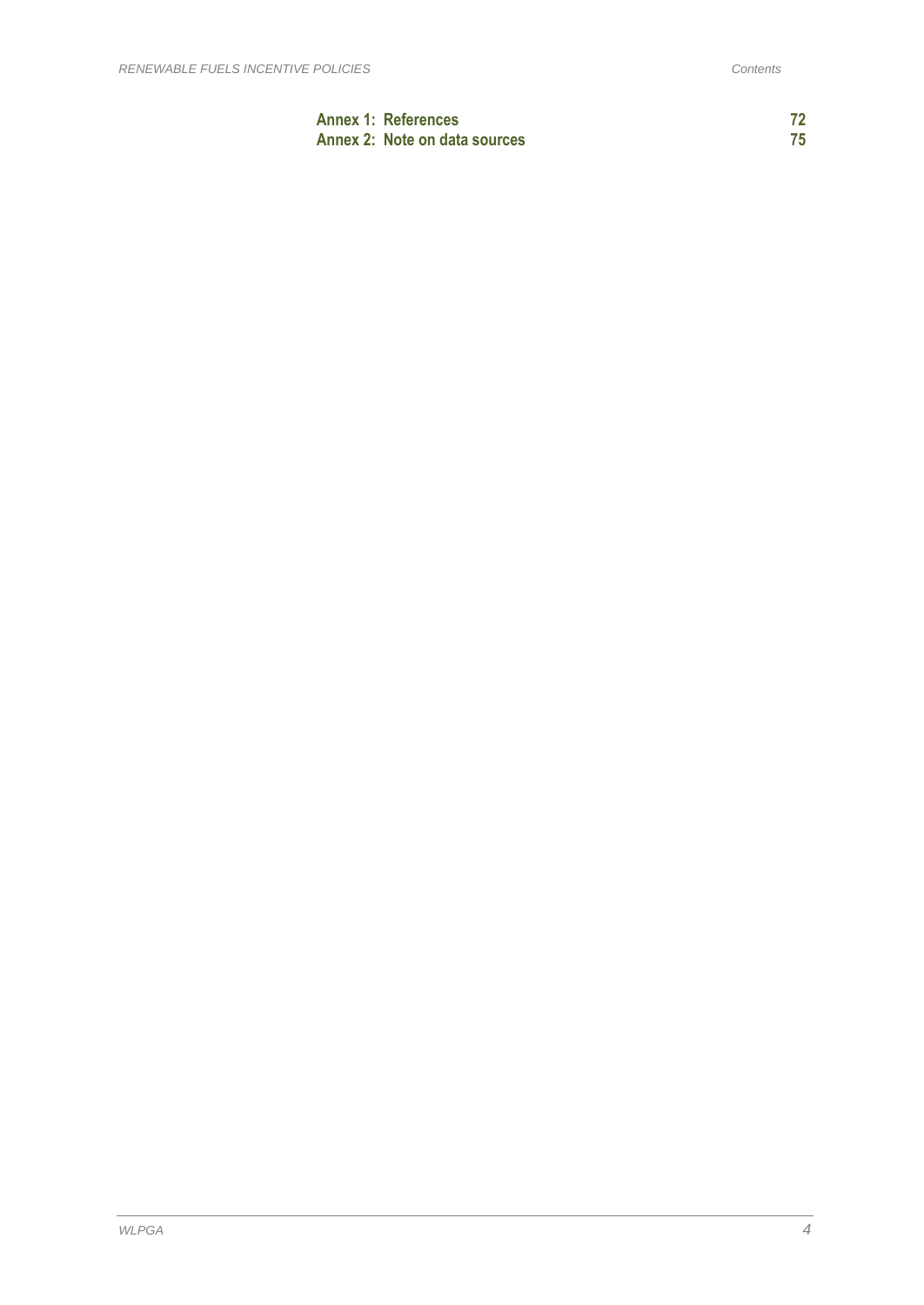**Annex 1: References** 72

**Annex 2: Note on data sources** 75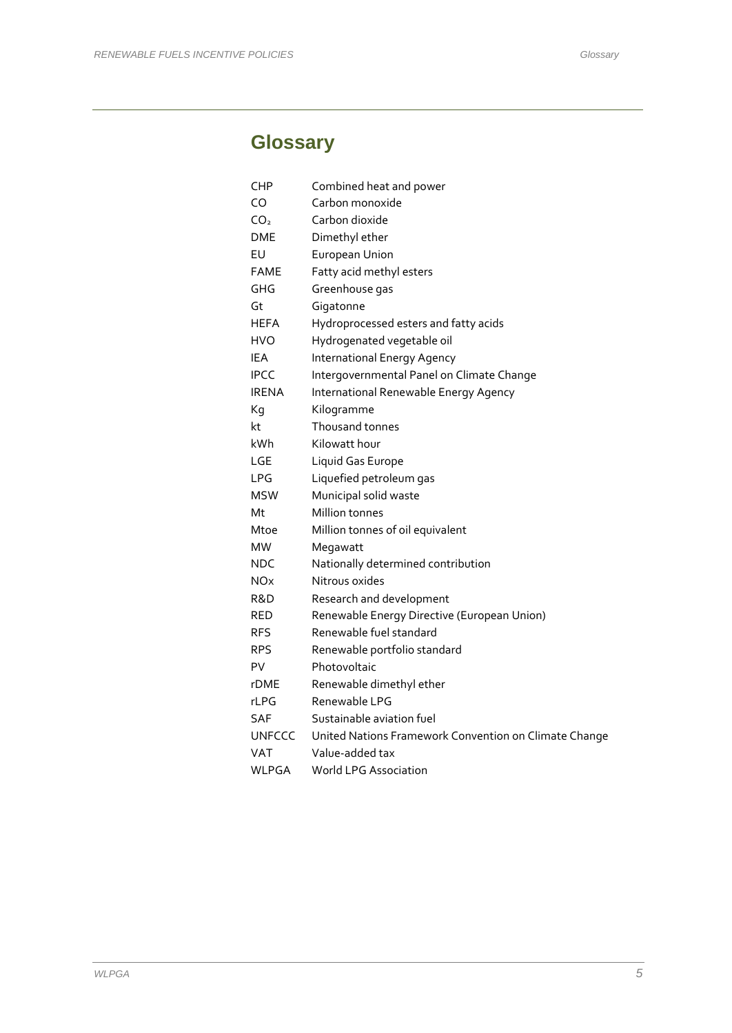# Glossary

| | |
|---|---|
| CHP | Combined heat and power |
| CO | Carbon monoxide |
| $CO_2$ | Carbon dioxide |
| DME | Dimethyl ether |
| EU | European Union |
| FAME | Fatty acid methyl esters |
| GHG | Greenhouse gas |
| Gt | Gigatonne |
| HEFA | Hydroprocessed esters and fatty acids |
| HVO | Hydrogenated vegetable oil |
| IEA | International Energy Agency |
| IPCC | Intergovernmental Panel on Climate Change |
| IRENA | International Renewable Energy Agency |
| Kg | Kilogramme |
| kt | Thousand tonnes |
| kWh | Kilowatt hour |
| LGE | Liquid Gas Europe |
| LPG | Liquefied petroleum gas |
| MSW | Municipal solid waste |
| Mt | Million tonnes |
| Mtoe | Million tonnes of oil equivalent |
| MW | Megawatt |
| NDC | Nationally determined contribution |
| $NO_x$ | Nitrous oxides |
| R&D | Research and development |
| RED | Renewable Energy Directive (European Union) |
| RFS | Renewable fuel standard |
| RPS | Renewable portfolio standard |
| PV | Photovoltaic |
| rDME | Renewable dimethyl ether |
| rLPG | Renewable LPG |
| SAF | Sustainable aviation fuel |
| UNFCCC | United Nations Framework Convention on Climate Change |
| VAT | Value-added tax |
| WLPGA | World LPG Association |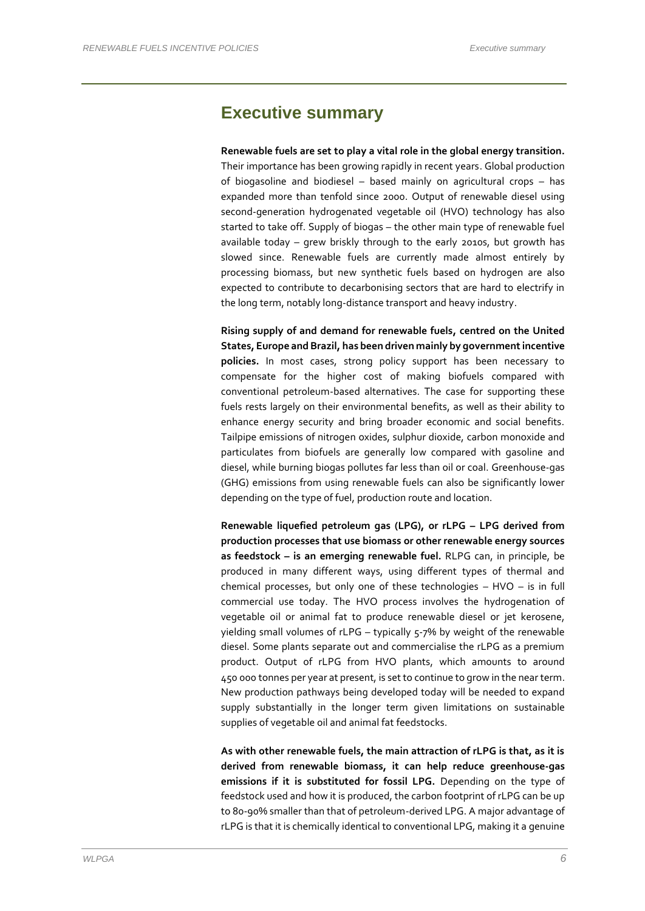# Executive summary

**Renewable fuels are set to play a vital role in the global energy transition.** Their importance has been growing rapidly in recent years. Global production of biogasoline and biodiesel – based mainly on agricultural crops – has expanded more than tenfold since 2000. Output of renewable diesel using second-generation hydrogenated vegetable oil (HVO) technology has also started to take off. Supply of biogas – the other main type of renewable fuel available today – grew briskly through to the early 2010s, but growth has slowed since. Renewable fuels are currently made almost entirely by processing biomass, but new synthetic fuels based on hydrogen are also expected to contribute to decarbonising sectors that are hard to electrify in the long term, notably long-distance transport and heavy industry.

**Rising supply of and demand for renewable fuels, centred on the United States, Europe and Brazil, has been driven mainly by government incentive policies.** In most cases, strong policy support has been necessary to compensate for the higher cost of making biofuels compared with conventional petroleum-based alternatives. The case for supporting these fuels rests largely on their environmental benefits, as well as their ability to enhance energy security and bring broader economic and social benefits. Tailpipe emissions of nitrogen oxides, sulphur dioxide, carbon monoxide and particulates from biofuels are generally low compared with gasoline and diesel, while burning biogas pollutes far less than oil or coal. Greenhouse-gas (GHG) emissions from using renewable fuels can also be significantly lower depending on the type of fuel, production route and location.

**Renewable liquefied petroleum gas (LPG), or rLPG – LPG derived from production processes that use biomass or other renewable energy sources as feedstock – is an emerging renewable fuel.** RLPG can, in principle, be produced in many different ways, using different types of thermal and chemical processes, but only one of these technologies – HVO – is in full commercial use today. The HVO process involves the hydrogenation of vegetable oil or animal fat to produce renewable diesel or jet kerosene, yielding small volumes of rLPG – typically 5-7% by weight of the renewable diesel. Some plants separate out and commercialise the rLPG as a premium product. Output of rLPG from HVO plants, which amounts to around 450 000 tonnes per year at present, is set to continue to grow in the near term. New production pathways being developed today will be needed to expand supply substantially in the longer term given limitations on sustainable supplies of vegetable oil and animal fat feedstocks.

**As with other renewable fuels, the main attraction of rLPG is that, as it is derived from renewable biomass, it can help reduce greenhouse-gas emissions if it is substituted for fossil LPG.** Depending on the type of feedstock used and how it is produced, the carbon footprint of rLPG can be up to 80-90% smaller than that of petroleum-derived LPG. A major advantage of rLPG is that it is chemically identical to conventional LPG, making it a genuine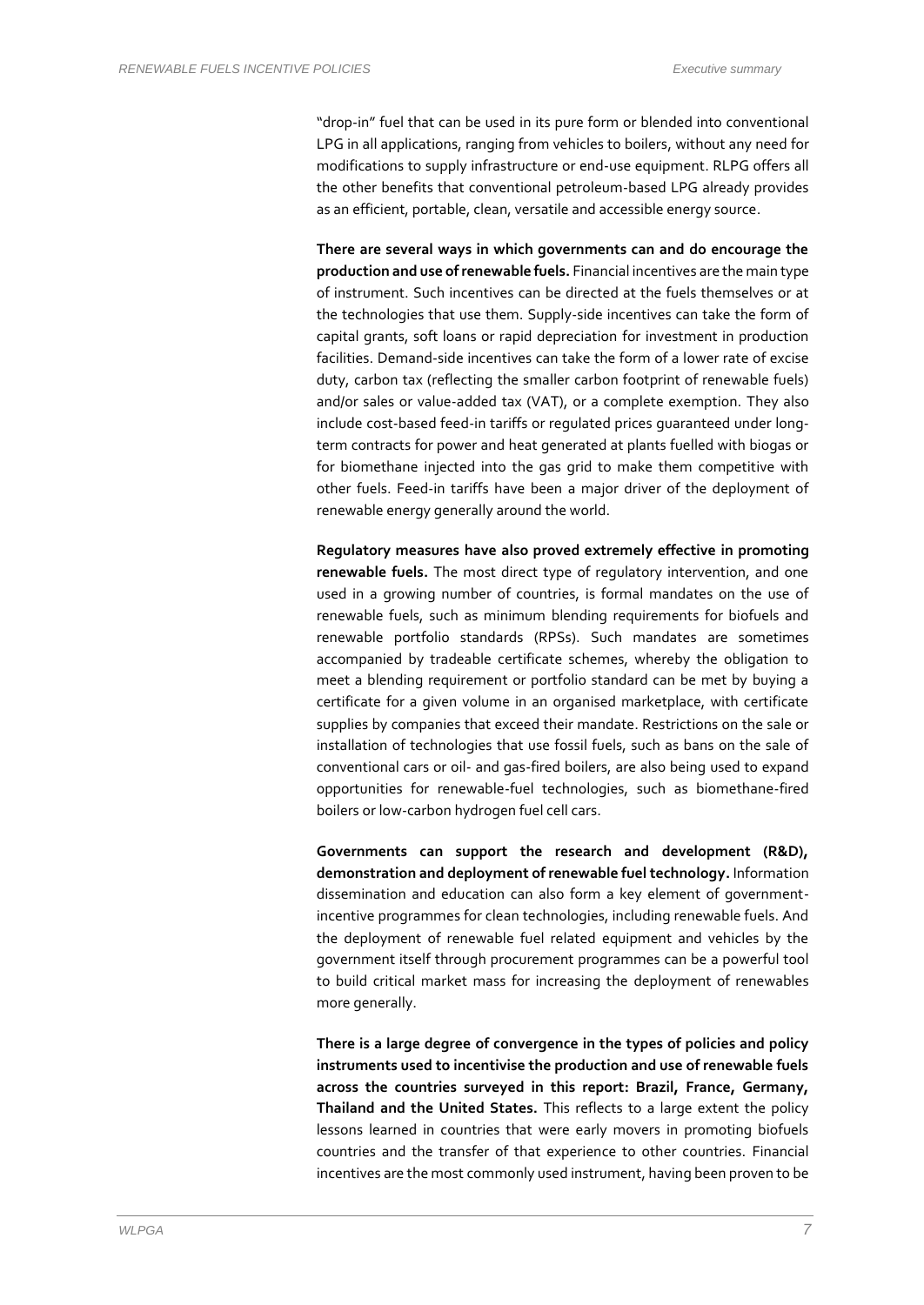"drop-in" fuel that can be used in its pure form or blended into conventional LPG in all applications, ranging from vehicles to boilers, without any need for modifications to supply infrastructure or end-use equipment. RLPG offers all the other benefits that conventional petroleum-based LPG already provides as an efficient, portable, clean, versatile and accessible energy source.

**There are several ways in which governments can and do encourage the production and use of renewable fuels.** Financial incentives are the main type of instrument. Such incentives can be directed at the fuels themselves or at the technologies that use them. Supply-side incentives can take the form of capital grants, soft loans or rapid depreciation for investment in production facilities. Demand-side incentives can take the form of a lower rate of excise duty, carbon tax (reflecting the smaller carbon footprint of renewable fuels) and/or sales or value-added tax (VAT), or a complete exemption. They also include cost-based feed-in tariffs or regulated prices guaranteed under long-term contracts for power and heat generated at plants fuelled with biogas or for biomethane injected into the gas grid to make them competitive with other fuels. Feed-in tariffs have been a major driver of the deployment of renewable energy generally around the world.

**Regulatory measures have also proved extremely effective in promoting renewable fuels.** The most direct type of regulatory intervention, and one used in a growing number of countries, is formal mandates on the use of renewable fuels, such as minimum blending requirements for biofuels and renewable portfolio standards (RPSs). Such mandates are sometimes accompanied by tradeable certificate schemes, whereby the obligation to meet a blending requirement or portfolio standard can be met by buying a certificate for a given volume in an organised marketplace, with certificate supplies by companies that exceed their mandate. Restrictions on the sale or installation of technologies that use fossil fuels, such as bans on the sale of conventional cars or oil- and gas-fired boilers, are also being used to expand opportunities for renewable-fuel technologies, such as biomethane-fired boilers or low-carbon hydrogen fuel cell cars.

**Governments can support the research and development (R&D), demonstration and deployment of renewable fuel technology.** Information dissemination and education can also form a key element of government-incentive programmes for clean technologies, including renewable fuels. And the deployment of renewable fuel related equipment and vehicles by the government itself through procurement programmes can be a powerful tool to build critical market mass for increasing the deployment of renewables more generally.

**There is a large degree of convergence in the types of policies and policy instruments used to incentivise the production and use of renewable fuels across the countries surveyed in this report: Brazil, France, Germany, Thailand and the United States.** This reflects to a large extent the policy lessons learned in countries that were early movers in promoting biofuels countries and the transfer of that experience to other countries. Financial incentives are the most commonly used instrument, having been proven to be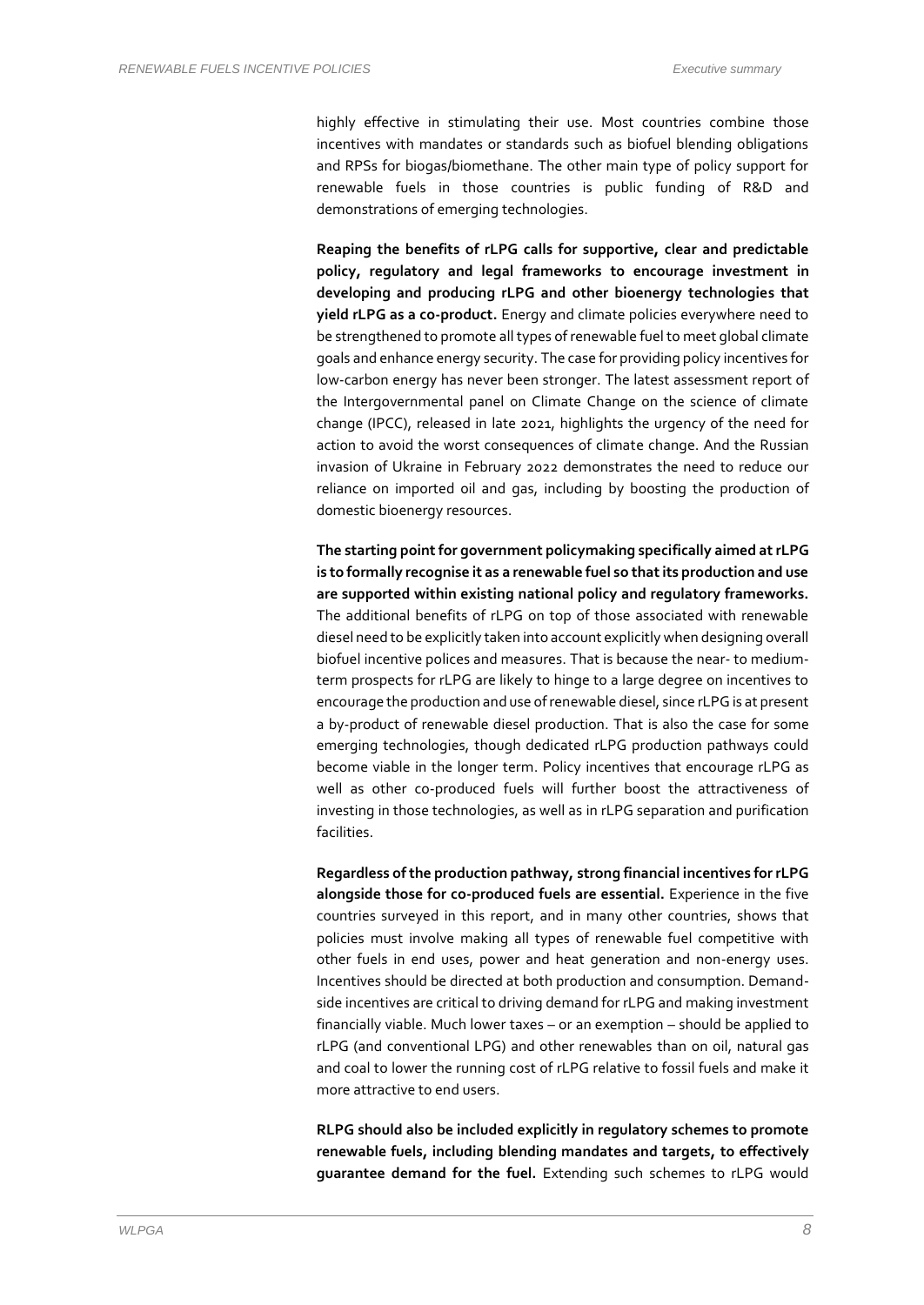highly effective in stimulating their use. Most countries combine those incentives with mandates or standards such as biofuel blending obligations and RPSs for biogas/biomethane. The other main type of policy support for renewable fuels in those countries is public funding of R&D and demonstrations of emerging technologies.

**Reaping the benefits of rLPG calls for supportive, clear and predictable policy, regulatory and legal frameworks to encourage investment in developing and producing rLPG and other bioenergy technologies that yield rLPG as a co-product.** Energy and climate policies everywhere need to be strengthened to promote all types of renewable fuel to meet global climate goals and enhance energy security. The case for providing policy incentives for low-carbon energy has never been stronger. The latest assessment report of the Intergovernmental panel on Climate Change on the science of climate change (IPCC), released in late 2021, highlights the urgency of the need for action to avoid the worst consequences of climate change. And the Russian invasion of Ukraine in February 2022 demonstrates the need to reduce our reliance on imported oil and gas, including by boosting the production of domestic bioenergy resources.

**The starting point for government policymaking specifically aimed at rLPG is to formally recognise it as a renewable fuel so that its production and use are supported within existing national policy and regulatory frameworks.** The additional benefits of rLPG on top of those associated with renewable diesel need to be explicitly taken into account explicitly when designing overall biofuel incentive polices and measures. That is because the near- to medium-term prospects for rLPG are likely to hinge to a large degree on incentives to encourage the production and use of renewable diesel, since rLPG is at present a by-product of renewable diesel production. That is also the case for some emerging technologies, though dedicated rLPG production pathways could become viable in the longer term. Policy incentives that encourage rLPG as well as other co-produced fuels will further boost the attractiveness of investing in those technologies, as well as in rLPG separation and purification facilities.

**Regardless of the production pathway, strong financial incentives for rLPG alongside those for co-produced fuels are essential.** Experience in the five countries surveyed in this report, and in many other countries, shows that policies must involve making all types of renewable fuel competitive with other fuels in end uses, power and heat generation and non-energy uses. Incentives should be directed at both production and consumption. Demand-side incentives are critical to driving demand for rLPG and making investment financially viable. Much lower taxes – or an exemption – should be applied to rLPG (and conventional LPG) and other renewables than on oil, natural gas and coal to lower the running cost of rLPG relative to fossil fuels and make it more attractive to end users.

**RLPG should also be included explicitly in regulatory schemes to promote renewable fuels, including blending mandates and targets, to effectively guarantee demand for the fuel.** Extending such schemes to rLPG would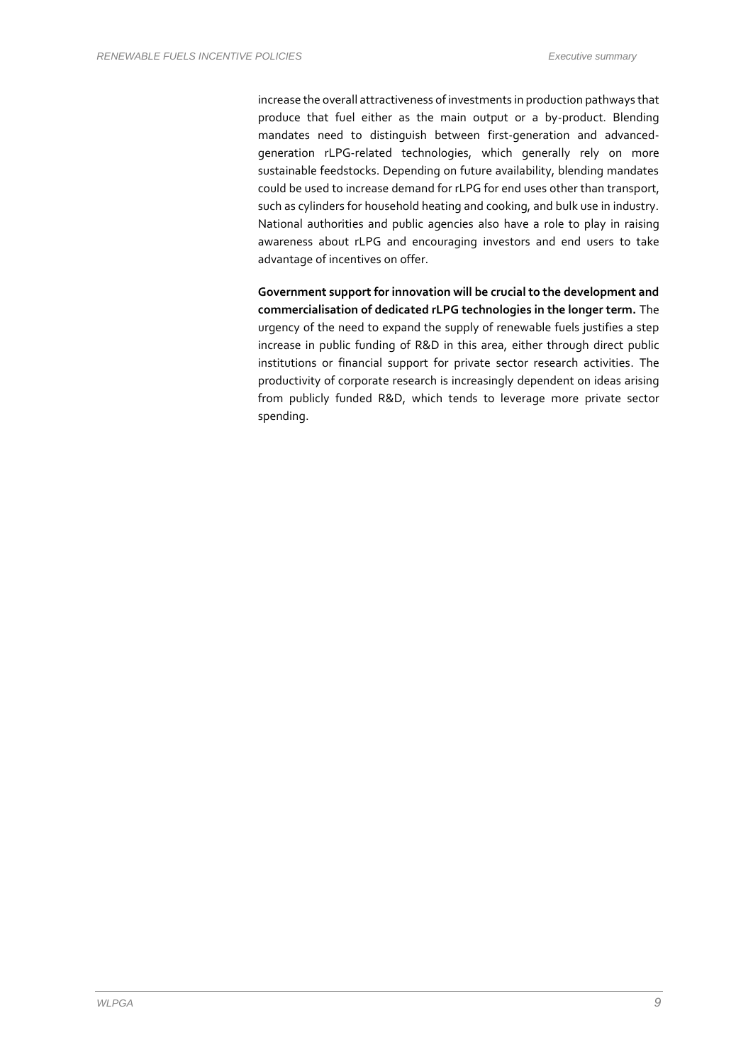increase the overall attractiveness of investments in production pathways that produce that fuel either as the main output or a by-product. Blending mandates need to distinguish between first-generation and advanced-generation rLPG-related technologies, which generally rely on more sustainable feedstocks. Depending on future availability, blending mandates could be used to increase demand for rLPG for end uses other than transport, such as cylinders for household heating and cooking, and bulk use in industry. National authorities and public agencies also have a role to play in raising awareness about rLPG and encouraging investors and end users to take advantage of incentives on offer.

**Government support for innovation will be crucial to the development and commercialisation of dedicated rLPG technologies in the longer term.** The urgency of the need to expand the supply of renewable fuels justifies a step increase in public funding of R&D in this area, either through direct public institutions or financial support for private sector research activities. The productivity of corporate research is increasingly dependent on ideas arising from publicly funded R&D, which tends to leverage more private sector spending.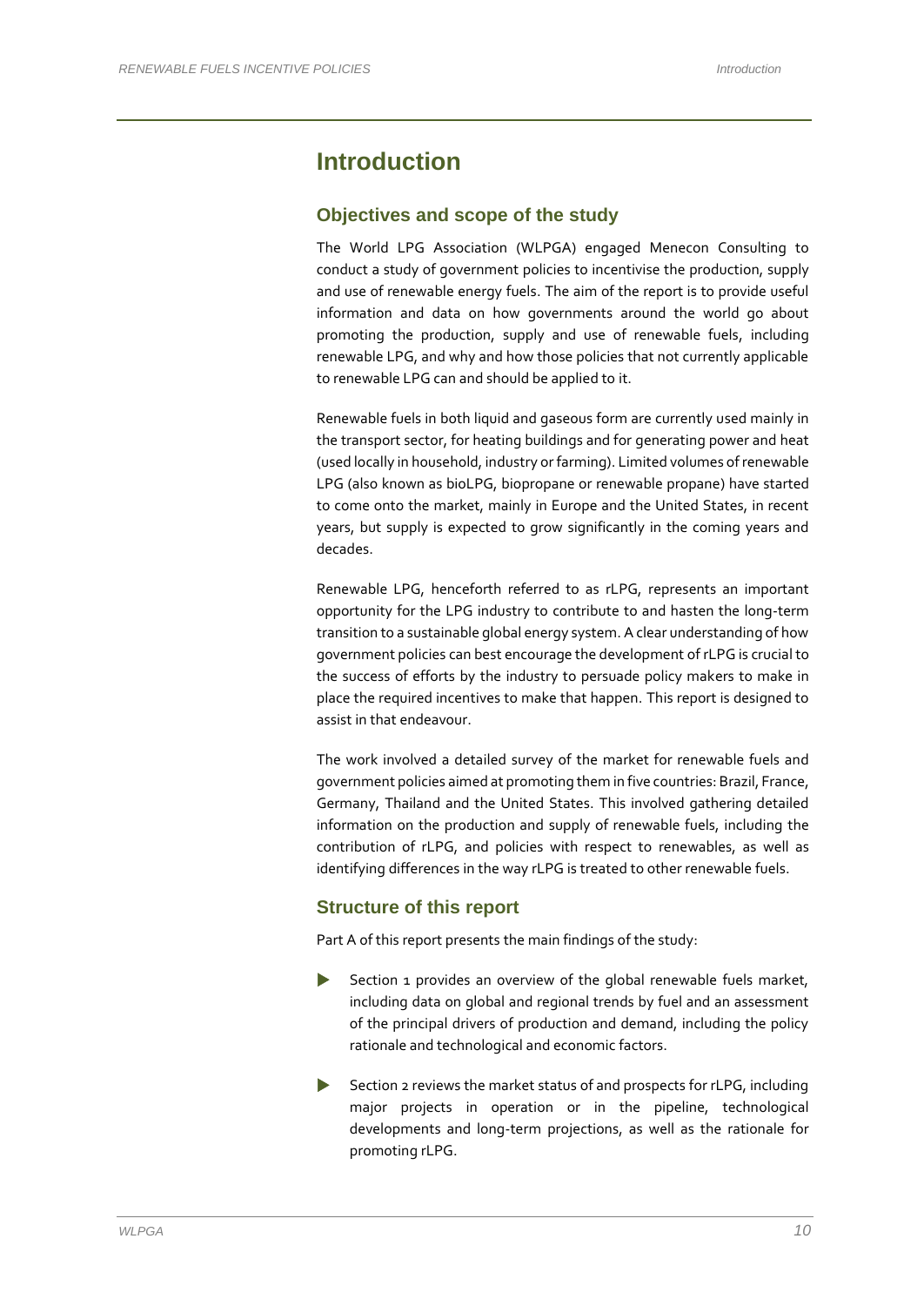# Introduction

## Objectives and scope of the study

The World LPG Association (WLPGA) engaged Menecon Consulting to conduct a study of government policies to incentivise the production, supply and use of renewable energy fuels. The aim of the report is to provide useful information and data on how governments around the world go about promoting the production, supply and use of renewable fuels, including renewable LPG, and why and how those policies that not currently applicable to renewable LPG can and should be applied to it.

Renewable fuels in both liquid and gaseous form are currently used mainly in the transport sector, for heating buildings and for generating power and heat (used locally in household, industry or farming). Limited volumes of renewable LPG (also known as bioLPG, biopropane or renewable propane) have started to come onto the market, mainly in Europe and the United States, in recent years, but supply is expected to grow significantly in the coming years and decades.

Renewable LPG, henceforth referred to as rLPG, represents an important opportunity for the LPG industry to contribute to and hasten the long-term transition to a sustainable global energy system. A clear understanding of how government policies can best encourage the development of rLPG is crucial to the success of efforts by the industry to persuade policy makers to make in place the required incentives to make that happen. This report is designed to assist in that endeavour.

The work involved a detailed survey of the market for renewable fuels and government policies aimed at promoting them in five countries: Brazil, France, Germany, Thailand and the United States. This involved gathering detailed information on the production and supply of renewable fuels, including the contribution of rLPG, and policies with respect to renewables, as well as identifying differences in the way rLPG is treated to other renewable fuels.

## Structure of this report

Part A of this report presents the main findings of the study:

- Section 1 provides an overview of the global renewable fuels market, including data on global and regional trends by fuel and an assessment of the principal drivers of production and demand, including the policy rationale and technological and economic factors.
- Section 2 reviews the market status of and prospects for rLPG, including major projects in operation or in the pipeline, technological developments and long-term projections, as well as the rationale for promoting rLPG.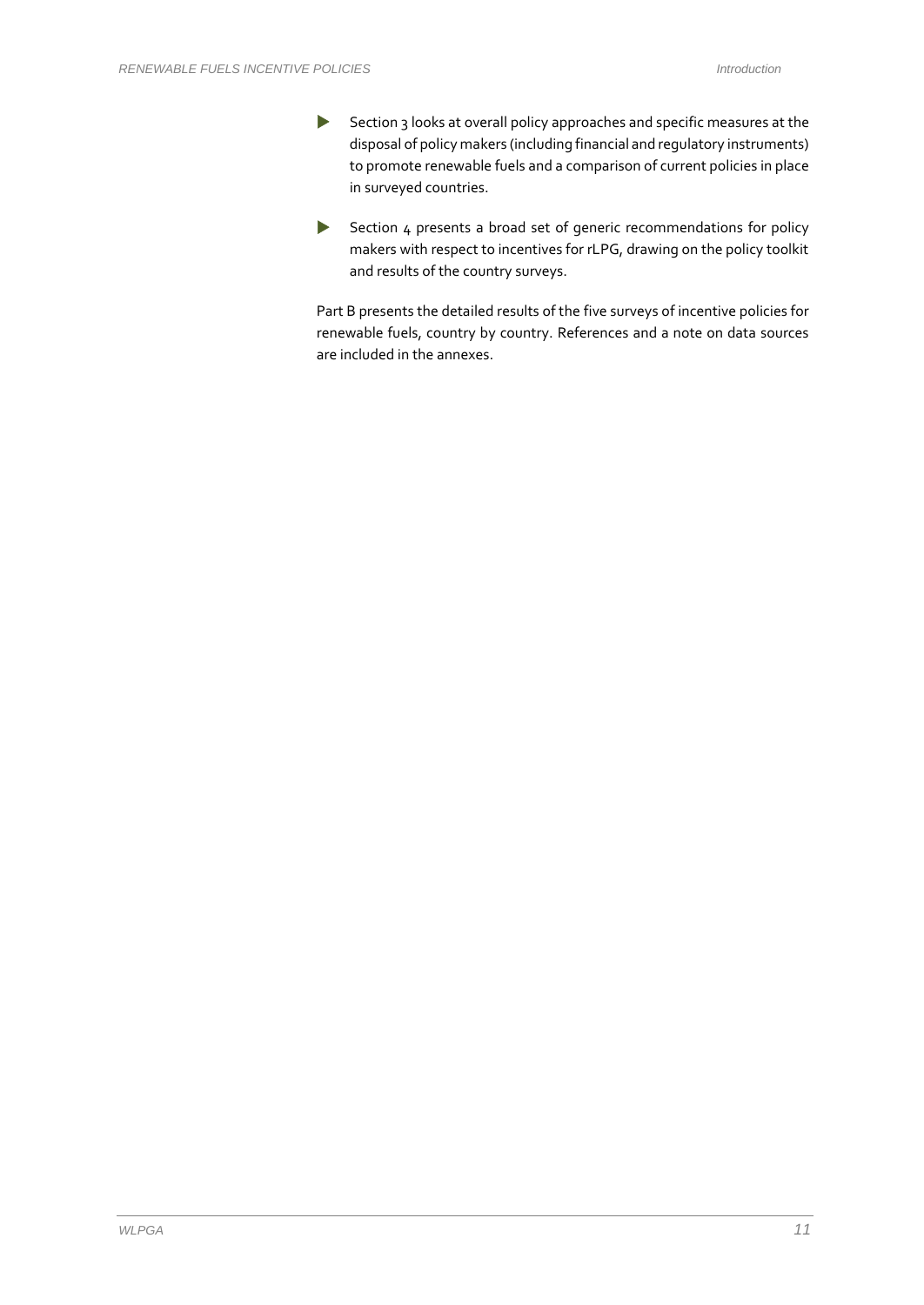- Section 3 looks at overall policy approaches and specific measures at the disposal of policy makers (including financial and regulatory instruments) to promote renewable fuels and a comparison of current policies in place in surveyed countries.

- Section 4 presents a broad set of generic recommendations for policy makers with respect to incentives for rLPG, drawing on the policy toolkit and results of the country surveys.

Part B presents the detailed results of the five surveys of incentive policies for renewable fuels, country by country. References and a note on data sources are included in the annexes.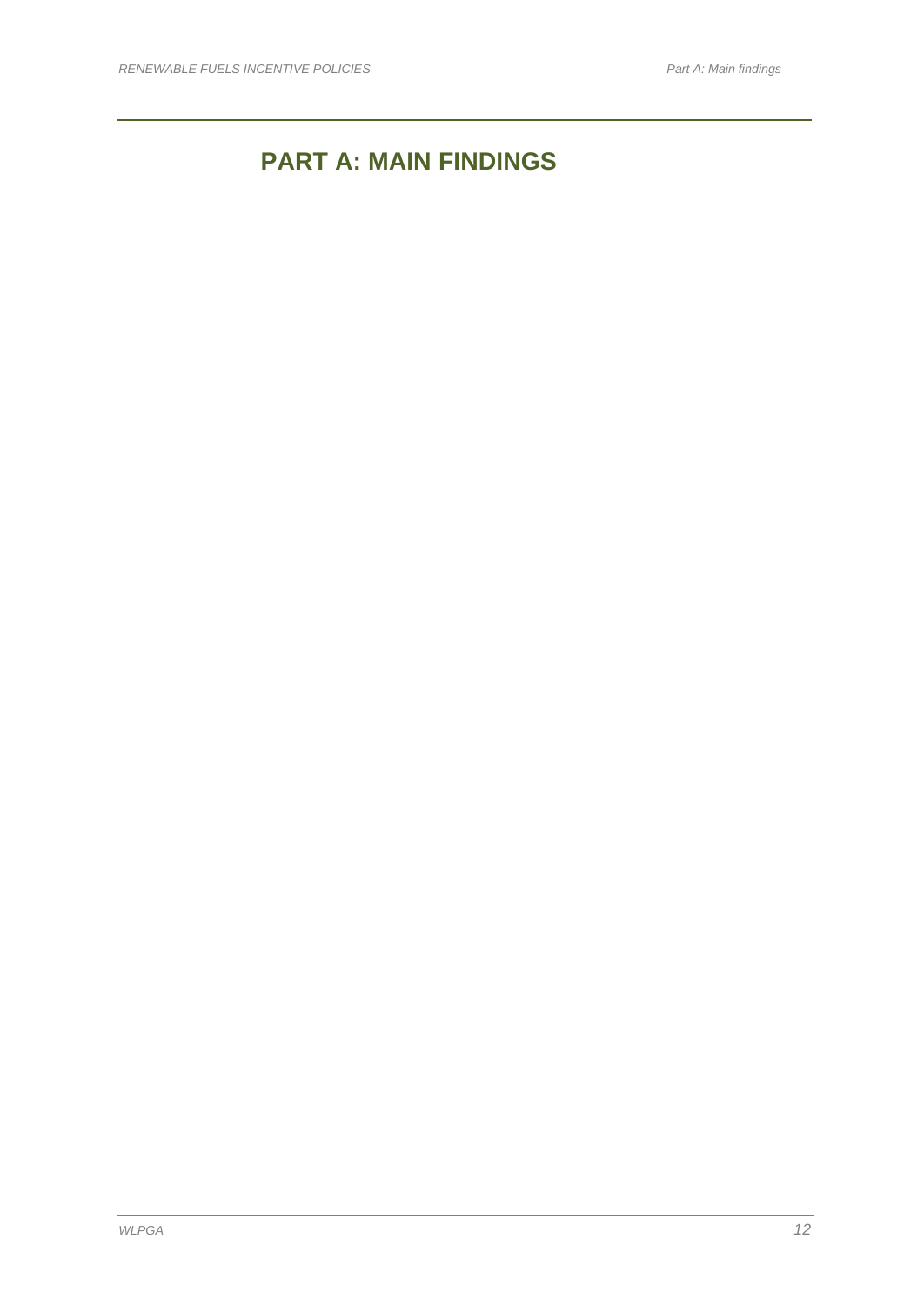# PART A: MAIN FINDINGS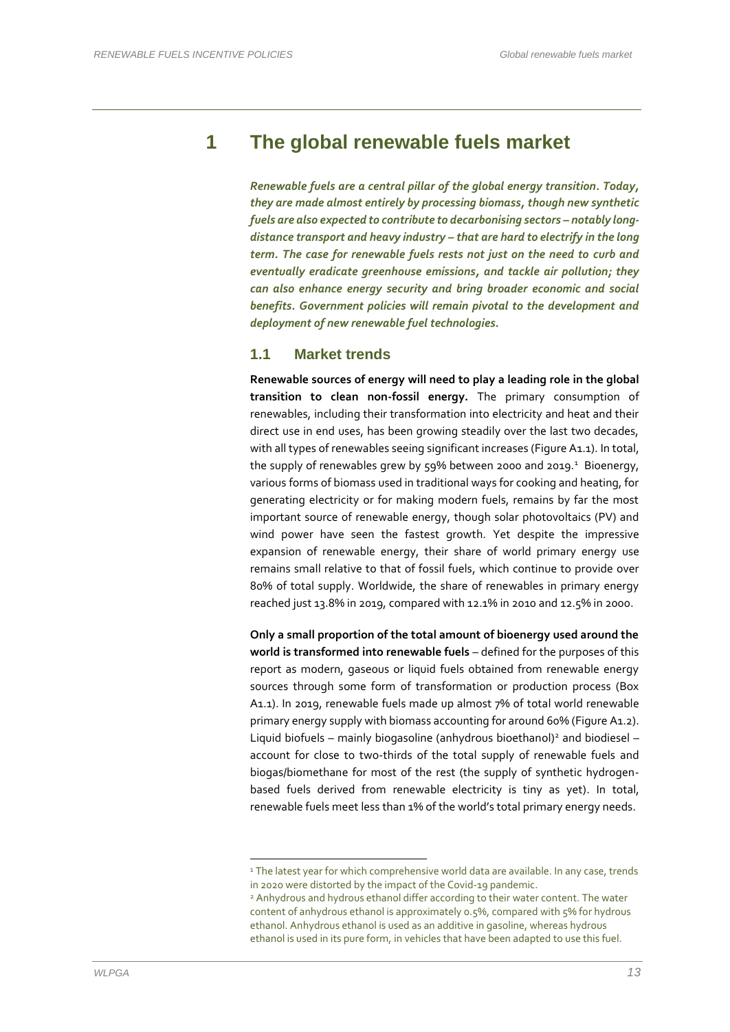# 1 The global renewable fuels market

***Renewable fuels are a central pillar of the global energy transition. Today, they are made almost entirely by processing biomass, though new synthetic fuels are also expected to contribute to decarbonising sectors – notably long-distance transport and heavy industry – that are hard to electrify in the long term. The case for renewable fuels rests not just on the need to curb and eventually eradicate greenhouse emissions, and tackle air pollution; they can also enhance energy security and bring broader economic and social benefits. Government policies will remain pivotal to the development and deployment of new renewable fuel technologies.***

## 1.1 Market trends

**Renewable sources of energy will need to play a leading role in the global transition to clean non-fossil energy.** The primary consumption of renewables, including their transformation into electricity and heat and their direct use in end uses, has been growing steadily over the last two decades, with all types of renewables seeing significant increases (Figure A1.1). In total, the supply of renewables grew by 59% between 2000 and 2019.[1] Bioenergy, various forms of biomass used in traditional ways for cooking and heating, for generating electricity or for making modern fuels, remains by far the most important source of renewable energy, though solar photovoltaics (PV) and wind power have seen the fastest growth. Yet despite the impressive expansion of renewable energy, their share of world primary energy use remains small relative to that of fossil fuels, which continue to provide over 80% of total supply. Worldwide, the share of renewables in primary energy reached just 13.8% in 2019, compared with 12.1% in 2010 and 12.5% in 2000.

**Only a small proportion of the total amount of bioenergy used around the world is transformed into renewable fuels** – defined for the purposes of this report as modern, gaseous or liquid fuels obtained from renewable energy sources through some form of transformation or production process (Box A1.1). In 2019, renewable fuels made up almost 7% of total world renewable primary energy supply with biomass accounting for around 60% (Figure A1.2). Liquid biofuels – mainly biogasoline (anhydrous bioethanol)[2] and biodiesel – account for close to two-thirds of the total supply of renewable fuels and biogas/biomethane for most of the rest (the supply of synthetic hydrogen-based fuels derived from renewable electricity is tiny as yet). In total, renewable fuels meet less than 1% of the world's total primary energy needs.

[1] The latest year for which comprehensive world data are available. In any case, trends in 2020 were distorted by the impact of the Covid-19 pandemic.

[2] Anhydrous and hydrous ethanol differ according to their water content. The water content of anhydrous ethanol is approximately 0.5%, compared with 5% for hydrous ethanol. Anhydrous ethanol is used as an additive in gasoline, whereas hydrous ethanol is used in its pure form, in vehicles that have been adapted to use this fuel.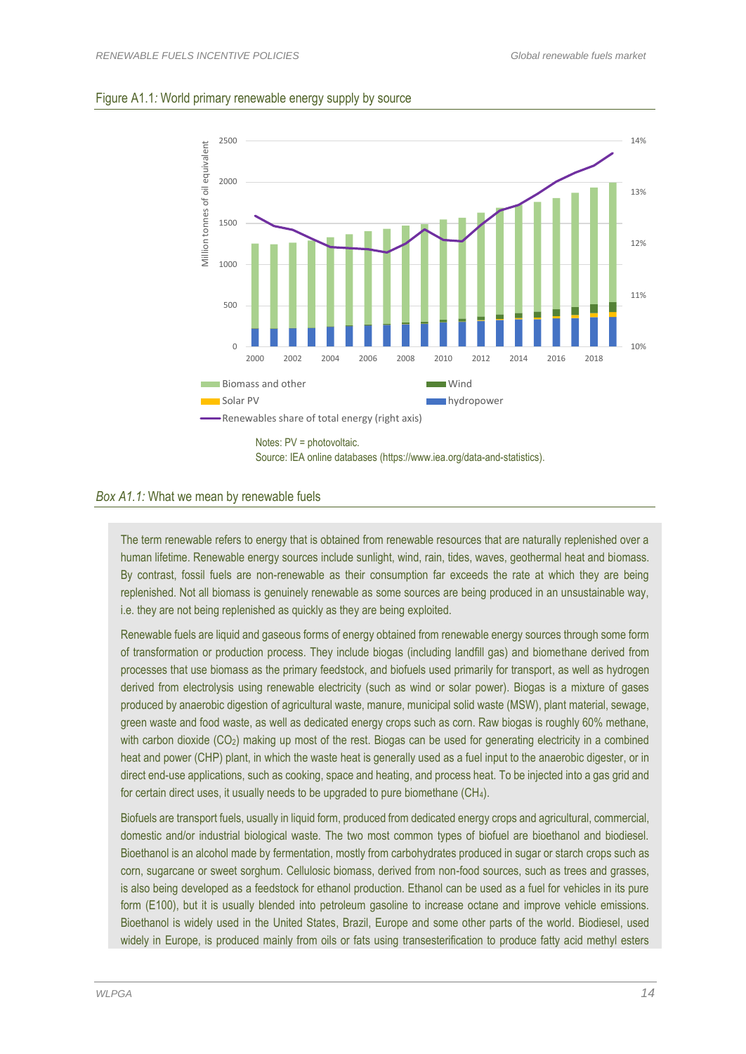Figure A1.1: World primary renewable energy supply by source

Notes: PV = photovoltaic.
Source: IEA online databases (https://www.iea.org/data-and-statistics).

*Box A1.1:* What we mean by renewable fuels

The term renewable refers to energy that is obtained from renewable resources that are naturally replenished over a human lifetime. Renewable energy sources include sunlight, wind, rain, tides, waves, geothermal heat and biomass. By contrast, fossil fuels are non-renewable as their consumption far exceeds the rate at which they are being replenished. Not all biomass is genuinely renewable as some sources are being produced in an unsustainable way, i.e. they are not being replenished as quickly as they are being exploited.

Renewable fuels are liquid and gaseous forms of energy obtained from renewable energy sources through some form of transformation or production process. They include biogas (including landfill gas) and biomethane derived from processes that use biomass as the primary feedstock, and biofuels used primarily for transport, as well as hydrogen derived from electrolysis using renewable electricity (such as wind or solar power). Biogas is a mixture of gases produced by anaerobic digestion of agricultural waste, manure, municipal solid waste (MSW), plant material, sewage, green waste and food waste, as well as dedicated energy crops such as corn. Raw biogas is roughly 60% methane, with carbon dioxide ($CO_2$) making up most of the rest. Biogas can be used for generating electricity in a combined heat and power (CHP) plant, in which the waste heat is generally used as a fuel input to the anaerobic digester, or in direct end-use applications, such as cooking, space and heating, and process heat. To be injected into a gas grid and for certain direct uses, it usually needs to be upgraded to pure biomethane ($CH_4$).

Biofuels are transport fuels, usually in liquid form, produced from dedicated energy crops and agricultural, commercial, domestic and/or industrial biological waste. The two most common types of biofuel are bioethanol and biodiesel. Bioethanol is an alcohol made by fermentation, mostly from carbohydrates produced in sugar or starch crops such as corn, sugarcane or sweet sorghum. Cellulosic biomass, derived from non-food sources, such as trees and grasses, is also being developed as a feedstock for ethanol production. Ethanol can be used as a fuel for vehicles in its pure form (E100), but it is usually blended into petroleum gasoline to increase octane and improve vehicle emissions. Bioethanol is widely used in the United States, Brazil, Europe and some other parts of the world. Biodiesel, used widely in Europe, is produced mainly from oils or fats using transesterification to produce fatty acid methyl esters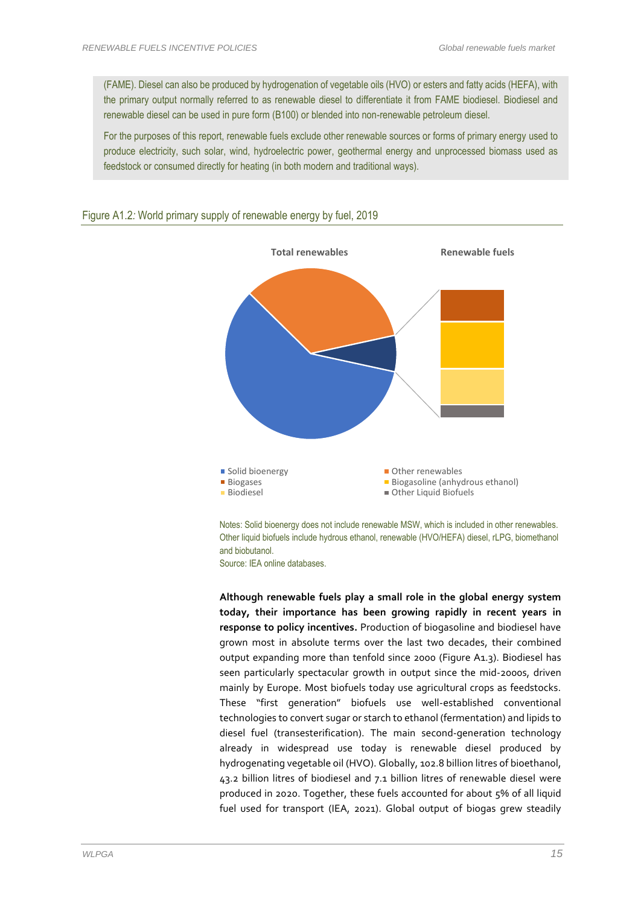(FAME). Diesel can also be produced by hydrogenation of vegetable oils (HVO) or esters and fatty acids (HEFA), with the primary output normally referred to as renewable diesel to differentiate it from FAME biodiesel. Biodiesel and renewable diesel can be used in pure form (B100) or blended into non-renewable petroleum diesel.

For the purposes of this report, renewable fuels exclude other renewable sources or forms of primary energy used to produce electricity, such solar, wind, hydroelectric power, geothermal energy and unprocessed biomass used as feedstock or consumed directly for heating (in both modern and traditional ways).

Figure A1.2: World primary supply of renewable energy by fuel, 2019

Total renewables | Renewable fuels

- Solid bioenergy
- Other renewables
- Biogases
- Biogasoline (anhydrous ethanol)
- Biodiesel
- Other Liquid Biofuels

Notes: Solid bioenergy does not include renewable MSW, which is included in other renewables. Other liquid biofuels include hydrous ethanol, renewable (HVO/HEFA) diesel, rLPG, biomethanol and biobutanol.
Source: IEA online databases.

**Although renewable fuels play a small role in the global energy system today, their importance has been growing rapidly in recent years in response to policy incentives.** Production of biogasoline and biodiesel have grown most in absolute terms over the last two decades, their combined output expanding more than tenfold since 2000 (Figure A1.3). Biodiesel has seen particularly spectacular growth in output since the mid-2000s, driven mainly by Europe. Most biofuels today use agricultural crops as feedstocks. These "first generation" biofuels use well-established conventional technologies to convert sugar or starch to ethanol (fermentation) and lipids to diesel fuel (transesterification). The main second-generation technology already in widespread use today is renewable diesel produced by hydrogenating vegetable oil (HVO). Globally, 102.8 billion litres of bioethanol, 43.2 billion litres of biodiesel and 7.1 billion litres of renewable diesel were produced in 2020. Together, these fuels accounted for about 5% of all liquid fuel used for transport (IEA, 2021). Global output of biogas grew steadily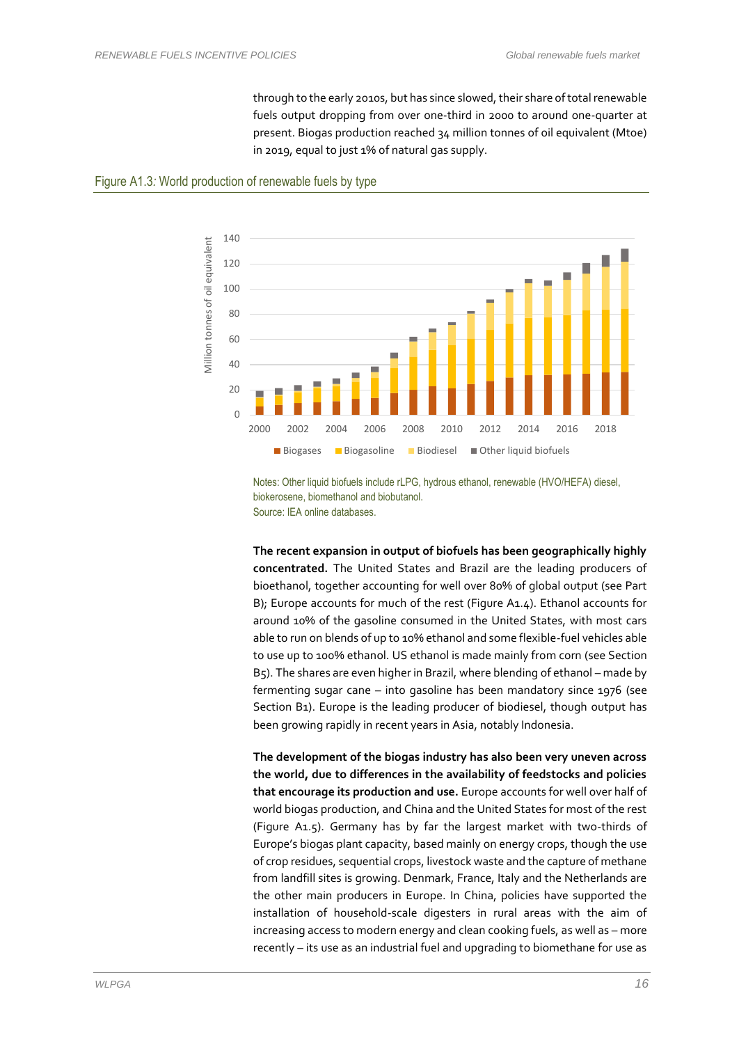through to the early 2010s, but has since slowed, their share of total renewable fuels output dropping from over one-third in 2000 to around one-quarter at present. Biogas production reached 34 million tonnes of oil equivalent (Mtoe) in 2019, equal to just 1% of natural gas supply.

Figure A1.3: World production of renewable fuels by type

Notes: Other liquid biofuels include rLPG, hydrous ethanol, renewable (HVO/HEFA) diesel, biokerosene, biomethanol and biobutanol.
Source: IEA online databases.

**The recent expansion in output of biofuels has been geographically highly concentrated.** The United States and Brazil are the leading producers of bioethanol, together accounting for well over 80% of global output (see Part B); Europe accounts for much of the rest (Figure A1.4). Ethanol accounts for around 10% of the gasoline consumed in the United States, with most cars able to run on blends of up to 10% ethanol and some flexible-fuel vehicles able to use up to 100% ethanol. US ethanol is made mainly from corn (see Section B5). The shares are even higher in Brazil, where blending of ethanol – made by fermenting sugar cane – into gasoline has been mandatory since 1976 (see Section B1). Europe is the leading producer of biodiesel, though output has been growing rapidly in recent years in Asia, notably Indonesia.

**The development of the biogas industry has also been very uneven across the world, due to differences in the availability of feedstocks and policies that encourage its production and use.** Europe accounts for well over half of world biogas production, and China and the United States for most of the rest (Figure A1.5). Germany has by far the largest market with two-thirds of Europe's biogas plant capacity, based mainly on energy crops, though the use of crop residues, sequential crops, livestock waste and the capture of methane from landfill sites is growing. Denmark, France, Italy and the Netherlands are the other main producers in Europe. In China, policies have supported the installation of household-scale digesters in rural areas with the aim of increasing access to modern energy and clean cooking fuels, as well as – more recently – its use as an industrial fuel and upgrading to biomethane for use as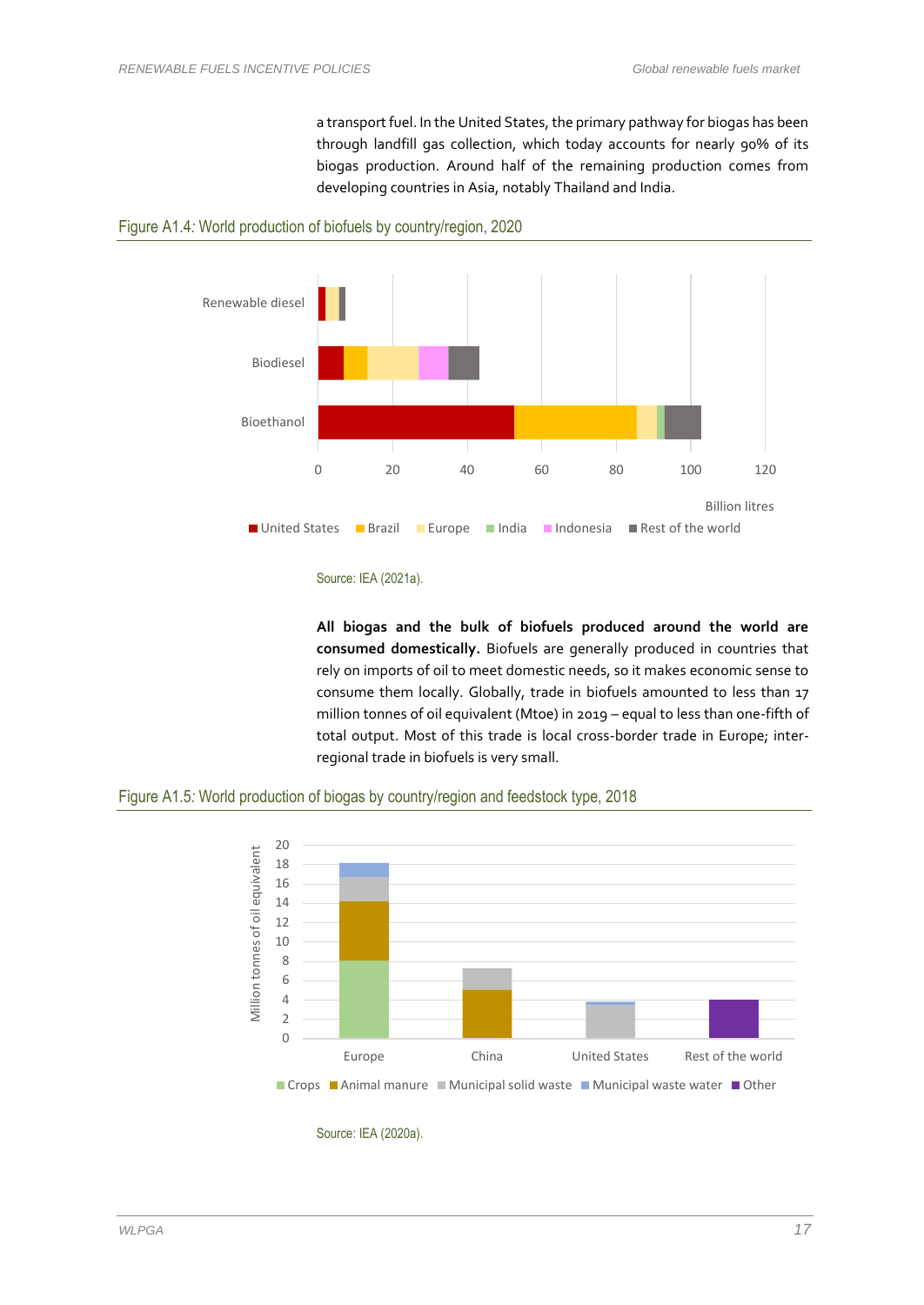a transport fuel. In the United States, the primary pathway for biogas has been through landfill gas collection, which today accounts for nearly 90% of its biogas production. Around half of the remaining production comes from developing countries in Asia, notably Thailand and India.

Figure A1.4: World production of biofuels by country/region, 2020

Source: IEA (2021a).

**All biogas and the bulk of biofuels produced around the world are consumed domestically.** Biofuels are generally produced in countries that rely on imports of oil to meet domestic needs, so it makes economic sense to consume them locally. Globally, trade in biofuels amounted to less than 17 million tonnes of oil equivalent (Mtoe) in 2019 – equal to less than one-fifth of total output. Most of this trade is local cross-border trade in Europe; inter-regional trade in biofuels is very small.

Figure A1.5: World production of biogas by country/region and feedstock type, 2018

Source: IEA (2020a).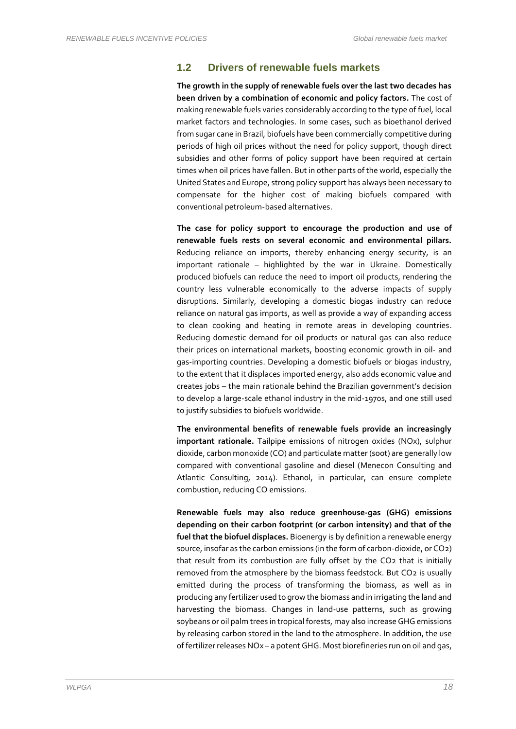## 1.2 Drivers of renewable fuels markets

**The growth in the supply of renewable fuels over the last two decades has been driven by a combination of economic and policy factors.** The cost of making renewable fuels varies considerably according to the type of fuel, local market factors and technologies. In some cases, such as bioethanol derived from sugar cane in Brazil, biofuels have been commercially competitive during periods of high oil prices without the need for policy support, though direct subsidies and other forms of policy support have been required at certain times when oil prices have fallen. But in other parts of the world, especially the United States and Europe, strong policy support has always been necessary to compensate for the higher cost of making biofuels compared with conventional petroleum-based alternatives.

**The case for policy support to encourage the production and use of renewable fuels rests on several economic and environmental pillars.** Reducing reliance on imports, thereby enhancing energy security, is an important rationale – highlighted by the war in Ukraine. Domestically produced biofuels can reduce the need to import oil products, rendering the country less vulnerable economically to the adverse impacts of supply disruptions. Similarly, developing a domestic biogas industry can reduce reliance on natural gas imports, as well as provide a way of expanding access to clean cooking and heating in remote areas in developing countries. Reducing domestic demand for oil products or natural gas can also reduce their prices on international markets, boosting economic growth in oil- and gas-importing countries. Developing a domestic biofuels or biogas industry, to the extent that it displaces imported energy, also adds economic value and creates jobs – the main rationale behind the Brazilian government's decision to develop a large-scale ethanol industry in the mid-1970s, and one still used to justify subsidies to biofuels worldwide.

**The environmental benefits of renewable fuels provide an increasingly important rationale.** Tailpipe emissions of nitrogen oxides ($NO_x$), sulphur dioxide, carbon monoxide (CO) and particulate matter (soot) are generally low compared with conventional gasoline and diesel (Menecon Consulting and Atlantic Consulting, 2014). Ethanol, in particular, can ensure complete combustion, reducing CO emissions.

**Renewable fuels may also reduce greenhouse-gas (GHG) emissions depending on their carbon footprint (or carbon intensity) and that of the fuel that the biofuel displaces.** Bioenergy is by definition a renewable energy source, insofar as the carbon emissions (in the form of carbon-dioxide, or $CO_2$) that result from its combustion are fully offset by the $CO_2$ that is initially removed from the atmosphere by the biomass feedstock. But $CO_2$ is usually emitted during the process of transforming the biomass, as well as in producing any fertilizer used to grow the biomass and in irrigating the land and harvesting the biomass. Changes in land-use patterns, such as growing soybeans or oil palm trees in tropical forests, may also increase GHG emissions by releasing carbon stored in the land to the atmosphere. In addition, the use of fertilizer releases $NO_x$ – a potent GHG. Most biorefineries run on oil and gas,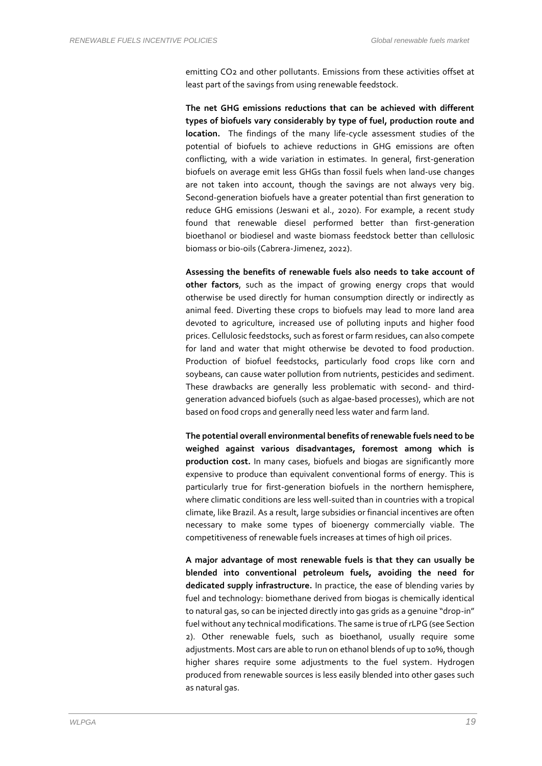emitting $CO_2$ and other pollutants. Emissions from these activities offset at least part of the savings from using renewable feedstock.

**The net GHG emissions reductions that can be achieved with different types of biofuels vary considerably by type of fuel, production route and location.** The findings of the many life-cycle assessment studies of the potential of biofuels to achieve reductions in GHG emissions are often conflicting, with a wide variation in estimates. In general, first-generation biofuels on average emit less GHGs than fossil fuels when land-use changes are not taken into account, though the savings are not always very big. Second-generation biofuels have a greater potential than first generation to reduce GHG emissions (Jeswani et al., 2020). For example, a recent study found that renewable diesel performed better than first-generation bioethanol or biodiesel and waste biomass feedstock better than cellulosic biomass or bio-oils (Cabrera-Jimenez, 2022).

**Assessing the benefits of renewable fuels also needs to take account of other factors**, such as the impact of growing energy crops that would otherwise be used directly for human consumption directly or indirectly as animal feed. Diverting these crops to biofuels may lead to more land area devoted to agriculture, increased use of polluting inputs and higher food prices. Cellulosic feedstocks, such as forest or farm residues, can also compete for land and water that might otherwise be devoted to food production. Production of biofuel feedstocks, particularly food crops like corn and soybeans, can cause water pollution from nutrients, pesticides and sediment. These drawbacks are generally less problematic with second- and third-generation advanced biofuels (such as algae-based processes), which are not based on food crops and generally need less water and farm land.

**The potential overall environmental benefits of renewable fuels need to be weighed against various disadvantages, foremost among which is production cost.** In many cases, biofuels and biogas are significantly more expensive to produce than equivalent conventional forms of energy. This is particularly true for first-generation biofuels in the northern hemisphere, where climatic conditions are less well-suited than in countries with a tropical climate, like Brazil. As a result, large subsidies or financial incentives are often necessary to make some types of bioenergy commercially viable. The competitiveness of renewable fuels increases at times of high oil prices.

**A major advantage of most renewable fuels is that they can usually be blended into conventional petroleum fuels, avoiding the need for dedicated supply infrastructure.** In practice, the ease of blending varies by fuel and technology: biomethane derived from biogas is chemically identical to natural gas, so can be injected directly into gas grids as a genuine "drop-in" fuel without any technical modifications. The same is true of rLPG (see Section 2). Other renewable fuels, such as bioethanol, usually require some adjustments. Most cars are able to run on ethanol blends of up to 10%, though higher shares require some adjustments to the fuel system. Hydrogen produced from renewable sources is less easily blended into other gases such as natural gas.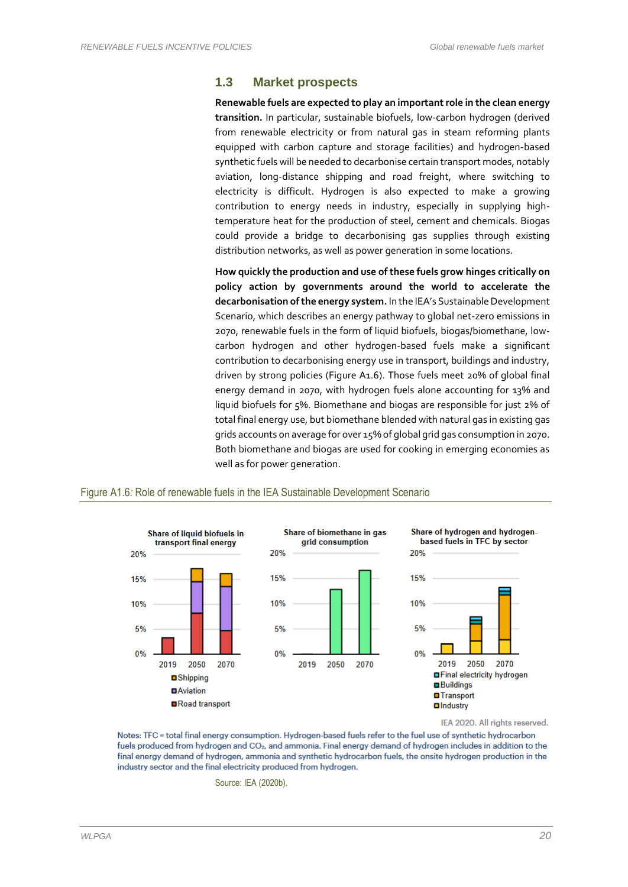## 1.3 Market prospects

**Renewable fuels are expected to play an important role in the clean energy transition.** In particular, sustainable biofuels, low-carbon hydrogen (derived from renewable electricity or from natural gas in steam reforming plants equipped with carbon capture and storage facilities) and hydrogen-based synthetic fuels will be needed to decarbonise certain transport modes, notably aviation, long-distance shipping and road freight, where switching to electricity is difficult. Hydrogen is also expected to make a growing contribution to energy needs in industry, especially in supplying high-temperature heat for the production of steel, cement and chemicals. Biogas could provide a bridge to decarbonising gas supplies through existing distribution networks, as well as power generation in some locations.

**How quickly the production and use of these fuels grow hinges critically on policy action by governments around the world to accelerate the decarbonisation of the energy system.** In the IEA's Sustainable Development Scenario, which describes an energy pathway to global net-zero emissions in 2070, renewable fuels in the form of liquid biofuels, biogas/biomethane, low-carbon hydrogen and other hydrogen-based fuels make a significant contribution to decarbonising energy use in transport, buildings and industry, driven by strong policies (Figure A1.6). Those fuels meet 20% of global final energy demand in 2070, with hydrogen fuels alone accounting for 13% and liquid biofuels for 5%. Biomethane and biogas are responsible for just 2% of total final energy use, but biomethane blended with natural gas in existing gas grids accounts on average for over 15% of global grid gas consumption in 2070. Both biomethane and biogas are used for cooking in emerging economies as well as for power generation.

Figure A1.6: Role of renewable fuels in the IEA Sustainable Development Scenario

Share of liquid biofuels in transport final energy (2019, 2050, 2070): Shipping, Aviation, Road transport

Share of biomethane in gas grid consumption (2019, 2050, 2070)

Share of hydrogen and hydrogen-based fuels in TFC by sector (2019, 2050, 2070): Final electricity hydrogen, Buildings, Transport, Industry

IEA 2020. All rights reserved.

Notes: TFC = total final energy consumption. Hydrogen-based fuels refer to the fuel use of synthetic hydrocarbon fuels produced from hydrogen and $CO_2$, and ammonia. Final energy demand of hydrogen includes in addition to the final energy demand of hydrogen, ammonia and synthetic hydrocarbon fuels, the onsite hydrogen production in the industry sector and the final electricity produced from hydrogen.

Source: IEA (2020b).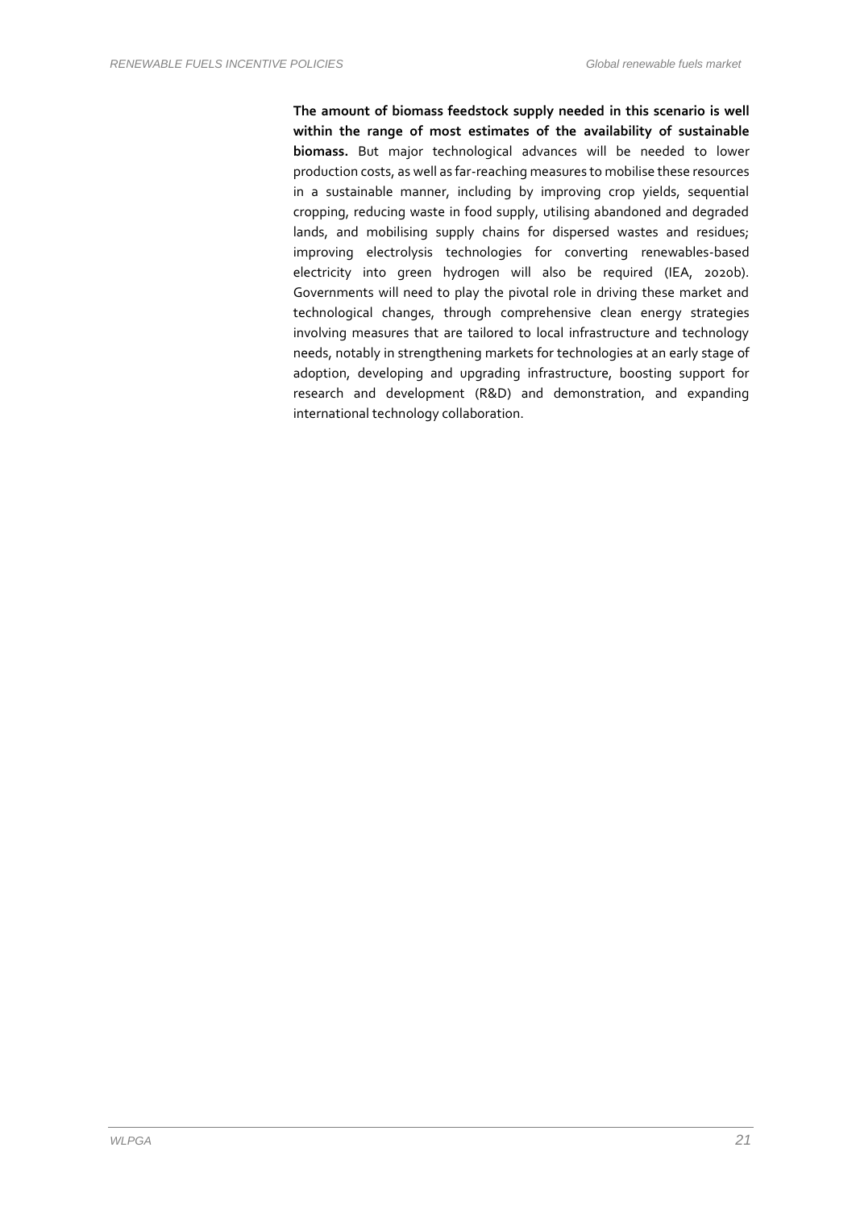**The amount of biomass feedstock supply needed in this scenario is well within the range of most estimates of the availability of sustainable biomass.** But major technological advances will be needed to lower production costs, as well as far-reaching measures to mobilise these resources in a sustainable manner, including by improving crop yields, sequential cropping, reducing waste in food supply, utilising abandoned and degraded lands, and mobilising supply chains for dispersed wastes and residues; improving electrolysis technologies for converting renewables-based electricity into green hydrogen will also be required (IEA, 2020b). Governments will need to play the pivotal role in driving these market and technological changes, through comprehensive clean energy strategies involving measures that are tailored to local infrastructure and technology needs, notably in strengthening markets for technologies at an early stage of adoption, developing and upgrading infrastructure, boosting support for research and development (R&D) and demonstration, and expanding international technology collaboration.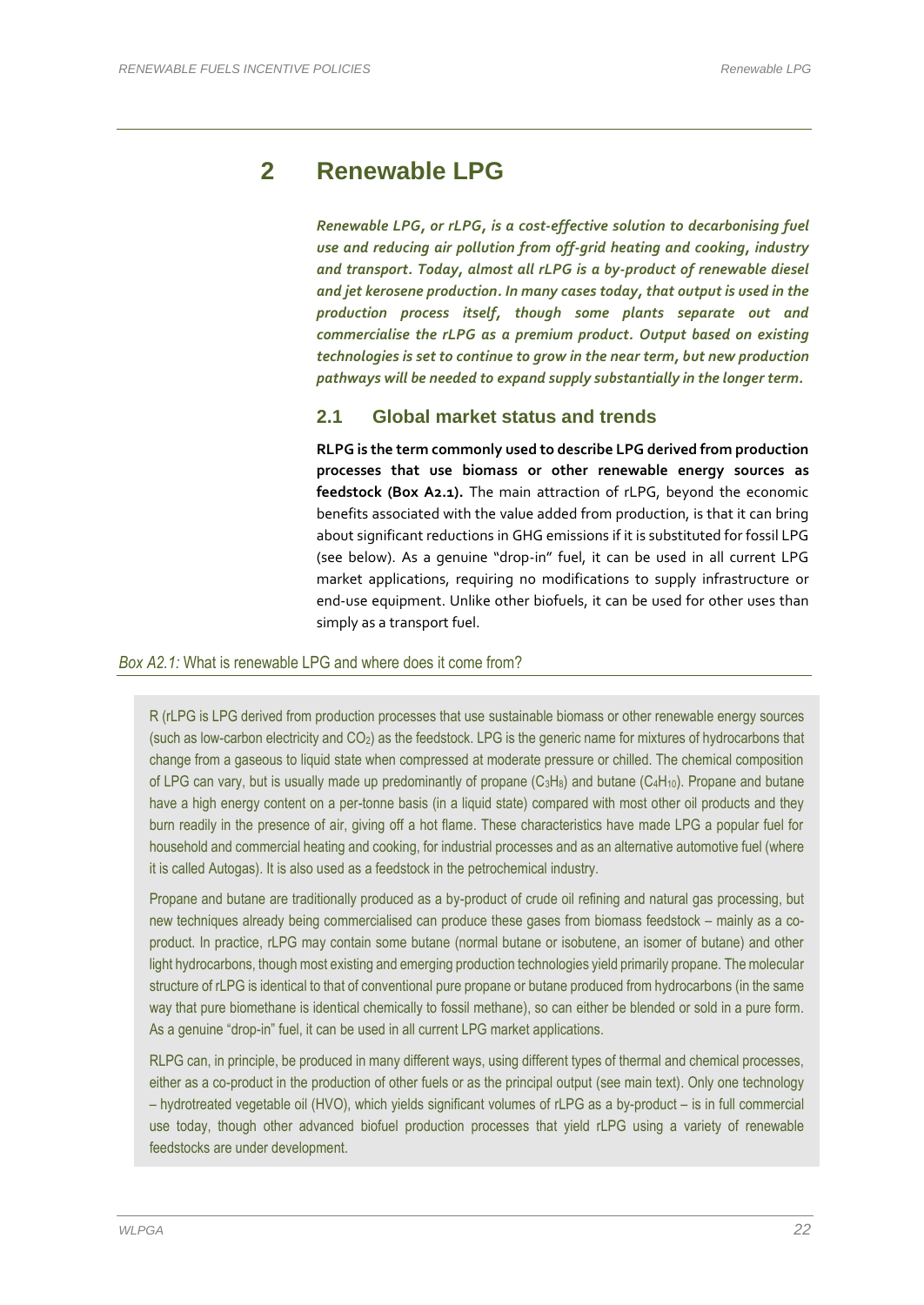# 2 Renewable LPG

***Renewable LPG, or rLPG, is a cost-effective solution to decarbonising fuel use and reducing air pollution from off-grid heating and cooking, industry and transport. Today, almost all rLPG is a by-product of renewable diesel and jet kerosene production. In many cases today, that output is used in the production process itself, though some plants separate out and commercialise the rLPG as a premium product. Output based on existing technologies is set to continue to grow in the near term, but new production pathways will be needed to expand supply substantially in the longer term.***

## 2.1 Global market status and trends

**RLPG is the term commonly used to describe LPG derived from production processes that use biomass or other renewable energy sources as feedstock (Box A2.1).** The main attraction of rLPG, beyond the economic benefits associated with the value added from production, is that it can bring about significant reductions in GHG emissions if it is substituted for fossil LPG (see below). As a genuine "drop-in" fuel, it can be used in all current LPG market applications, requiring no modifications to supply infrastructure or end-use equipment. Unlike other biofuels, it can be used for other uses than simply as a transport fuel.

*Box A2.1:* What is renewable LPG and where does it come from?

R (rLPG is LPG derived from production processes that use sustainable biomass or other renewable energy sources (such as low-carbon electricity and $CO_2$) as the feedstock. LPG is the generic name for mixtures of hydrocarbons that change from a gaseous to liquid state when compressed at moderate pressure or chilled. The chemical composition of LPG can vary, but is usually made up predominantly of propane ($C_3H_8$) and butane ($C_4H_{10}$). Propane and butane have a high energy content on a per-tonne basis (in a liquid state) compared with most other oil products and they burn readily in the presence of air, giving off a hot flame. These characteristics have made LPG a popular fuel for household and commercial heating and cooking, for industrial processes and as an alternative automotive fuel (where it is called Autogas). It is also used as a feedstock in the petrochemical industry.

Propane and butane are traditionally produced as a by-product of crude oil refining and natural gas processing, but new techniques already being commercialised can produce these gases from biomass feedstock – mainly as a co-product. In practice, rLPG may contain some butane (normal butane or isobutene, an isomer of butane) and other light hydrocarbons, though most existing and emerging production technologies yield primarily propane. The molecular structure of rLPG is identical to that of conventional pure propane or butane produced from hydrocarbons (in the same way that pure biomethane is identical chemically to fossil methane), so can either be blended or sold in a pure form. As a genuine "drop-in" fuel, it can be used in all current LPG market applications.

RLPG can, in principle, be produced in many different ways, using different types of thermal and chemical processes, either as a co-product in the production of other fuels or as the principal output (see main text). Only one technology – hydrotreated vegetable oil (HVO), which yields significant volumes of rLPG as a by-product – is in full commercial use today, though other advanced biofuel production processes that yield rLPG using a variety of renewable feedstocks are under development.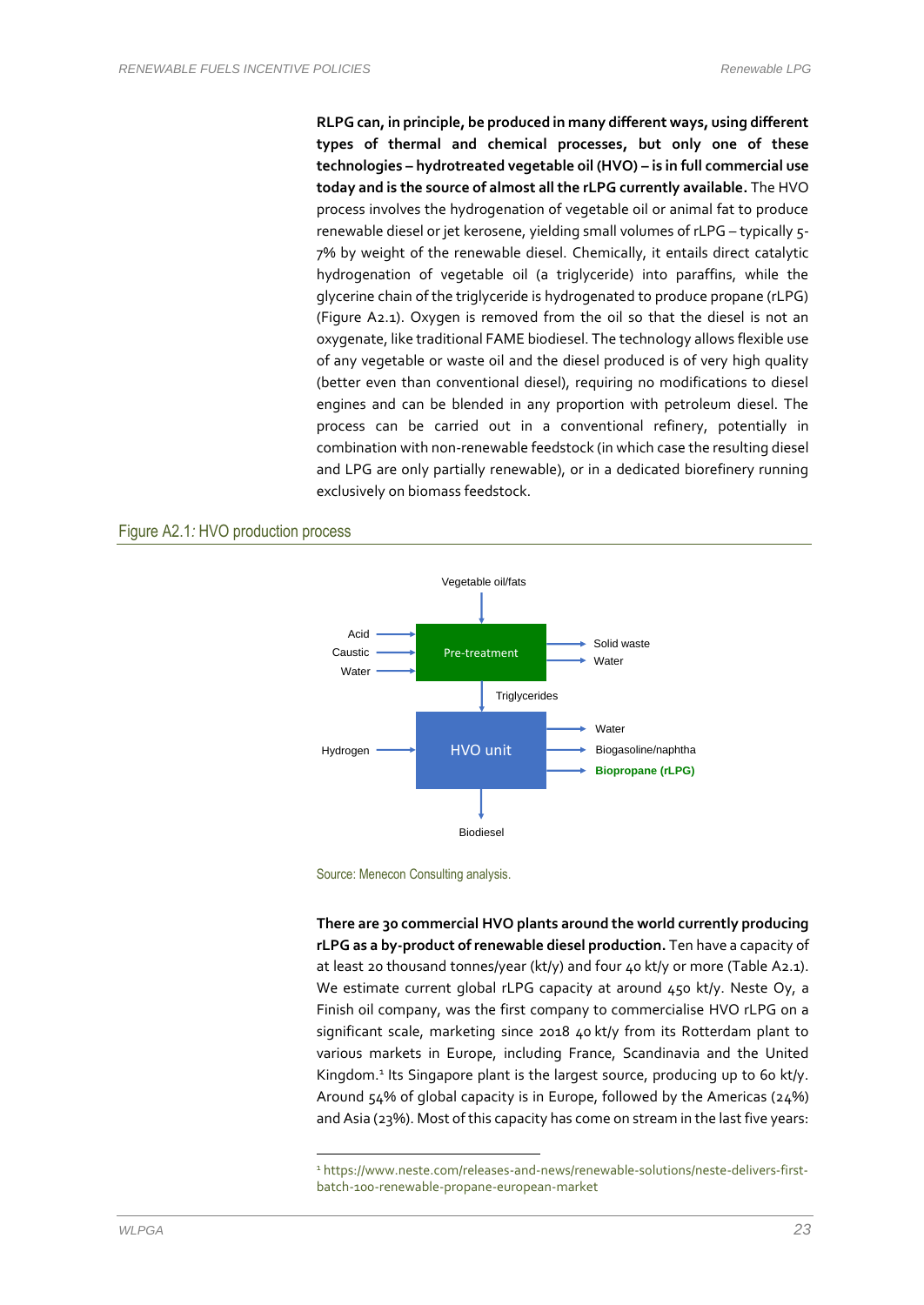**RLPG can, in principle, be produced in many different ways, using different types of thermal and chemical processes, but only one of these technologies – hydrotreated vegetable oil (HVO) – is in full commercial use today and is the source of almost all the rLPG currently available.** The HVO process involves the hydrogenation of vegetable oil or animal fat to produce renewable diesel or jet kerosene, yielding small volumes of rLPG – typically 5-7% by weight of the renewable diesel. Chemically, it entails direct catalytic hydrogenation of vegetable oil (a triglyceride) into paraffins, while the glycerine chain of the triglyceride is hydrogenated to produce propane (rLPG) (Figure A2.1). Oxygen is removed from the oil so that the diesel is not an oxygenate, like traditional FAME biodiesel. The technology allows flexible use of any vegetable or waste oil and the diesel produced is of very high quality (better even than conventional diesel), requiring no modifications to diesel engines and can be blended in any proportion with petroleum diesel. The process can be carried out in a conventional refinery, potentially in combination with non-renewable feedstock (in which case the resulting diesel and LPG are only partially renewable), or in a dedicated biorefinery running exclusively on biomass feedstock.

Figure A2.1: HVO production process

Source: Menecon Consulting analysis.

**There are 30 commercial HVO plants around the world currently producing rLPG as a by-product of renewable diesel production.** Ten have a capacity of at least 20 thousand tonnes/year (kt/y) and four 40 kt/y or more (Table A2.1). We estimate current global rLPG capacity at around 450 kt/y. Neste Oy, a Finish oil company, was the first company to commercialise HVO rLPG on a significant scale, marketing since 2018 40 kt/y from its Rotterdam plant to various markets in Europe, including France, Scandinavia and the United Kingdom.[1] Its Singapore plant is the largest source, producing up to 60 kt/y. Around 54% of global capacity is in Europe, followed by the Americas (24%) and Asia (23%). Most of this capacity has come on stream in the last five years:

[1] https://www.neste.com/releases-and-news/renewable-solutions/neste-delivers-first-batch-100-renewable-propane-european-market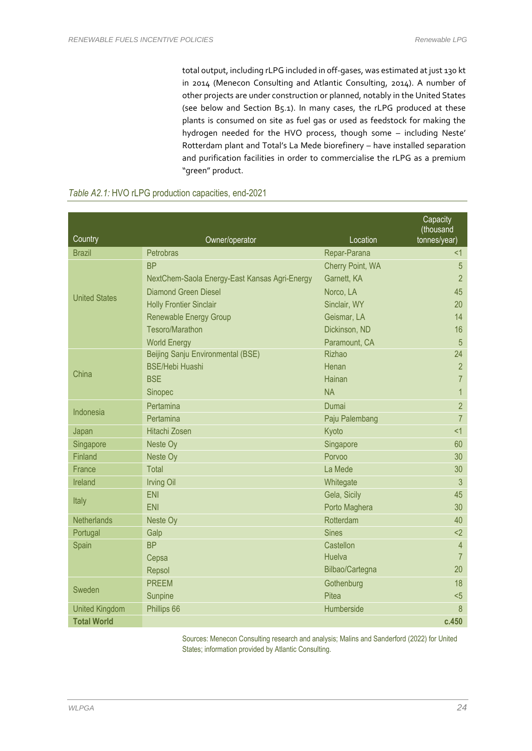total output, including rLPG included in off-gases, was estimated at just 130 kt in 2014 (Menecon Consulting and Atlantic Consulting, 2014). A number of other projects are under construction or planned, notably in the United States (see below and Section B5.1). In many cases, the rLPG produced at these plants is consumed on site as fuel gas or used as feedstock for making the hydrogen needed for the HVO process, though some – including Neste' Rotterdam plant and Total's La Mede biorefinery – have installed separation and purification facilities in order to commercialise the rLPG as a premium "green" product.

*Table A2.1:* HVO rLPG production capacities, end-2021

| Country | Owner/operator | Location | Capacity (thousand tonnes/year) |
|---|---|---|---|
| Brazil | Petrobras | Repar-Parana | <1 |
| United States | BP | Cherry Point, WA | 5 |
| | NextChem-Saola Energy-East Kansas Agri-Energy | Garnett, KA | 2 |
| | Diamond Green Diesel | Norco, LA | 45 |
| | Holly Frontier Sinclair | Sinclair, WY | 20 |
| | Renewable Energy Group | Geismar, LA | 14 |
| | Tesoro/Marathon | Dickinson, ND | 16 |
| | World Energy | Paramount, CA | 5 |
| China | Beijing Sanju Environmental (BSE) | Rizhao | 24 |
| | BSE/Hebi Huashi | Henan | 2 |
| | BSE | Hainan | 7 |
| | Sinopec | NA | 1 |
| Indonesia | Pertamina | Dumai | 2 |
| | Pertamina | Paju Palembang | 7 |
| Japan | Hitachi Zosen | Kyoto | <1 |
| Singapore | Neste Oy | Singapore | 60 |
| Finland | Neste Oy | Porvoo | 30 |
| France | Total | La Mede | 30 |
| Ireland | Irving Oil | Whitegate | 3 |
| Italy | ENI | Gela, Sicily | 45 |
| | ENI | Porto Maghera | 30 |
| Netherlands | Neste Oy | Rotterdam | 40 |
| Portugal | Galp | Sines | <2 |
| Spain | BP | Castellon | 4 |
| | Cepsa | Huelva | 7 |
| | Repsol | Bilbao/Cartegna | 20 |
| Sweden | PREEM | Gothenburg | 18 |
| | Sunpine | Pitea | <5 |
| United Kingdom | Phillips 66 | Humberside | 8 |
| **Total World** | | | **c.450** |

Sources: Menecon Consulting research and analysis; Malins and Sanderford (2022) for United States; information provided by Atlantic Consulting.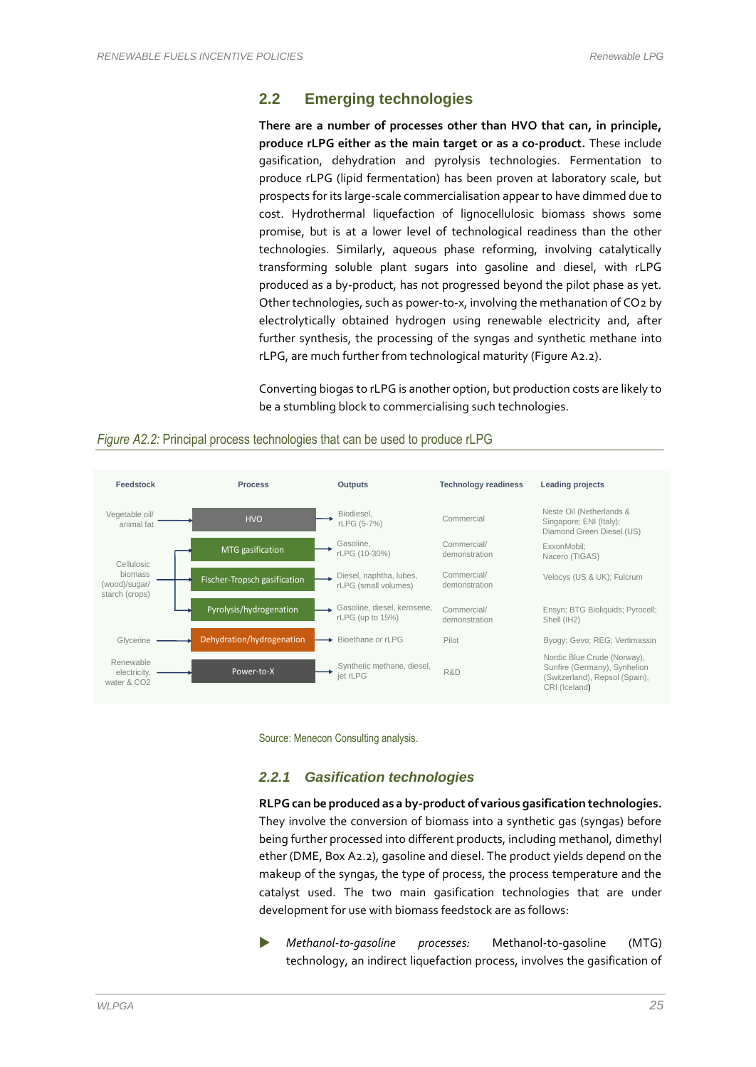## 2.2 Emerging technologies

**There are a number of processes other than HVO that can, in principle, produce rLPG either as the main target or as a co-product.** These include gasification, dehydration and pyrolysis technologies. Fermentation to produce rLPG (lipid fermentation) has been proven at laboratory scale, but prospects for its large-scale commercialisation appear to have dimmed due to cost. Hydrothermal liquefaction of lignocellulosic biomass shows some promise, but is at a lower level of technological readiness than the other technologies. Similarly, aqueous phase reforming, involving catalytically transforming soluble plant sugars into gasoline and diesel, with rLPG produced as a by-product, has not progressed beyond the pilot phase as yet. Other technologies, such as power-to-x, involving the methanation of $CO_2$ by electrolytically obtained hydrogen using renewable electricity and, after further synthesis, the processing of the syngas and synthetic methane into rLPG, are much further from technological maturity (Figure A2.2).

Converting biogas to rLPG is another option, but production costs are likely to be a stumbling block to commercialising such technologies.

*Figure A2.2:* Principal process technologies that can be used to produce rLPG

| Feedstock | Process | Outputs | Technology readiness | Leading projects |
|---|---|---|---|---|
| Vegetable oil/ animal fat | HVO | Biodiesel, rLPG (5-7%) | Commercial | Neste Oil (Netherlands & Singapore; ENI (Italy); Diamond Green Diesel (US) |
| Cellulosic biomass (wood)/sugar/ starch (crops) | MTG gasification | Gasoline, rLPG (10-30%) | Commercial/ demonstration | ExxonMobil; Nacero (TIGAS) |
| | Fischer-Tropsch gasification | Diesel, naphtha, lubes, rLPG (small volumes) | Commercial/ demonstration | Velocys (US & UK); Fulcrum |
| | Pyrolysis/hydrogenation | Gasoline, diesel, kerosene, rLPG (up to 15%) | Commercial/ demonstration | Ensyn; BTG Bioliquids; Pyrocell; Shell (IH2) |
| Glycerine | Dehydration/hydrogenation | Bioethane or rLPG | Pilot | Byogy; Gevo; REG; Vertimassin |
| Renewable electricity, water & CO2 | Power-to-X | Synthetic methane, diesel, jet rLPG | R&D | Nordic Blue Crude (Norway), Sunfire (Germany), Synhelion (Switzerland), Repsol (Spain), CRI (Iceland) |

Source: Menecon Consulting analysis.

### *2.2.1 Gasification technologies*

**RLPG can be produced as a by-product of various gasification technologies.** They involve the conversion of biomass into a synthetic gas (syngas) before being further processed into different products, including methanol, dimethyl ether (DME, Box A2.2), gasoline and diesel. The product yields depend on the makeup of the syngas, the type of process, the process temperature and the catalyst used. The two main gasification technologies that are under development for use with biomass feedstock are as follows:

- *Methanol-to-gasoline processes:* Methanol-to-gasoline (MTG) technology, an indirect liquefaction process, involves the gasification of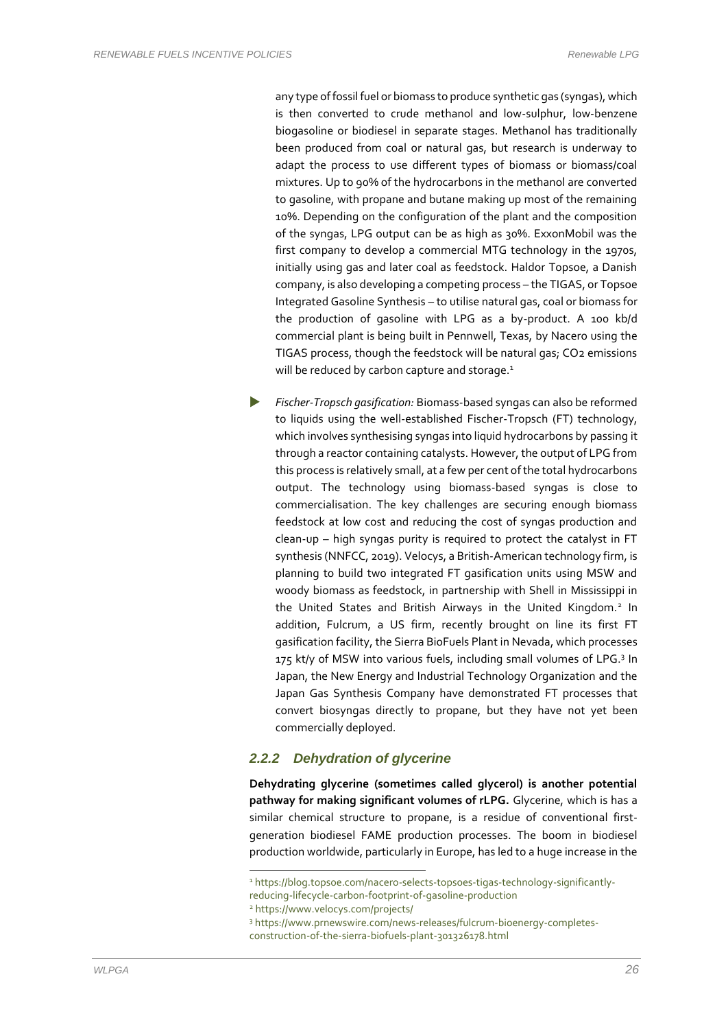any type of fossil fuel or biomass to produce synthetic gas (syngas), which is then converted to crude methanol and low-sulphur, low-benzene biogasoline or biodiesel in separate stages. Methanol has traditionally been produced from coal or natural gas, but research is underway to adapt the process to use different types of biomass or biomass/coal mixtures. Up to 90% of the hydrocarbons in the methanol are converted to gasoline, with propane and butane making up most of the remaining 10%. Depending on the configuration of the plant and the composition of the syngas, LPG output can be as high as 30%. ExxonMobil was the first company to develop a commercial MTG technology in the 1970s, initially using gas and later coal as feedstock. Haldor Topsoe, a Danish company, is also developing a competing process – the TIGAS, or Topsoe Integrated Gasoline Synthesis – to utilise natural gas, coal or biomass for the production of gasoline with LPG as a by-product. A 100 kb/d commercial plant is being built in Pennwell, Texas, by Nacero using the TIGAS process, though the feedstock will be natural gas; $CO_2$ emissions will be reduced by carbon capture and storage.[1]

- *Fischer-Tropsch gasification:* Biomass-based syngas can also be reformed to liquids using the well-established Fischer-Tropsch (FT) technology, which involves synthesising syngas into liquid hydrocarbons by passing it through a reactor containing catalysts. However, the output of LPG from this process is relatively small, at a few per cent of the total hydrocarbons output. The technology using biomass-based syngas is close to commercialisation. The key challenges are securing enough biomass feedstock at low cost and reducing the cost of syngas production and clean-up – high syngas purity is required to protect the catalyst in FT synthesis (NNFCC, 2019). Velocys, a British-American technology firm, is planning to build two integrated FT gasification units using MSW and woody biomass as feedstock, in partnership with Shell in Mississippi in the United States and British Airways in the United Kingdom.[2] In addition, Fulcrum, a US firm, recently brought on line its first FT gasification facility, the Sierra BioFuels Plant in Nevada, which processes 175 kt/y of MSW into various fuels, including small volumes of LPG.[3] In Japan, the New Energy and Industrial Technology Organization and the Japan Gas Synthesis Company have demonstrated FT processes that convert biosyngas directly to propane, but they have not yet been commercially deployed.

### 2.2.2 Dehydration of glycerine

**Dehydrating glycerine (sometimes called glycerol) is another potential pathway for making significant volumes of rLPG.** Glycerine, which is has a similar chemical structure to propane, is a residue of conventional first-generation biodiesel FAME production processes. The boom in biodiesel production worldwide, particularly in Europe, has led to a huge increase in the

---

[1] https://blog.topsoe.com/nacero-selects-topsoes-tigas-technology-significantly-reducing-lifecycle-carbon-footprint-of-gasoline-production

[2] https://www.velocys.com/projects/

[3] https://www.prnewswire.com/news-releases/fulcrum-bioenergy-completes-construction-of-the-sierra-biofuels-plant-301326178.html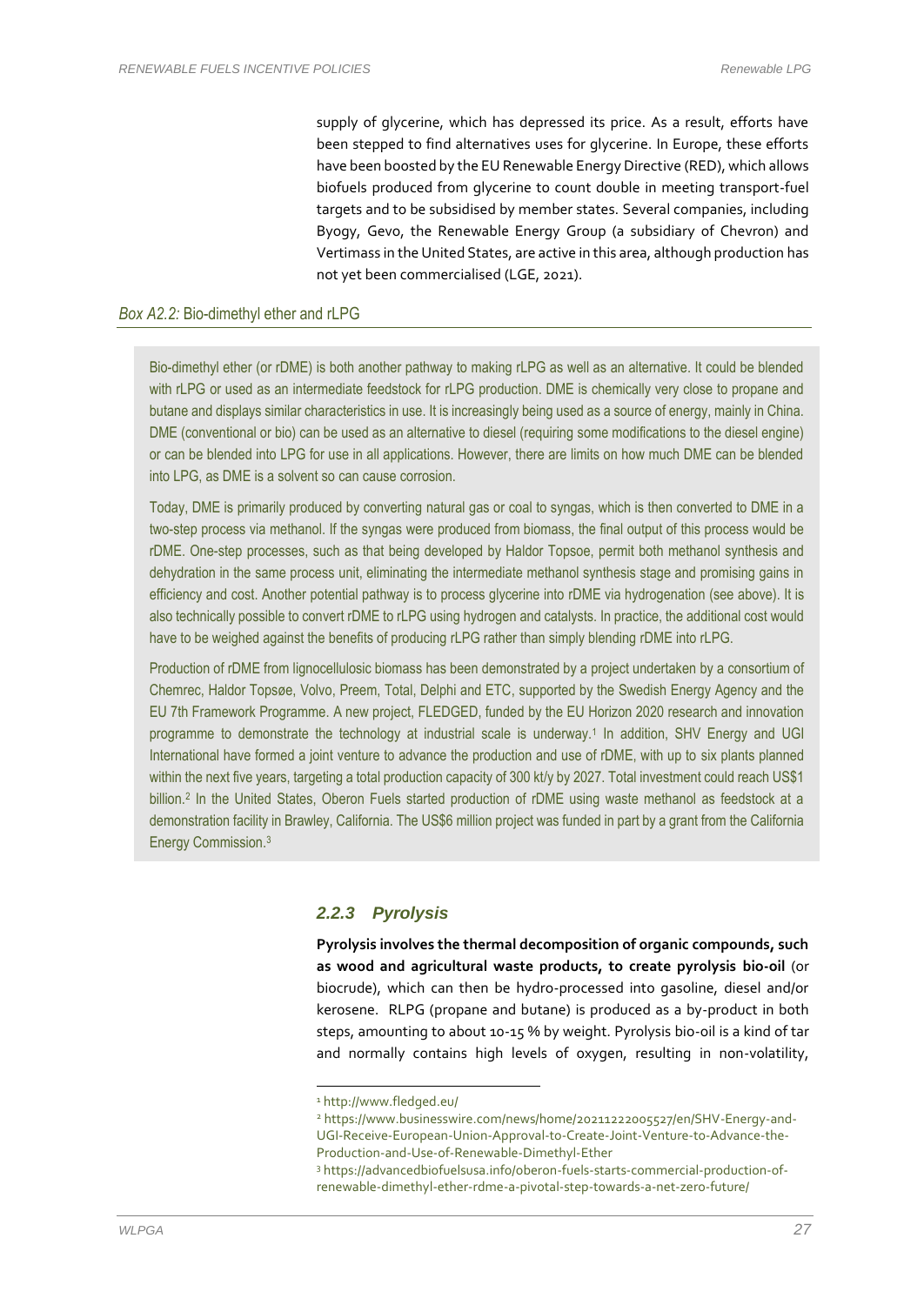supply of glycerine, which has depressed its price. As a result, efforts have been stepped to find alternatives uses for glycerine. In Europe, these efforts have been boosted by the EU Renewable Energy Directive (RED), which allows biofuels produced from glycerine to count double in meeting transport-fuel targets and to be subsidised by member states. Several companies, including Byogy, Gevo, the Renewable Energy Group (a subsidiary of Chevron) and Vertimass in the United States, are active in this area, although production has not yet been commercialised (LGE, 2021).

*Box A2.2:* Bio-dimethyl ether and rLPG

Bio-dimethyl ether (or rDME) is both another pathway to making rLPG as well as an alternative. It could be blended with rLPG or used as an intermediate feedstock for rLPG production. DME is chemically very close to propane and butane and displays similar characteristics in use. It is increasingly being used as a source of energy, mainly in China. DME (conventional or bio) can be used as an alternative to diesel (requiring some modifications to the diesel engine) or can be blended into LPG for use in all applications. However, there are limits on how much DME can be blended into LPG, as DME is a solvent so can cause corrosion.

Today, DME is primarily produced by converting natural gas or coal to syngas, which is then converted to DME in a two-step process via methanol. If the syngas were produced from biomass, the final output of this process would be rDME. One-step processes, such as that being developed by Haldor Topsoe, permit both methanol synthesis and dehydration in the same process unit, eliminating the intermediate methanol synthesis stage and promising gains in efficiency and cost. Another potential pathway is to process glycerine into rDME via hydrogenation (see above). It is also technically possible to convert rDME to rLPG using hydrogen and catalysts. In practice, the additional cost would have to be weighed against the benefits of producing rLPG rather than simply blending rDME into rLPG.

Production of rDME from lignocellulosic biomass has been demonstrated by a project undertaken by a consortium of Chemrec, Haldor Topsøe, Volvo, Preem, Total, Delphi and ETC, supported by the Swedish Energy Agency and the EU 7th Framework Programme. A new project, FLEDGED, funded by the EU Horizon 2020 research and innovation programme to demonstrate the technology at industrial scale is underway.[1] In addition, SHV Energy and UGI International have formed a joint venture to advance the production and use of rDME, with up to six plants planned within the next five years, targeting a total production capacity of 300 kt/y by 2027. Total investment could reach US$1 billion.[2] In the United States, Oberon Fuels started production of rDME using waste methanol as feedstock at a demonstration facility in Brawley, California. The US$6 million project was funded in part by a grant from the California Energy Commission.[3]

### 2.2.3 Pyrolysis

**Pyrolysis involves the thermal decomposition of organic compounds, such as wood and agricultural waste products, to create pyrolysis bio-oil** (or biocrude), which can then be hydro-processed into gasoline, diesel and/or kerosene. RLPG (propane and butane) is produced as a by-product in both steps, amounting to about 10-15 % by weight. Pyrolysis bio-oil is a kind of tar and normally contains high levels of oxygen, resulting in non-volatility,

[1] http://www.fledged.eu/

[2] https://www.businesswire.com/news/home/20211222005527/en/SHV-Energy-and-UGI-Receive-European-Union-Approval-to-Create-Joint-Venture-to-Advance-the-Production-and-Use-of-Renewable-Dimethyl-Ether

[3] https://advancedbiofuelsusa.info/oberon-fuels-starts-commercial-production-of-renewable-dimethyl-ether-rdme-a-pivotal-step-towards-a-net-zero-future/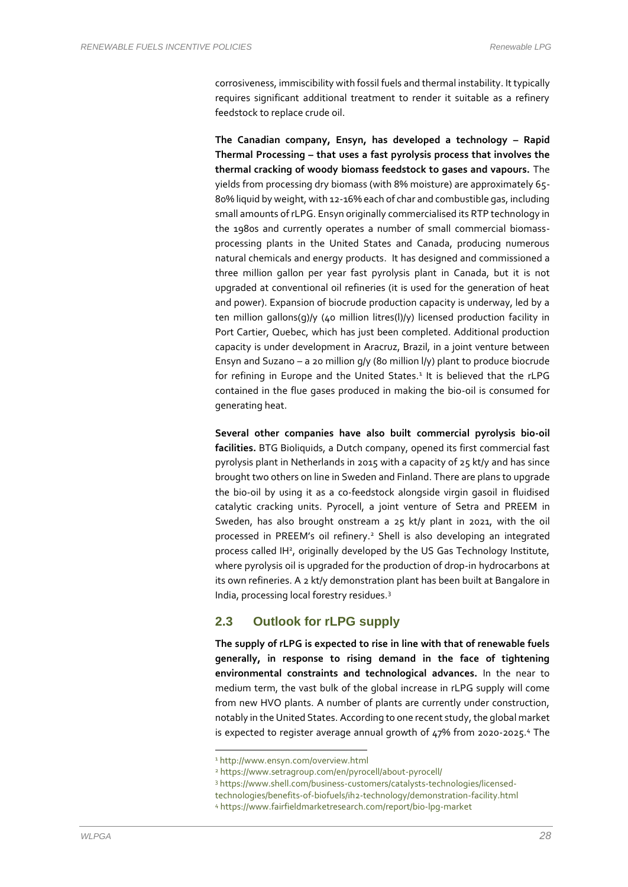corrosiveness, immiscibility with fossil fuels and thermal instability. It typically requires significant additional treatment to render it suitable as a refinery feedstock to replace crude oil.

**The Canadian company, Ensyn, has developed a technology – Rapid Thermal Processing – that uses a fast pyrolysis process that involves the thermal cracking of woody biomass feedstock to gases and vapours.** The yields from processing dry biomass (with 8% moisture) are approximately 65-80% liquid by weight, with 12-16% each of char and combustible gas, including small amounts of rLPG. Ensyn originally commercialised its RTP technology in the 1980s and currently operates a number of small commercial biomass-processing plants in the United States and Canada, producing numerous natural chemicals and energy products. It has designed and commissioned a three million gallon per year fast pyrolysis plant in Canada, but it is not upgraded at conventional oil refineries (it is used for the generation of heat and power). Expansion of biocrude production capacity is underway, led by a ten million gallons(g)/y (40 million litres(l)/y) licensed production facility in Port Cartier, Quebec, which has just been completed. Additional production capacity is under development in Aracruz, Brazil, in a joint venture between Ensyn and Suzano – a 20 million g/y (80 million l/y) plant to produce biocrude for refining in Europe and the United States.[1] It is believed that the rLPG contained in the flue gases produced in making the bio-oil is consumed for generating heat.

**Several other companies have also built commercial pyrolysis bio-oil facilities.** BTG Bioliquids, a Dutch company, opened its first commercial fast pyrolysis plant in Netherlands in 2015 with a capacity of 25 kt/y and has since brought two others on line in Sweden and Finland. There are plans to upgrade the bio-oil by using it as a co-feedstock alongside virgin gasoil in fluidised catalytic cracking units. Pyrocell, a joint venture of Setra and PREEM in Sweden, has also brought onstream a 25 kt/y plant in 2021, with the oil processed in PREEM's oil refinery.[2] Shell is also developing an integrated process called IH², originally developed by the US Gas Technology Institute, where pyrolysis oil is upgraded for the production of drop-in hydrocarbons at its own refineries. A 2 kt/y demonstration plant has been built at Bangalore in India, processing local forestry residues.[3]

## 2.3 Outlook for rLPG supply

**The supply of rLPG is expected to rise in line with that of renewable fuels generally, in response to rising demand in the face of tightening environmental constraints and technological advances.** In the near to medium term, the vast bulk of the global increase in rLPG supply will come from new HVO plants. A number of plants are currently under construction, notably in the United States. According to one recent study, the global market is expected to register average annual growth of 47% from 2020-2025.[4] The

---

[1] http://www.ensyn.com/overview.html

[2] https://www.setragroup.com/en/pyrocell/about-pyrocell/

[3] https://www.shell.com/business-customers/catalysts-technologies/licensed-technologies/benefits-of-biofuels/ih2-technology/demonstration-facility.html

[4] https://www.fairfieldmarketresearch.com/report/bio-lpg-market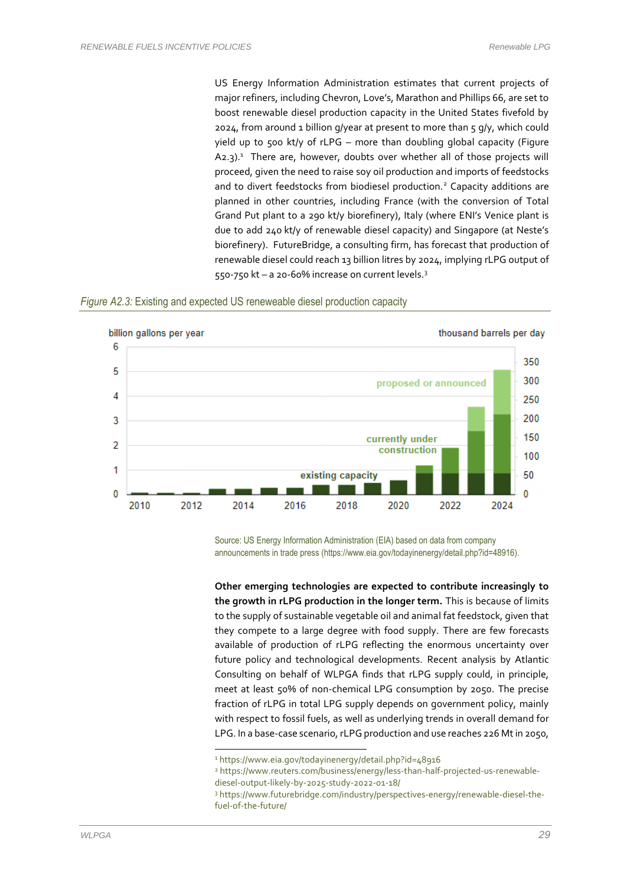US Energy Information Administration estimates that current projects of major refiners, including Chevron, Love's, Marathon and Phillips 66, are set to boost renewable diesel production capacity in the United States fivefold by 2024, from around 1 billion g/year at present to more than 5 g/y, which could yield up to 500 kt/y of rLPG – more than doubling global capacity (Figure A2.3).[1] There are, however, doubts over whether all of those projects will proceed, given the need to raise soy oil production and imports of feedstocks and to divert feedstocks from biodiesel production.[2] Capacity additions are planned in other countries, including France (with the conversion of Total Grand Put plant to a 290 kt/y biorefinery), Italy (where ENI's Venice plant is due to add 240 kt/y of renewable diesel capacity) and Singapore (at Neste's biorefinery). FutureBridge, a consulting firm, has forecast that production of renewable diesel could reach 13 billion litres by 2024, implying rLPG output of 550-750 kt – a 20-60% increase on current levels.[3]

*Figure A2.3:* Existing and expected US reneweable diesel production capacity

Source: US Energy Information Administration (EIA) based on data from company announcements in trade press (https://www.eia.gov/todayinenergy/detail.php?id=48916).

**Other emerging technologies are expected to contribute increasingly to the growth in rLPG production in the longer term.** This is because of limits to the supply of sustainable vegetable oil and animal fat feedstock, given that they compete to a large degree with food supply. There are few forecasts available of production of rLPG reflecting the enormous uncertainty over future policy and technological developments. Recent analysis by Atlantic Consulting on behalf of WLPGA finds that rLPG supply could, in principle, meet at least 50% of non-chemical LPG consumption by 2050. The precise fraction of rLPG in total LPG supply depends on government policy, mainly with respect to fossil fuels, as well as underlying trends in overall demand for LPG. In a base-case scenario, rLPG production and use reaches 226 Mt in 2050,

[1] https://www.eia.gov/todayinenergy/detail.php?id=48916

[2] https://www.reuters.com/business/energy/less-than-half-projected-us-renewable-diesel-output-likely-by-2025-study-2022-01-18/

[3] https://www.futurebridge.com/industry/perspectives-energy/renewable-diesel-the-fuel-of-the-future/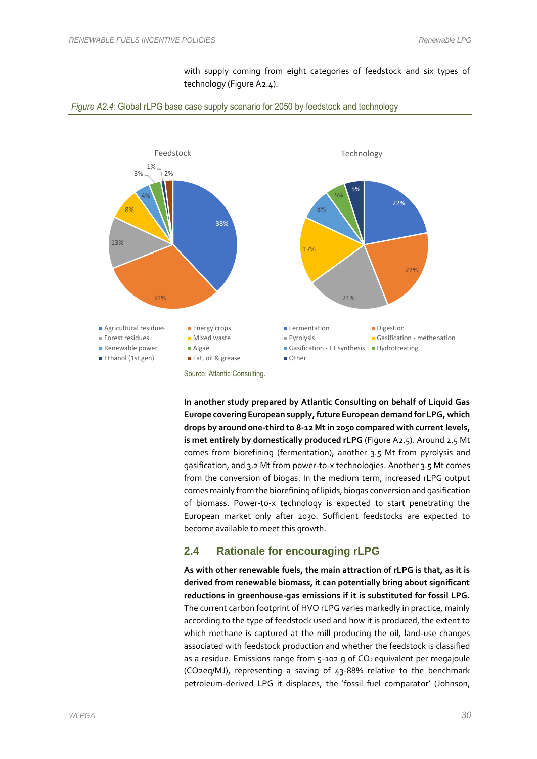with supply coming from eight categories of feedstock and six types of technology (Figure A2.4).

*Figure A2.4:* Global rLPG base case supply scenario for 2050 by feedstock and technology

Source: Atlantic Consulting.

**In another study prepared by Atlantic Consulting on behalf of Liquid Gas Europe covering European supply, future European demand for LPG, which drops by around one-third to 8-12 Mt in 2050 compared with current levels, is met entirely by domestically produced rLPG** (Figure A2.5). Around 2.5 Mt comes from biorefining (fermentation), another 3.5 Mt from pyrolysis and gasification, and 3.2 Mt from power-to-x technologies. Another 3.5 Mt comes from the conversion of biogas. In the medium term, increased rLPG output comes mainly from the biorefining of lipids, biogas conversion and gasification of biomass. Power-to-x technology is expected to start penetrating the European market only after 2030. Sufficient feedstocks are expected to become available to meet this growth.

## 2.4 Rationale for encouraging rLPG

**As with other renewable fuels, the main attraction of rLPG is that, as it is derived from renewable biomass, it can potentially bring about significant reductions in greenhouse-gas emissions if it is substituted for fossil LPG.** The current carbon footprint of HVO rLPG varies markedly in practice, mainly according to the type of feedstock used and how it is produced, the extent to which methane is captured at the mill producing the oil, land-use changes associated with feedstock production and whether the feedstock is classified as a residue. Emissions range from 5-102 g of $CO_2$ equivalent per megajoule ($CO_2$eq/MJ), representing a saving of 43-88% relative to the benchmark petroleum-derived LPG it displaces, the 'fossil fuel comparator' (Johnson,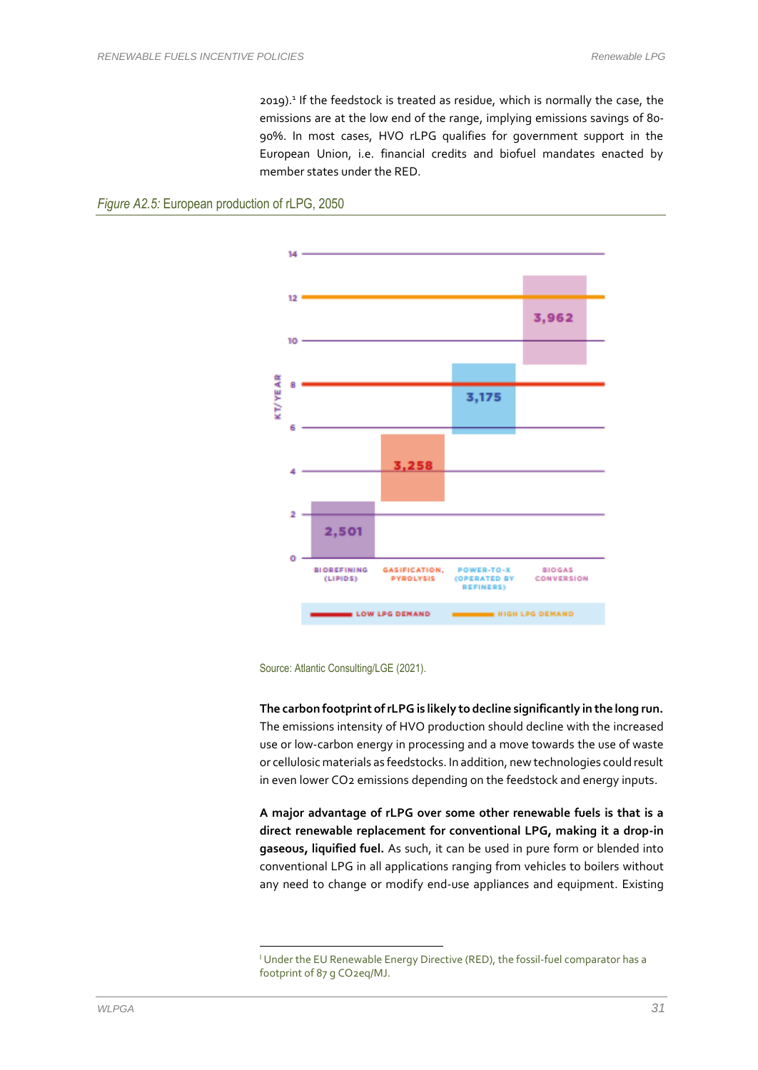2019).[1] If the feedstock is treated as residue, which is normally the case, the emissions are at the low end of the range, implying emissions savings of 80-90%. In most cases, HVO rLPG qualifies for government support in the European Union, i.e. financial credits and biofuel mandates enacted by member states under the RED.

*Figure A2.5:* European production of rLPG, 2050

Source: Atlantic Consulting/LGE (2021).

**The carbon footprint of rLPG is likely to decline significantly in the long run.** The emissions intensity of HVO production should decline with the increased use or low-carbon energy in processing and a move towards the use of waste or cellulosic materials as feedstocks. In addition, new technologies could result in even lower $CO_2$ emissions depending on the feedstock and energy inputs.

**A major advantage of rLPG over some other renewable fuels is that is a direct renewable replacement for conventional LPG, making it a drop-in gaseous, liquified fuel.** As such, it can be used in pure form or blended into conventional LPG in all applications ranging from vehicles to boilers without any need to change or modify end-use appliances and equipment. Existing

[1] Under the EU Renewable Energy Directive (RED), the fossil-fuel comparator has a footprint of 87 g CO2eq/MJ.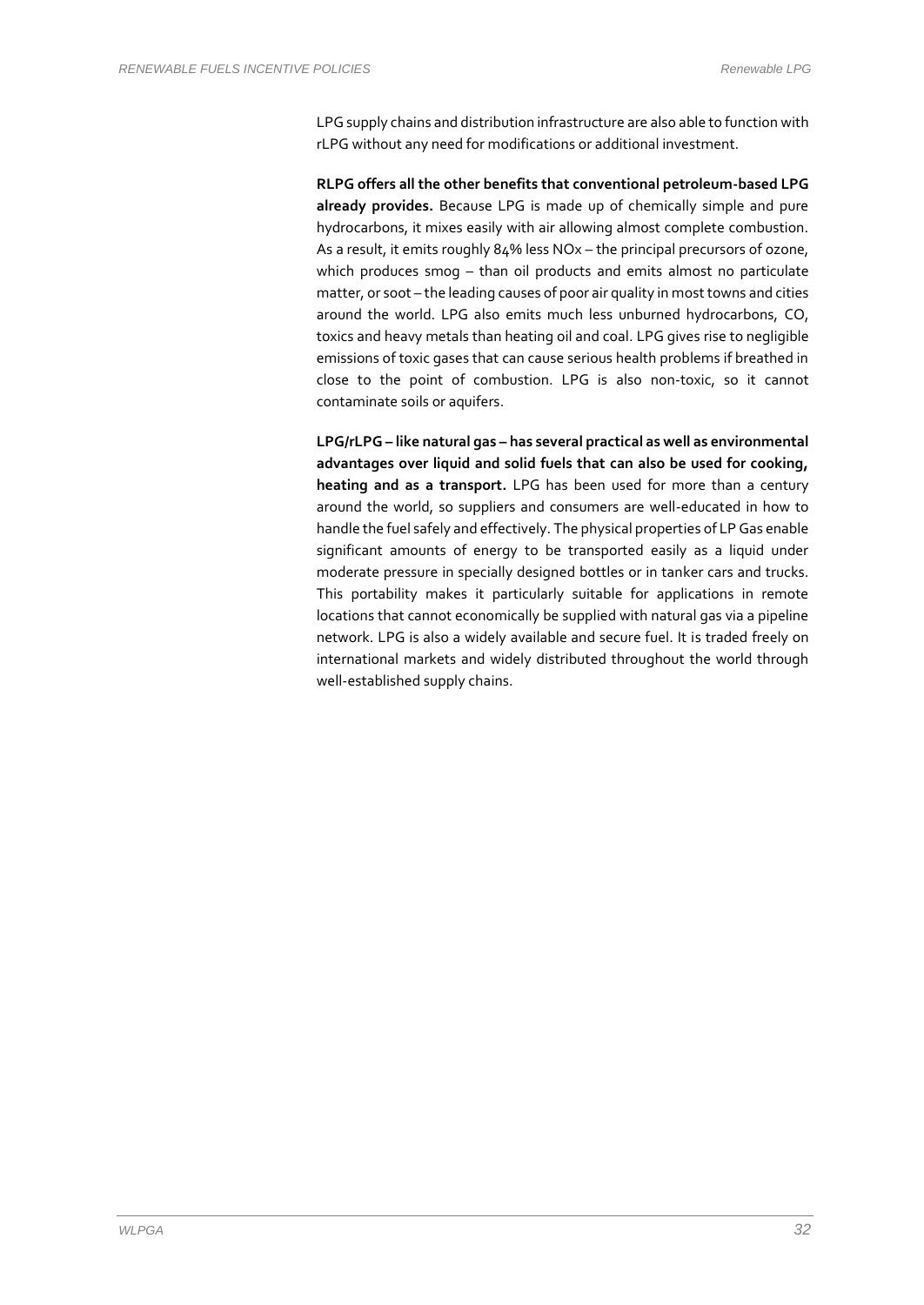LPG supply chains and distribution infrastructure are also able to function with rLPG without any need for modifications or additional investment.

**RLPG offers all the other benefits that conventional petroleum-based LPG already provides.** Because LPG is made up of chemically simple and pure hydrocarbons, it mixes easily with air allowing almost complete combustion. As a result, it emits roughly 84% less NOx – the principal precursors of ozone, which produces smog – than oil products and emits almost no particulate matter, or soot – the leading causes of poor air quality in most towns and cities around the world. LPG also emits much less unburned hydrocarbons, CO, toxics and heavy metals than heating oil and coal. LPG gives rise to negligible emissions of toxic gases that can cause serious health problems if breathed in close to the point of combustion. LPG is also non-toxic, so it cannot contaminate soils or aquifers.

**LPG/rLPG – like natural gas – has several practical as well as environmental advantages over liquid and solid fuels that can also be used for cooking, heating and as a transport.** LPG has been used for more than a century around the world, so suppliers and consumers are well-educated in how to handle the fuel safely and effectively. The physical properties of LP Gas enable significant amounts of energy to be transported easily as a liquid under moderate pressure in specially designed bottles or in tanker cars and trucks. This portability makes it particularly suitable for applications in remote locations that cannot economically be supplied with natural gas via a pipeline network. LPG is also a widely available and secure fuel. It is traded freely on international markets and widely distributed throughout the world through well-established supply chains.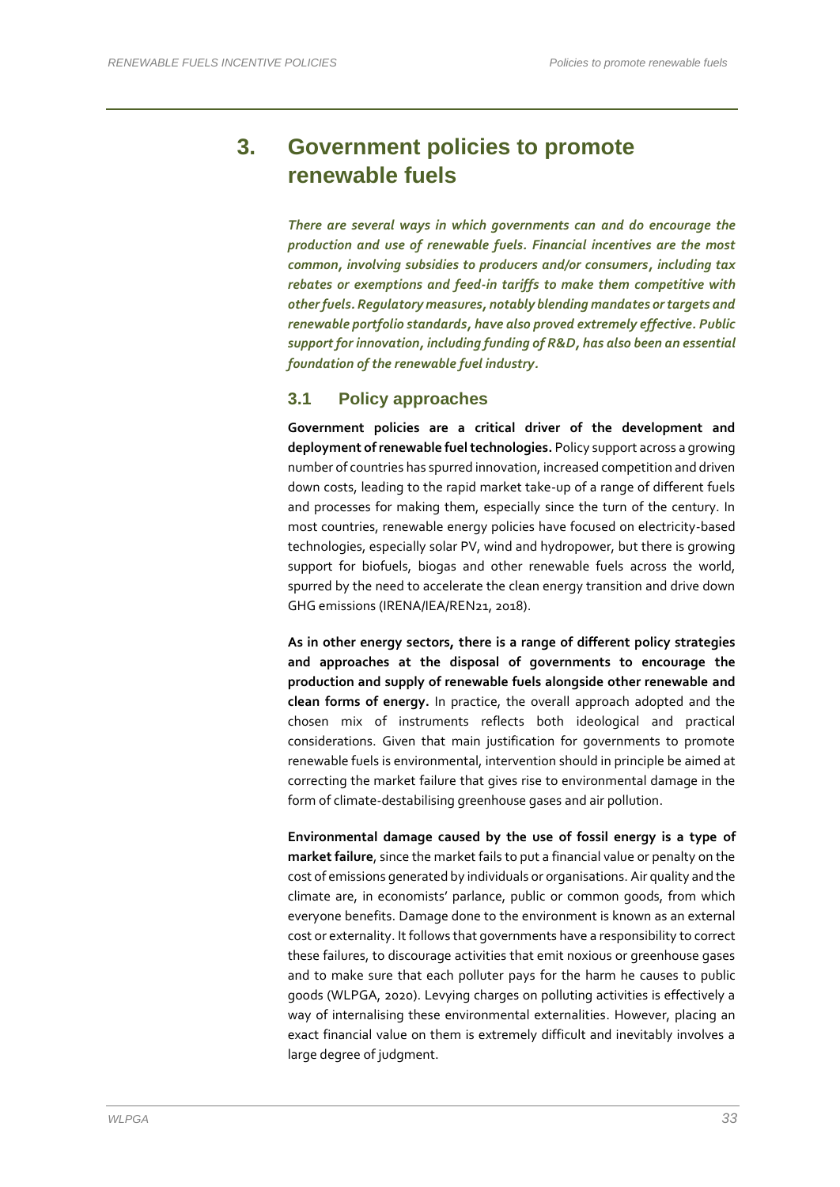# 3. Government policies to promote renewable fuels

***There are several ways in which governments can and do encourage the production and use of renewable fuels. Financial incentives are the most common, involving subsidies to producers and/or consumers, including tax rebates or exemptions and feed-in tariffs to make them competitive with other fuels. Regulatory measures, notably blending mandates or targets and renewable portfolio standards, have also proved extremely effective. Public support for innovation, including funding of R&D, has also been an essential foundation of the renewable fuel industry.***

## 3.1 Policy approaches

**Government policies are a critical driver of the development and deployment of renewable fuel technologies.** Policy support across a growing number of countries has spurred innovation, increased competition and driven down costs, leading to the rapid market take-up of a range of different fuels and processes for making them, especially since the turn of the century. In most countries, renewable energy policies have focused on electricity-based technologies, especially solar PV, wind and hydropower, but there is growing support for biofuels, biogas and other renewable fuels across the world, spurred by the need to accelerate the clean energy transition and drive down GHG emissions (IRENA/IEA/REN21, 2018).

**As in other energy sectors, there is a range of different policy strategies and approaches at the disposal of governments to encourage the production and supply of renewable fuels alongside other renewable and clean forms of energy.** In practice, the overall approach adopted and the chosen mix of instruments reflects both ideological and practical considerations. Given that main justification for governments to promote renewable fuels is environmental, intervention should in principle be aimed at correcting the market failure that gives rise to environmental damage in the form of climate-destabilising greenhouse gases and air pollution.

**Environmental damage caused by the use of fossil energy is a type of market failure**, since the market fails to put a financial value or penalty on the cost of emissions generated by individuals or organisations. Air quality and the climate are, in economists' parlance, public or common goods, from which everyone benefits. Damage done to the environment is known as an external cost or externality. It follows that governments have a responsibility to correct these failures, to discourage activities that emit noxious or greenhouse gases and to make sure that each polluter pays for the harm he causes to public goods (WLPGA, 2020). Levying charges on polluting activities is effectively a way of internalising these environmental externalities. However, placing an exact financial value on them is extremely difficult and inevitably involves a large degree of judgment.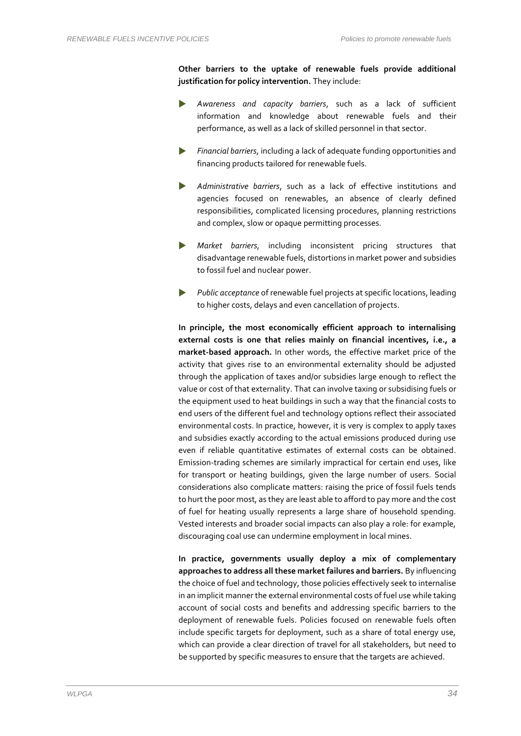**Other barriers to the uptake of renewable fuels provide additional justification for policy intervention.** They include:

- *Awareness and capacity barriers*, such as a lack of sufficient information and knowledge about renewable fuels and their performance, as well as a lack of skilled personnel in that sector.
- *Financial barriers*, including a lack of adequate funding opportunities and financing products tailored for renewable fuels.
- *Administrative barriers*, such as a lack of effective institutions and agencies focused on renewables, an absence of clearly defined responsibilities, complicated licensing procedures, planning restrictions and complex, slow or opaque permitting processes.
- *Market barriers*, including inconsistent pricing structures that disadvantage renewable fuels, distortions in market power and subsidies to fossil fuel and nuclear power.
- *Public acceptance* of renewable fuel projects at specific locations, leading to higher costs, delays and even cancellation of projects.

**In principle, the most economically efficient approach to internalising external costs is one that relies mainly on financial incentives, i.e., a market-based approach.** In other words, the effective market price of the activity that gives rise to an environmental externality should be adjusted through the application of taxes and/or subsidies large enough to reflect the value or cost of that externality. That can involve taxing or subsidising fuels or the equipment used to heat buildings in such a way that the financial costs to end users of the different fuel and technology options reflect their associated environmental costs. In practice, however, it is very is complex to apply taxes and subsidies exactly according to the actual emissions produced during use even if reliable quantitative estimates of external costs can be obtained. Emission-trading schemes are similarly impractical for certain end uses, like for transport or heating buildings, given the large number of users. Social considerations also complicate matters: raising the price of fossil fuels tends to hurt the poor most, as they are least able to afford to pay more and the cost of fuel for heating usually represents a large share of household spending. Vested interests and broader social impacts can also play a role: for example, discouraging coal use can undermine employment in local mines.

**In practice, governments usually deploy a mix of complementary approaches to address all these market failures and barriers.** By influencing the choice of fuel and technology, those policies effectively seek to internalise in an implicit manner the external environmental costs of fuel use while taking account of social costs and benefits and addressing specific barriers to the deployment of renewable fuels. Policies focused on renewable fuels often include specific targets for deployment, such as a share of total energy use, which can provide a clear direction of travel for all stakeholders, but need to be supported by specific measures to ensure that the targets are achieved.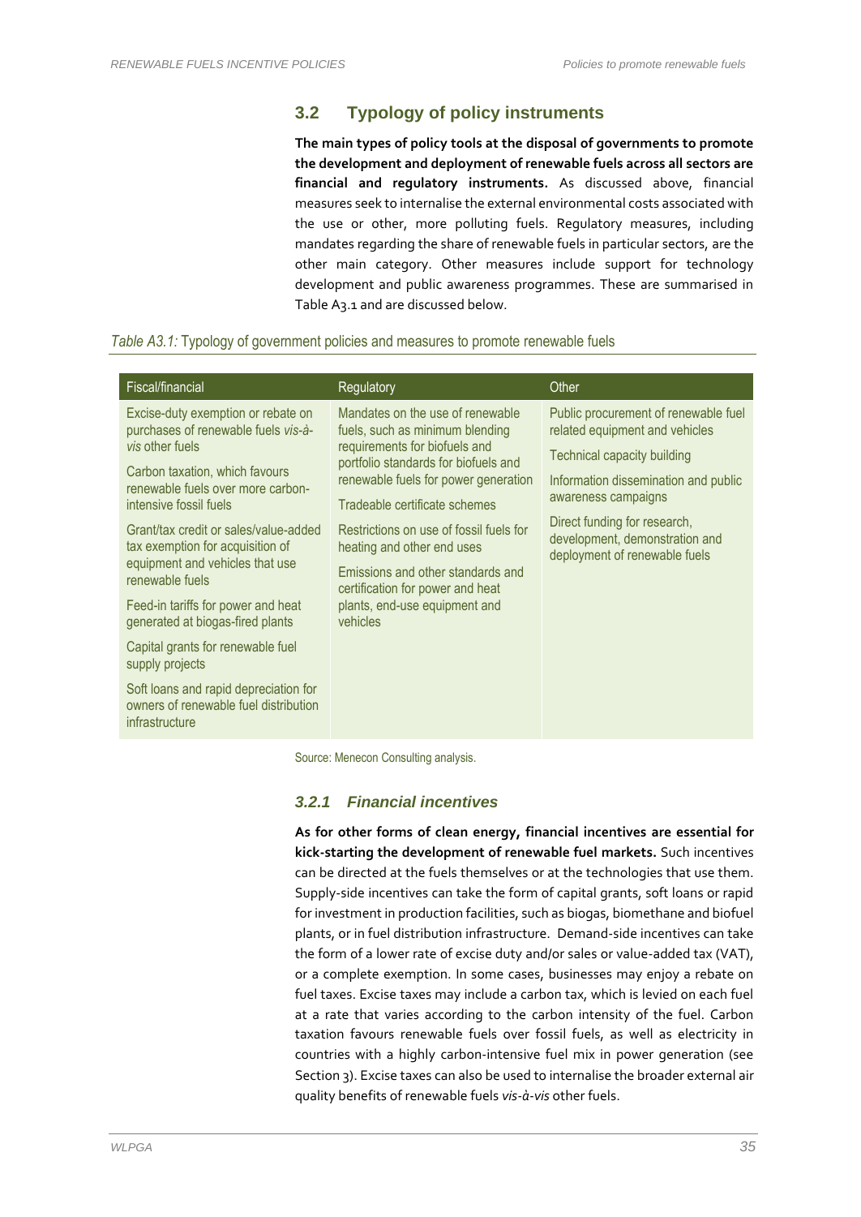## 3.2 Typology of policy instruments

**The main types of policy tools at the disposal of governments to promote the development and deployment of renewable fuels across all sectors are financial and regulatory instruments.** As discussed above, financial measures seek to internalise the external environmental costs associated with the use or other, more polluting fuels. Regulatory measures, including mandates regarding the share of renewable fuels in particular sectors, are the other main category. Other measures include support for technology development and public awareness programmes. These are summarised in Table A3.1 and are discussed below.

*Table A3.1:* Typology of government policies and measures to promote renewable fuels

| Fiscal/financial | Regulatory | Other |
|---|---|---|
| Excise-duty exemption or rebate on purchases of renewable fuels *vis-à-vis* other fuels<br><br>Carbon taxation, which favours renewable fuels over more carbon-intensive fossil fuels<br><br>Grant/tax credit or sales/value-added tax exemption for acquisition of equipment and vehicles that use renewable fuels<br><br>Feed-in tariffs for power and heat generated at biogas-fired plants<br><br>Capital grants for renewable fuel supply projects<br><br>Soft loans and rapid depreciation for owners of renewable fuel distribution infrastructure | Mandates on the use of renewable fuels, such as minimum blending requirements for biofuels and portfolio standards for biofuels and renewable fuels for power generation<br><br>Tradeable certificate schemes<br><br>Restrictions on use of fossil fuels for heating and other end uses<br><br>Emissions and other standards and certification for power and heat plants, end-use equipment and vehicles | Public procurement of renewable fuel related equipment and vehicles<br><br>Technical capacity building<br><br>Information dissemination and public awareness campaigns<br><br>Direct funding for research, development, demonstration and deployment of renewable fuels |

Source: Menecon Consulting analysis.

### *3.2.1 Financial incentives*

**As for other forms of clean energy, financial incentives are essential for kick-starting the development of renewable fuel markets.** Such incentives can be directed at the fuels themselves or at the technologies that use them. Supply-side incentives can take the form of capital grants, soft loans or rapid for investment in production facilities, such as biogas, biomethane and biofuel plants, or in fuel distribution infrastructure. Demand-side incentives can take the form of a lower rate of excise duty and/or sales or value-added tax (VAT), or a complete exemption. In some cases, businesses may enjoy a rebate on fuel taxes. Excise taxes may include a carbon tax, which is levied on each fuel at a rate that varies according to the carbon intensity of the fuel. Carbon taxation favours renewable fuels over fossil fuels, as well as electricity in countries with a highly carbon-intensive fuel mix in power generation (see Section 3). Excise taxes can also be used to internalise the broader external air quality benefits of renewable fuels *vis-à-vis* other fuels.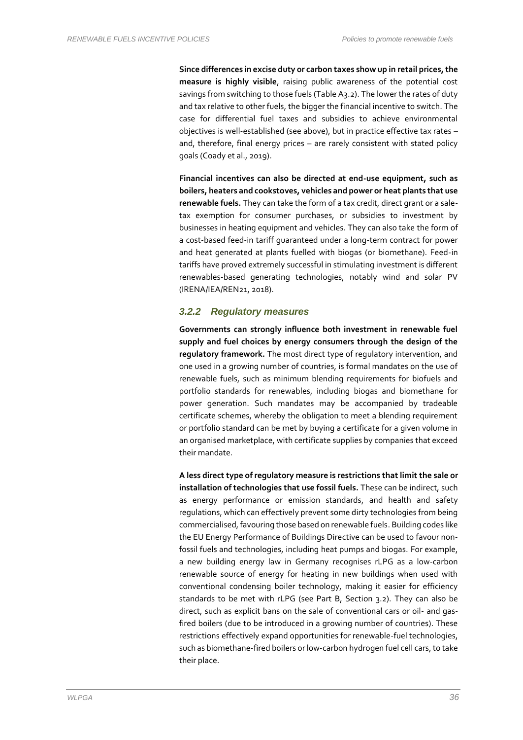**Since differences in excise duty or carbon taxes show up in retail prices, the measure is highly visible**, raising public awareness of the potential cost savings from switching to those fuels (Table A3.2). The lower the rates of duty and tax relative to other fuels, the bigger the financial incentive to switch. The case for differential fuel taxes and subsidies to achieve environmental objectives is well-established (see above), but in practice effective tax rates – and, therefore, final energy prices – are rarely consistent with stated policy goals (Coady et al., 2019).

**Financial incentives can also be directed at end-use equipment, such as boilers, heaters and cookstoves, vehicles and power or heat plants that use renewable fuels.** They can take the form of a tax credit, direct grant or a sale-tax exemption for consumer purchases, or subsidies to investment by businesses in heating equipment and vehicles. They can also take the form of a cost-based feed-in tariff guaranteed under a long-term contract for power and heat generated at plants fuelled with biogas (or biomethane). Feed-in tariffs have proved extremely successful in stimulating investment is different renewables-based generating technologies, notably wind and solar PV (IRENA/IEA/REN21, 2018).

### *3.2.2 Regulatory measures*

**Governments can strongly influence both investment in renewable fuel supply and fuel choices by energy consumers through the design of the regulatory framework.** The most direct type of regulatory intervention, and one used in a growing number of countries, is formal mandates on the use of renewable fuels, such as minimum blending requirements for biofuels and portfolio standards for renewables, including biogas and biomethane for power generation. Such mandates may be accompanied by tradeable certificate schemes, whereby the obligation to meet a blending requirement or portfolio standard can be met by buying a certificate for a given volume in an organised marketplace, with certificate supplies by companies that exceed their mandate.

**A less direct type of regulatory measure is restrictions that limit the sale or installation of technologies that use fossil fuels.** These can be indirect, such as energy performance or emission standards, and health and safety regulations, which can effectively prevent some dirty technologies from being commercialised, favouring those based on renewable fuels. Building codes like the EU Energy Performance of Buildings Directive can be used to favour non-fossil fuels and technologies, including heat pumps and biogas. For example, a new building energy law in Germany recognises rLPG as a low-carbon renewable source of energy for heating in new buildings when used with conventional condensing boiler technology, making it easier for efficiency standards to be met with rLPG (see Part B, Section 3.2). They can also be direct, such as explicit bans on the sale of conventional cars or oil- and gas-fired boilers (due to be introduced in a growing number of countries). These restrictions effectively expand opportunities for renewable-fuel technologies, such as biomethane-fired boilers or low-carbon hydrogen fuel cell cars, to take their place.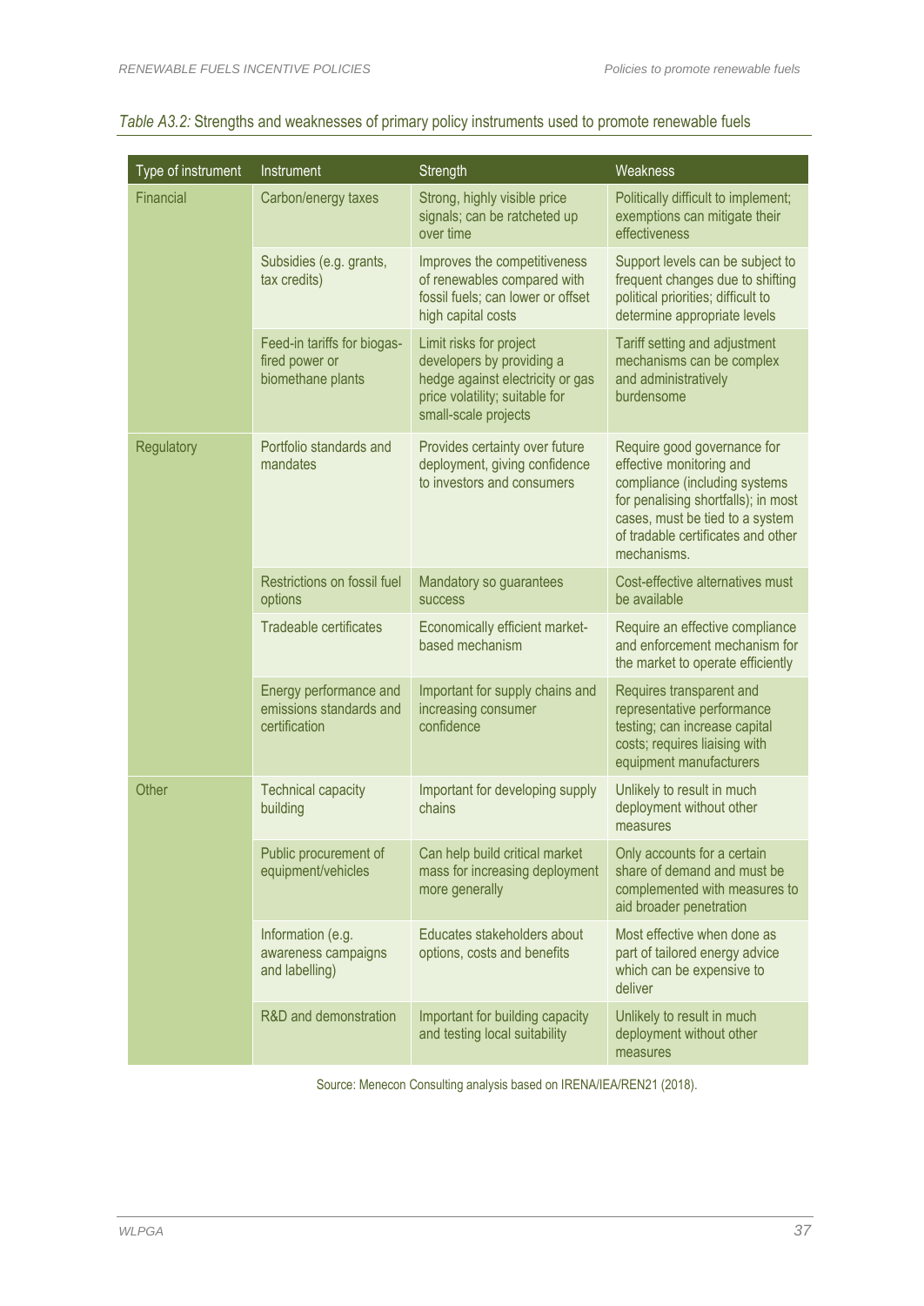*Table A3.2:* Strengths and weaknesses of primary policy instruments used to promote renewable fuels

| Type of instrument | Instrument | Strength | Weakness |
|---|---|---|---|
| Financial | Carbon/energy taxes | Strong, highly visible price signals; can be ratcheted up over time | Politically difficult to implement; exemptions can mitigate their effectiveness |
| | Subsidies (e.g. grants, tax credits) | Improves the competitiveness of renewables compared with fossil fuels; can lower or offset high capital costs | Support levels can be subject to frequent changes due to shifting political priorities; difficult to determine appropriate levels |
| | Feed-in tariffs for biogas-fired power or biomethane plants | Limit risks for project developers by providing a hedge against electricity or gas price volatility; suitable for small-scale projects | Tariff setting and adjustment mechanisms can be complex and administratively burdensome |
| Regulatory | Portfolio standards and mandates | Provides certainty over future deployment, giving confidence to investors and consumers | Require good governance for effective monitoring and compliance (including systems for penalising shortfalls); in most cases, must be tied to a system of tradable certificates and other mechanisms. |
| | Restrictions on fossil fuel options | Mandatory so guarantees success | Cost-effective alternatives must be available |
| | Tradeable certificates | Economically efficient market-based mechanism | Require an effective compliance and enforcement mechanism for the market to operate efficiently |
| | Energy performance and emissions standards and certification | Important for supply chains and increasing consumer confidence | Requires transparent and representative performance testing; can increase capital costs; requires liaising with equipment manufacturers |
| Other | Technical capacity building | Important for developing supply chains | Unlikely to result in much deployment without other measures |
| | Public procurement of equipment/vehicles | Can help build critical market mass for increasing deployment more generally | Only accounts for a certain share of demand and must be complemented with measures to aid broader penetration |
| | Information (e.g. awareness campaigns and labelling) | Educates stakeholders about options, costs and benefits | Most effective when done as part of tailored energy advice which can be expensive to deliver |
| | R&D and demonstration | Important for building capacity and testing local suitability | Unlikely to result in much deployment without other measures |

Source: Menecon Consulting analysis based on IRENA/IEA/REN21 (2018).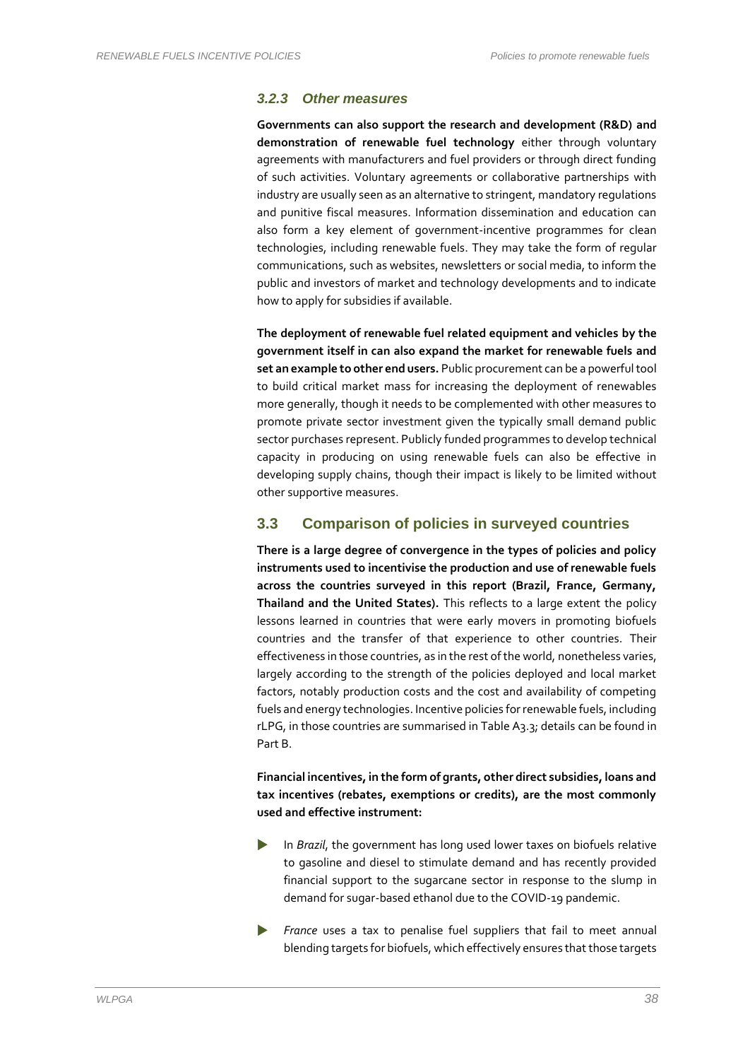### 3.2.3 Other measures

**Governments can also support the research and development (R&D) and demonstration of renewable fuel technology** either through voluntary agreements with manufacturers and fuel providers or through direct funding of such activities. Voluntary agreements or collaborative partnerships with industry are usually seen as an alternative to stringent, mandatory regulations and punitive fiscal measures. Information dissemination and education can also form a key element of government-incentive programmes for clean technologies, including renewable fuels. They may take the form of regular communications, such as websites, newsletters or social media, to inform the public and investors of market and technology developments and to indicate how to apply for subsidies if available.

**The deployment of renewable fuel related equipment and vehicles by the government itself in can also expand the market for renewable fuels and set an example to other end users.** Public procurement can be a powerful tool to build critical market mass for increasing the deployment of renewables more generally, though it needs to be complemented with other measures to promote private sector investment given the typically small demand public sector purchases represent. Publicly funded programmes to develop technical capacity in producing on using renewable fuels can also be effective in developing supply chains, though their impact is likely to be limited without other supportive measures.

## 3.3 Comparison of policies in surveyed countries

**There is a large degree of convergence in the types of policies and policy instruments used to incentivise the production and use of renewable fuels across the countries surveyed in this report (Brazil, France, Germany, Thailand and the United States).** This reflects to a large extent the policy lessons learned in countries that were early movers in promoting biofuels countries and the transfer of that experience to other countries. Their effectiveness in those countries, as in the rest of the world, nonetheless varies, largely according to the strength of the policies deployed and local market factors, notably production costs and the cost and availability of competing fuels and energy technologies. Incentive policies for renewable fuels, including rLPG, in those countries are summarised in Table A3.3; details can be found in Part B.

**Financial incentives, in the form of grants, other direct subsidies, loans and tax incentives (rebates, exemptions or credits), are the most commonly used and effective instrument:**

- In *Brazil*, the government has long used lower taxes on biofuels relative to gasoline and diesel to stimulate demand and has recently provided financial support to the sugarcane sector in response to the slump in demand for sugar-based ethanol due to the COVID-19 pandemic.
- *France* uses a tax to penalise fuel suppliers that fail to meet annual blending targets for biofuels, which effectively ensures that those targets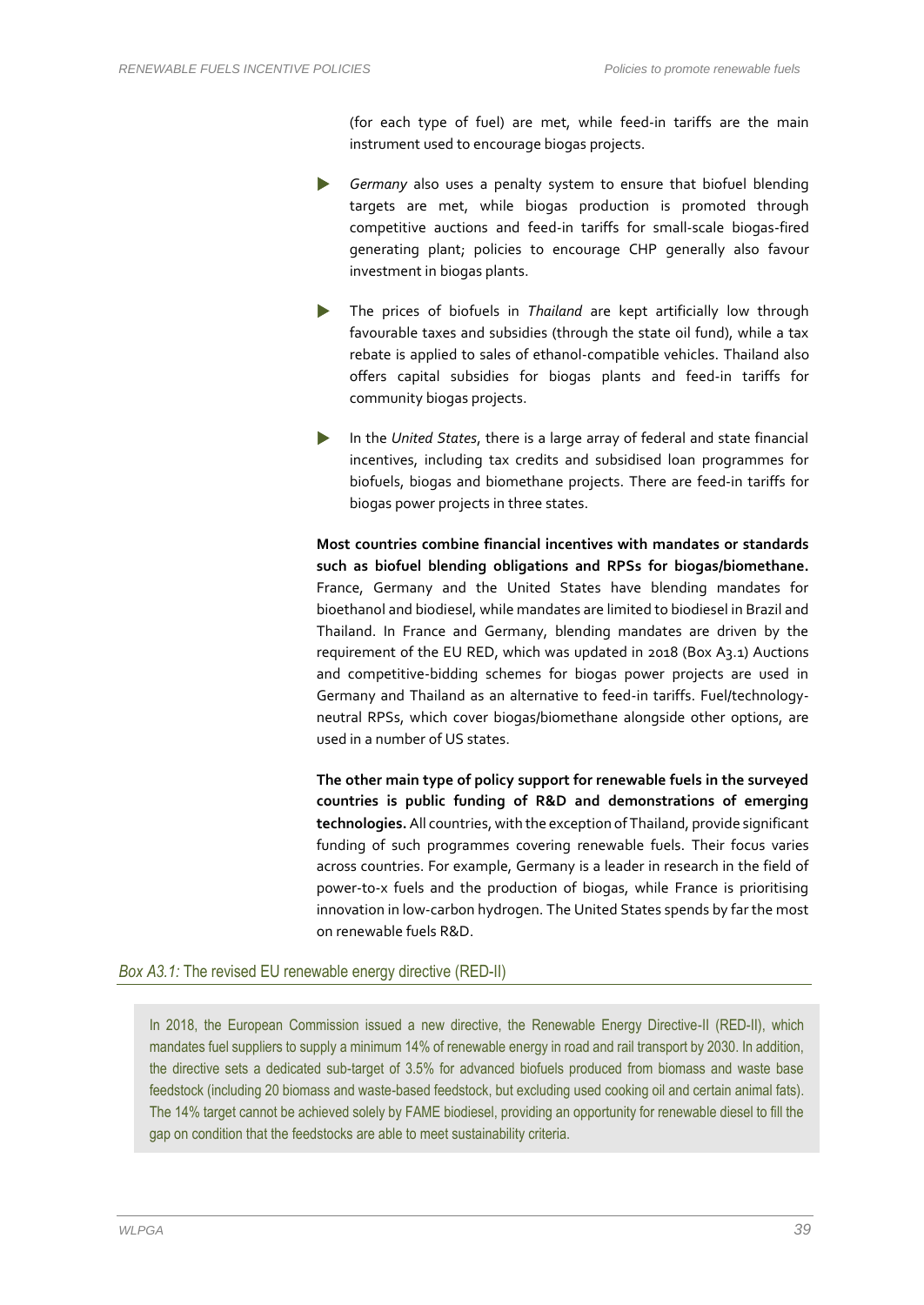(for each type of fuel) are met, while feed-in tariffs are the main instrument used to encourage biogas projects.

- *Germany* also uses a penalty system to ensure that biofuel blending targets are met, while biogas production is promoted through competitive auctions and feed-in tariffs for small-scale biogas-fired generating plant; policies to encourage CHP generally also favour investment in biogas plants.
- The prices of biofuels in *Thailand* are kept artificially low through favourable taxes and subsidies (through the state oil fund), while a tax rebate is applied to sales of ethanol-compatible vehicles. Thailand also offers capital subsidies for biogas plants and feed-in tariffs for community biogas projects.
- In the *United States*, there is a large array of federal and state financial incentives, including tax credits and subsidised loan programmes for biofuels, biogas and biomethane projects. There are feed-in tariffs for biogas power projects in three states.

**Most countries combine financial incentives with mandates or standards such as biofuel blending obligations and RPSs for biogas/biomethane.** France, Germany and the United States have blending mandates for bioethanol and biodiesel, while mandates are limited to biodiesel in Brazil and Thailand. In France and Germany, blending mandates are driven by the requirement of the EU RED, which was updated in 2018 (Box A3.1) Auctions and competitive-bidding schemes for biogas power projects are used in Germany and Thailand as an alternative to feed-in tariffs. Fuel/technology-neutral RPSs, which cover biogas/biomethane alongside other options, are used in a number of US states.

**The other main type of policy support for renewable fuels in the surveyed countries is public funding of R&D and demonstrations of emerging technologies.** All countries, with the exception of Thailand, provide significant funding of such programmes covering renewable fuels. Their focus varies across countries. For example, Germany is a leader in research in the field of power-to-x fuels and the production of biogas, while France is prioritising innovation in low-carbon hydrogen. The United States spends by far the most on renewable fuels R&D.

*Box A3.1:* The revised EU renewable energy directive (RED-II)

In 2018, the European Commission issued a new directive, the Renewable Energy Directive-II (RED-II), which mandates fuel suppliers to supply a minimum 14% of renewable energy in road and rail transport by 2030. In addition, the directive sets a dedicated sub-target of 3.5% for advanced biofuels produced from biomass and waste base feedstock (including 20 biomass and waste-based feedstock, but excluding used cooking oil and certain animal fats). The 14% target cannot be achieved solely by FAME biodiesel, providing an opportunity for renewable diesel to fill the gap on condition that the feedstocks are able to meet sustainability criteria.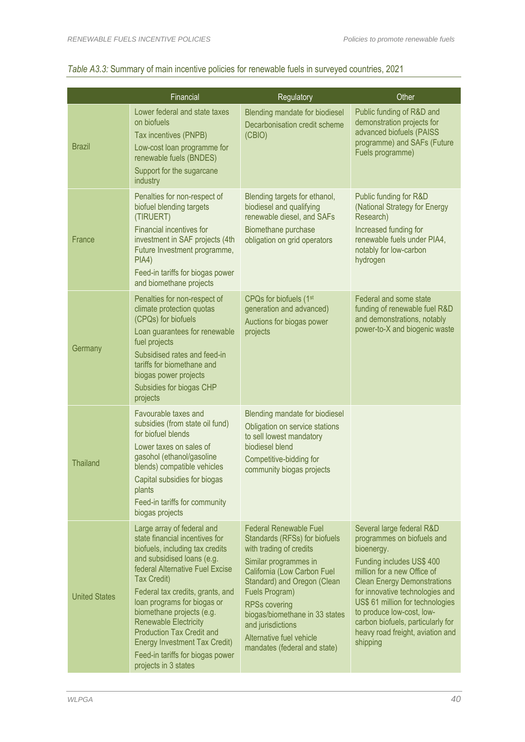*Table A3.3:* Summary of main incentive policies for renewable fuels in surveyed countries, 2021

| | Financial | Regulatory | Other |
|---|---|---|---|
| Brazil | Lower federal and state taxes on biofuels<br>Tax incentives (PNPB)<br>Low-cost loan programme for renewable fuels (BNDES)<br>Support for the sugarcane industry | Blending mandate for biodiesel<br>Decarbonisation credit scheme (CBIO) | Public funding of R&D and demonstration projects for advanced biofuels (PAISS programme) and SAFs (Future Fuels programme) |
| France | Penalties for non-respect of biofuel blending targets (TIRUERT)<br>Financial incentives for investment in SAF projects (4th Future Investment programme, PIA4)<br>Feed-in tariffs for biogas power and biomethane projects | Blending targets for ethanol, biodiesel and qualifying renewable diesel, and SAFs<br>Biomethane purchase obligation on grid operators | Public funding for R&D (National Strategy for Energy Research)<br>Increased funding for renewable fuels under PIA4, notably for low-carbon hydrogen |
| Germany | Penalties for non-respect of climate protection quotas (CPQs) for biofuels<br>Loan guarantees for renewable fuel projects<br>Subsidised rates and feed-in tariffs for biomethane and biogas power projects<br>Subsidies for biogas CHP projects | CPQs for biofuels (1st generation and advanced)<br>Auctions for biogas power projects | Federal and some state funding of renewable fuel R&D and demonstrations, notably power-to-X and biogenic waste |
| Thailand | Favourable taxes and subsidies (from state oil fund) for biofuel blends<br>Lower taxes on sales of gasohol (ethanol/gasoline blends) compatible vehicles<br>Capital subsidies for biogas plants<br>Feed-in tariffs for community biogas projects | Blending mandate for biodiesel<br>Obligation on service stations to sell lowest mandatory biodiesel blend<br>Competitive-bidding for community biogas projects | |
| United States | Large array of federal and state financial incentives for biofuels, including tax credits and subsidised loans (e.g. federal Alternative Fuel Excise Tax Credit)<br>Federal tax credits, grants, and loan programs for biogas or biomethane projects (e.g. Renewable Electricity Production Tax Credit and Energy Investment Tax Credit)<br>Feed-in tariffs for biogas power projects in 3 states | Federal Renewable Fuel Standards (RFSs) for biofuels with trading of credits<br>Similar programmes in California (Low Carbon Fuel Standard) and Oregon (Clean Fuels Program)<br>RPSs covering biogas/biomethane in 33 states and jurisdictions<br>Alternative fuel vehicle mandates (federal and state) | Several large federal R&D programmes on biofuels and bioenergy.<br>Funding includes US$ 400 million for a new Office of Clean Energy Demonstrations for innovative technologies and US$ 61 million for technologies to produce low-cost, low-carbon biofuels, particularly for heavy road freight, aviation and shipping |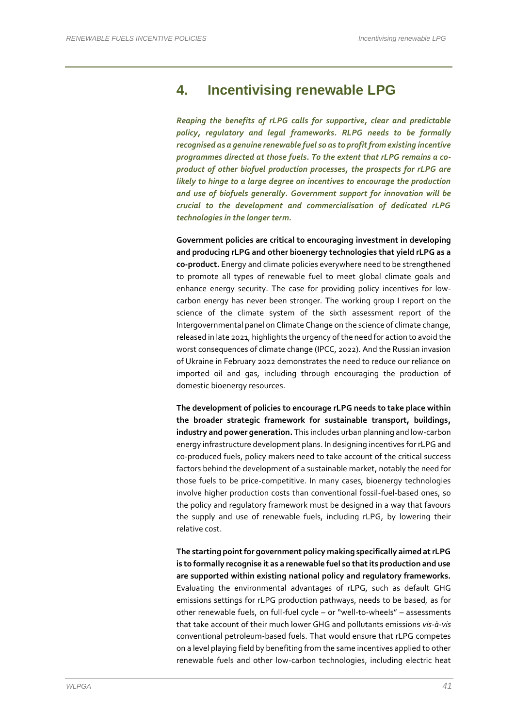# 4. Incentivising renewable LPG

***Reaping the benefits of rLPG calls for supportive, clear and predictable policy, regulatory and legal frameworks. RLPG needs to be formally recognised as a genuine renewable fuel so as to profit from existing incentive programmes directed at those fuels. To the extent that rLPG remains a co-product of other biofuel production processes, the prospects for rLPG are likely to hinge to a large degree on incentives to encourage the production and use of biofuels generally. Government support for innovation will be crucial to the development and commercialisation of dedicated rLPG technologies in the longer term.***

**Government policies are critical to encouraging investment in developing and producing rLPG and other bioenergy technologies that yield rLPG as a co-product.** Energy and climate policies everywhere need to be strengthened to promote all types of renewable fuel to meet global climate goals and enhance energy security. The case for providing policy incentives for low-carbon energy has never been stronger. The working group I report on the science of the climate system of the sixth assessment report of the Intergovernmental panel on Climate Change on the science of climate change, released in late 2021, highlights the urgency of the need for action to avoid the worst consequences of climate change (IPCC, 2022). And the Russian invasion of Ukraine in February 2022 demonstrates the need to reduce our reliance on imported oil and gas, including through encouraging the production of domestic bioenergy resources.

**The development of policies to encourage rLPG needs to take place within the broader strategic framework for sustainable transport, buildings, industry and power generation.** This includes urban planning and low-carbon energy infrastructure development plans. In designing incentives for rLPG and co-produced fuels, policy makers need to take account of the critical success factors behind the development of a sustainable market, notably the need for those fuels to be price-competitive. In many cases, bioenergy technologies involve higher production costs than conventional fossil-fuel-based ones, so the policy and regulatory framework must be designed in a way that favours the supply and use of renewable fuels, including rLPG, by lowering their relative cost.

**The starting point for government policy making specifically aimed at rLPG is to formally recognise it as a renewable fuel so that its production and use are supported within existing national policy and regulatory frameworks.** Evaluating the environmental advantages of rLPG, such as default GHG emissions settings for rLPG production pathways, needs to be based, as for other renewable fuels, on full-fuel cycle – or "well-to-wheels" – assessments that take account of their much lower GHG and pollutants emissions *vis-à-vis* conventional petroleum-based fuels. That would ensure that rLPG competes on a level playing field by benefiting from the same incentives applied to other renewable fuels and other low-carbon technologies, including electric heat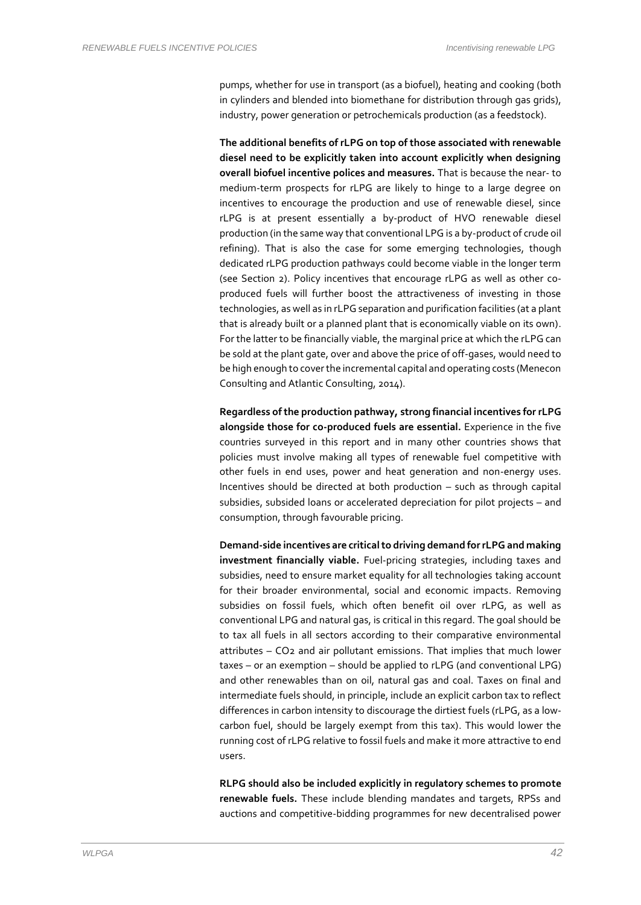pumps, whether for use in transport (as a biofuel), heating and cooking (both in cylinders and blended into biomethane for distribution through gas grids), industry, power generation or petrochemicals production (as a feedstock).

**The additional benefits of rLPG on top of those associated with renewable diesel need to be explicitly taken into account explicitly when designing overall biofuel incentive polices and measures.** That is because the near- to medium-term prospects for rLPG are likely to hinge to a large degree on incentives to encourage the production and use of renewable diesel, since rLPG is at present essentially a by-product of HVO renewable diesel production (in the same way that conventional LPG is a by-product of crude oil refining). That is also the case for some emerging technologies, though dedicated rLPG production pathways could become viable in the longer term (see Section 2). Policy incentives that encourage rLPG as well as other co-produced fuels will further boost the attractiveness of investing in those technologies, as well as in rLPG separation and purification facilities (at a plant that is already built or a planned plant that is economically viable on its own). For the latter to be financially viable, the marginal price at which the rLPG can be sold at the plant gate, over and above the price of off-gases, would need to be high enough to cover the incremental capital and operating costs (Menecon Consulting and Atlantic Consulting, 2014).

**Regardless of the production pathway, strong financial incentives for rLPG alongside those for co-produced fuels are essential.** Experience in the five countries surveyed in this report and in many other countries shows that policies must involve making all types of renewable fuel competitive with other fuels in end uses, power and heat generation and non-energy uses. Incentives should be directed at both production – such as through capital subsidies, subsided loans or accelerated depreciation for pilot projects – and consumption, through favourable pricing.

**Demand-side incentives are critical to driving demand for rLPG and making investment financially viable.** Fuel-pricing strategies, including taxes and subsidies, need to ensure market equality for all technologies taking account for their broader environmental, social and economic impacts. Removing subsidies on fossil fuels, which often benefit oil over rLPG, as well as conventional LPG and natural gas, is critical in this regard. The goal should be to tax all fuels in all sectors according to their comparative environmental attributes – $CO_2$ and air pollutant emissions. That implies that much lower taxes – or an exemption – should be applied to rLPG (and conventional LPG) and other renewables than on oil, natural gas and coal. Taxes on final and intermediate fuels should, in principle, include an explicit carbon tax to reflect differences in carbon intensity to discourage the dirtiest fuels (rLPG, as a low-carbon fuel, should be largely exempt from this tax). This would lower the running cost of rLPG relative to fossil fuels and make it more attractive to end users.

**RLPG should also be included explicitly in regulatory schemes to promote renewable fuels.** These include blending mandates and targets, RPSs and auctions and competitive-bidding programmes for new decentralised power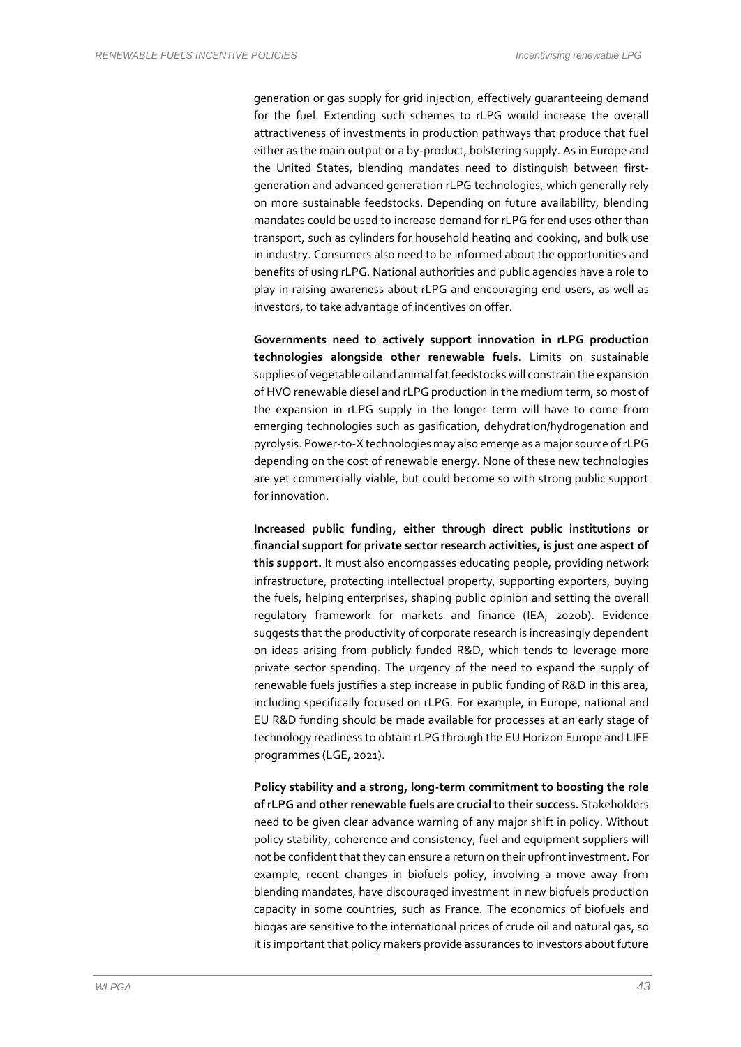generation or gas supply for grid injection, effectively guaranteeing demand for the fuel. Extending such schemes to rLPG would increase the overall attractiveness of investments in production pathways that produce that fuel either as the main output or a by-product, bolstering supply. As in Europe and the United States, blending mandates need to distinguish between first-generation and advanced generation rLPG technologies, which generally rely on more sustainable feedstocks. Depending on future availability, blending mandates could be used to increase demand for rLPG for end uses other than transport, such as cylinders for household heating and cooking, and bulk use in industry. Consumers also need to be informed about the opportunities and benefits of using rLPG. National authorities and public agencies have a role to play in raising awareness about rLPG and encouraging end users, as well as investors, to take advantage of incentives on offer.

**Governments need to actively support innovation in rLPG production technologies alongside other renewable fuels**. Limits on sustainable supplies of vegetable oil and animal fat feedstocks will constrain the expansion of HVO renewable diesel and rLPG production in the medium term, so most of the expansion in rLPG supply in the longer term will have to come from emerging technologies such as gasification, dehydration/hydrogenation and pyrolysis. Power-to-X technologies may also emerge as a major source of rLPG depending on the cost of renewable energy. None of these new technologies are yet commercially viable, but could become so with strong public support for innovation.

**Increased public funding, either through direct public institutions or financial support for private sector research activities, is just one aspect of this support.** It must also encompasses educating people, providing network infrastructure, protecting intellectual property, supporting exporters, buying the fuels, helping enterprises, shaping public opinion and setting the overall regulatory framework for markets and finance (IEA, 2020b). Evidence suggests that the productivity of corporate research is increasingly dependent on ideas arising from publicly funded R&D, which tends to leverage more private sector spending. The urgency of the need to expand the supply of renewable fuels justifies a step increase in public funding of R&D in this area, including specifically focused on rLPG. For example, in Europe, national and EU R&D funding should be made available for processes at an early stage of technology readiness to obtain rLPG through the EU Horizon Europe and LIFE programmes (LGE, 2021).

**Policy stability and a strong, long-term commitment to boosting the role of rLPG and other renewable fuels are crucial to their success.** Stakeholders need to be given clear advance warning of any major shift in policy. Without policy stability, coherence and consistency, fuel and equipment suppliers will not be confident that they can ensure a return on their upfront investment. For example, recent changes in biofuels policy, involving a move away from blending mandates, have discouraged investment in new biofuels production capacity in some countries, such as France. The economics of biofuels and biogas are sensitive to the international prices of crude oil and natural gas, so it is important that policy makers provide assurances to investors about future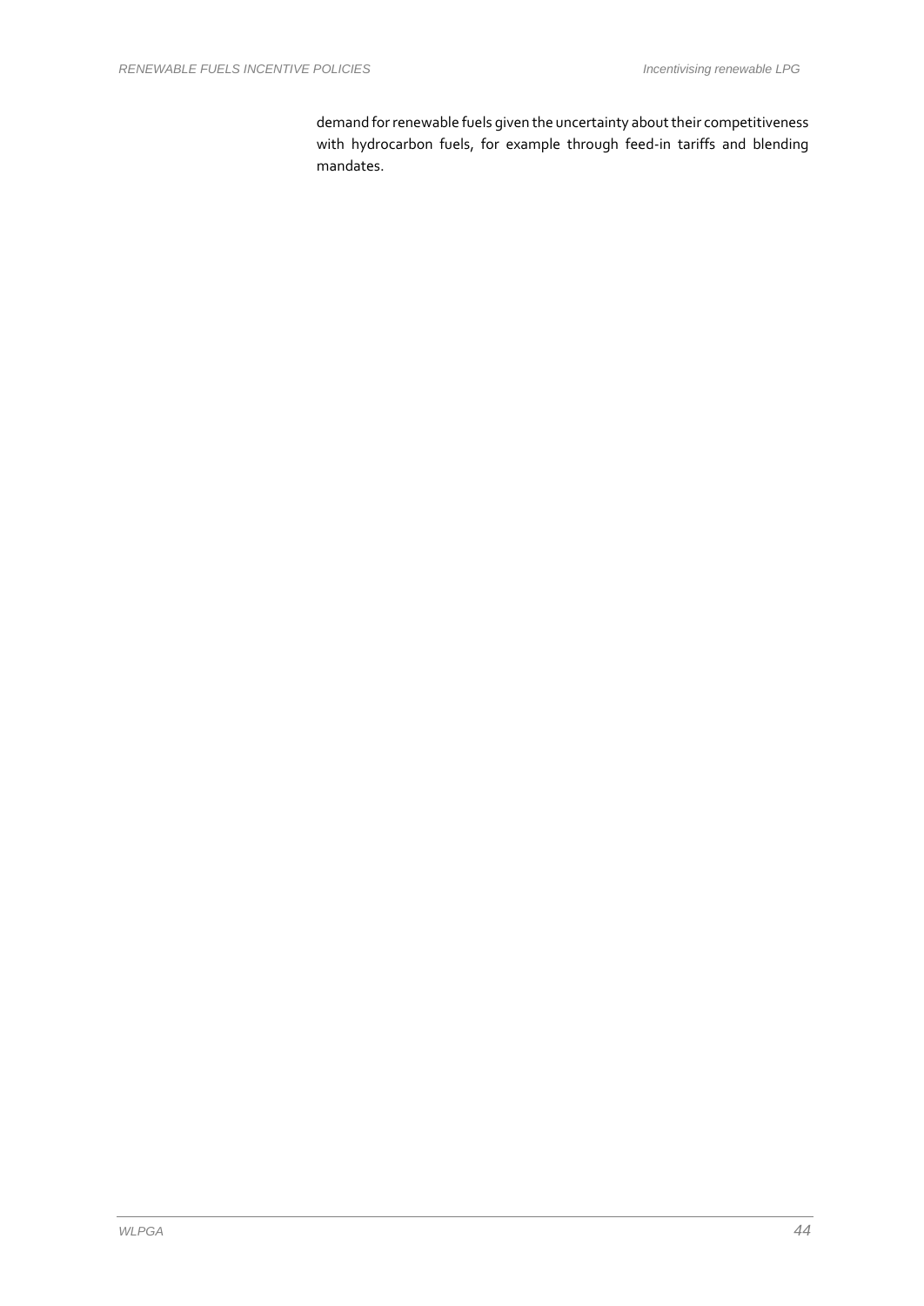demand for renewable fuels given the uncertainty about their competitiveness with hydrocarbon fuels, for example through feed-in tariffs and blending mandates.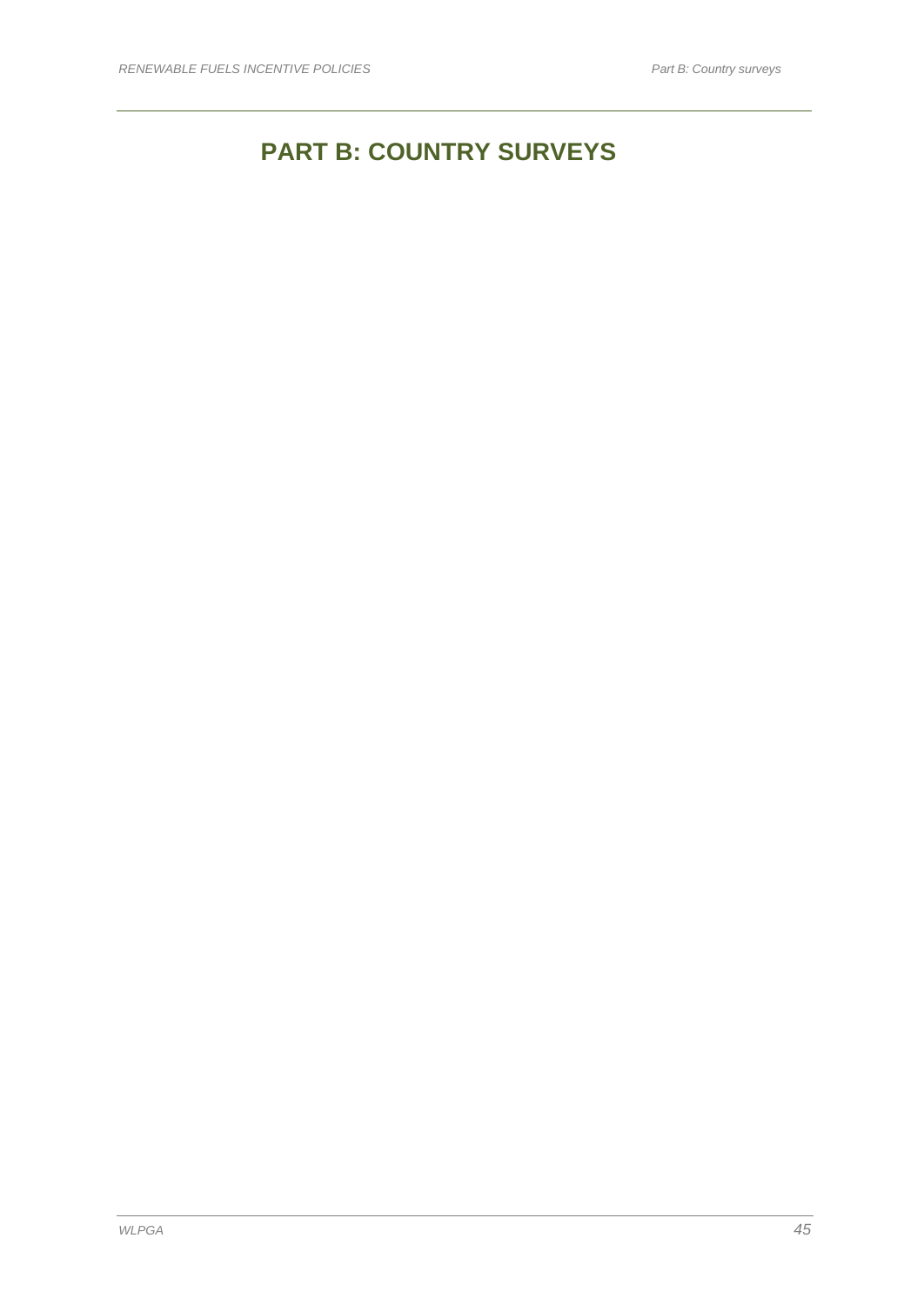# PART B: COUNTRY SURVEYS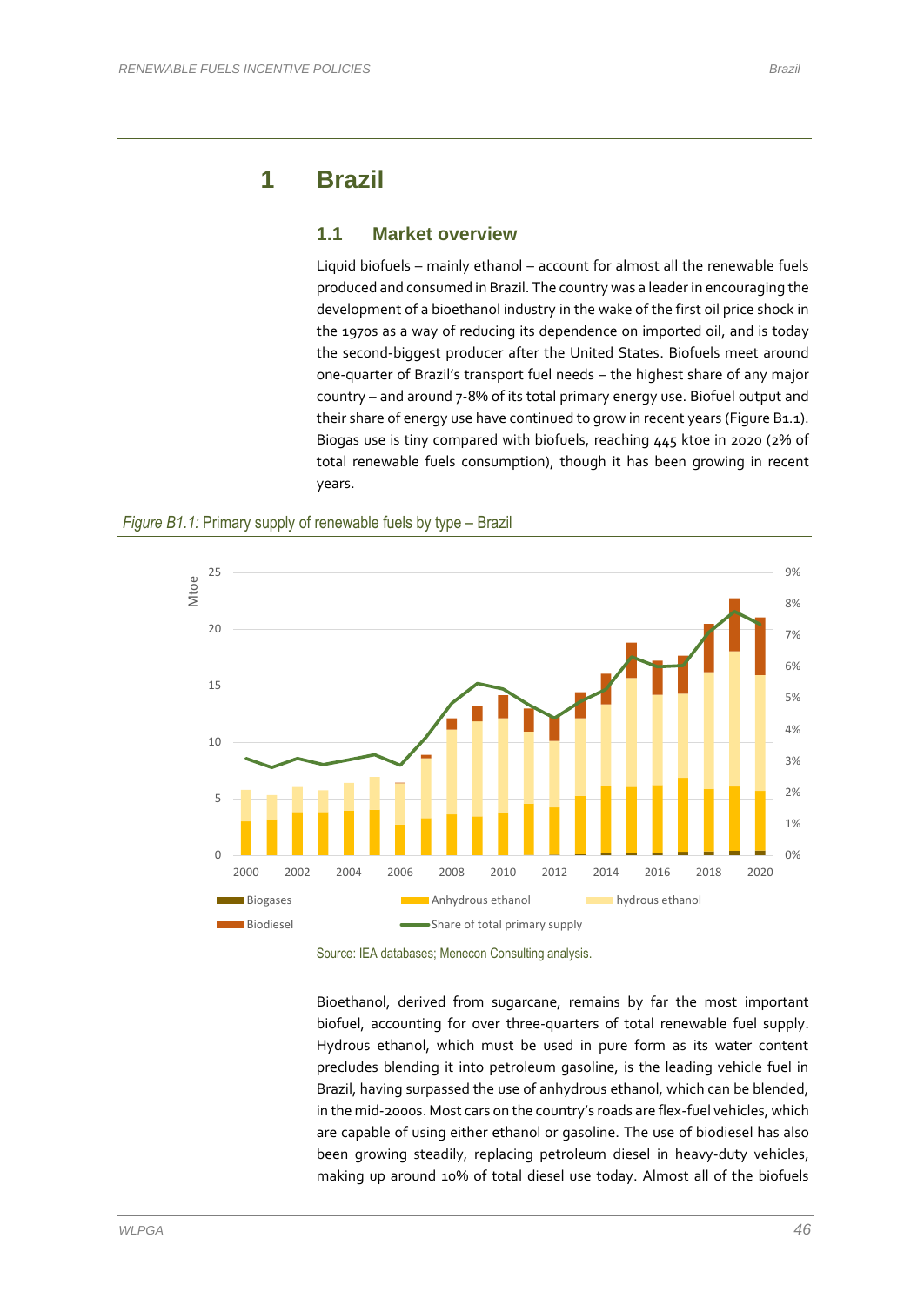# 1 Brazil

## 1.1 Market overview

Liquid biofuels – mainly ethanol – account for almost all the renewable fuels produced and consumed in Brazil. The country was a leader in encouraging the development of a bioethanol industry in the wake of the first oil price shock in the 1970s as a way of reducing its dependence on imported oil, and is today the second-biggest producer after the United States. Biofuels meet around one-quarter of Brazil's transport fuel needs – the highest share of any major country – and around 7-8% of its total primary energy use. Biofuel output and their share of energy use have continued to grow in recent years (Figure B1.1). Biogas use is tiny compared with biofuels, reaching 445 ktoe in 2020 (2% of total renewable fuels consumption), though it has been growing in recent years.

*Figure B1.1:* Primary supply of renewable fuels by type – Brazil

Source: IEA databases; Menecon Consulting analysis.

Bioethanol, derived from sugarcane, remains by far the most important biofuel, accounting for over three-quarters of total renewable fuel supply. Hydrous ethanol, which must be used in pure form as its water content precludes blending it into petroleum gasoline, is the leading vehicle fuel in Brazil, having surpassed the use of anhydrous ethanol, which can be blended, in the mid-2000s. Most cars on the country's roads are flex-fuel vehicles, which are capable of using either ethanol or gasoline. The use of biodiesel has also been growing steadily, replacing petroleum diesel in heavy-duty vehicles, making up around 10% of total diesel use today. Almost all of the biofuels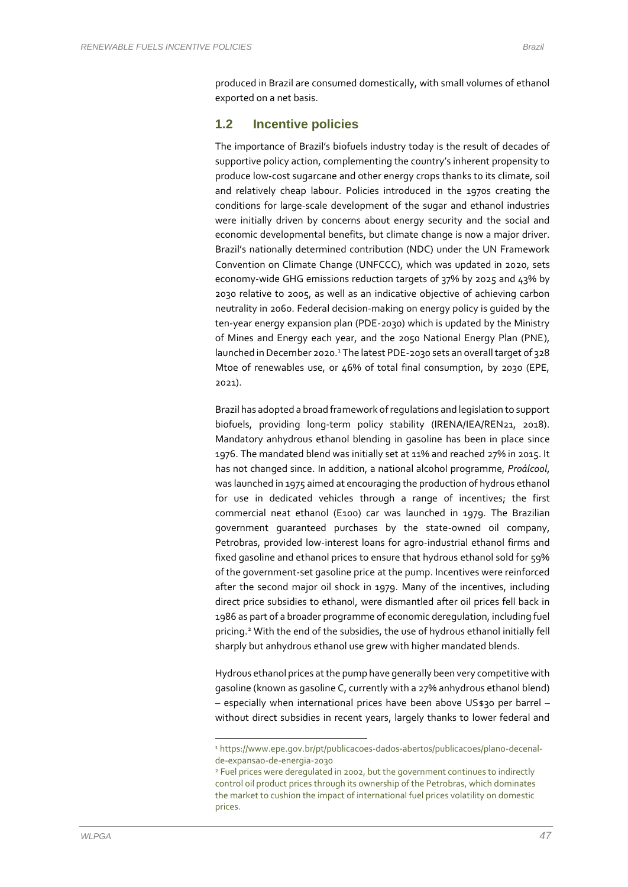produced in Brazil are consumed domestically, with small volumes of ethanol exported on a net basis.

## 1.2 Incentive policies

The importance of Brazil's biofuels industry today is the result of decades of supportive policy action, complementing the country's inherent propensity to produce low-cost sugarcane and other energy crops thanks to its climate, soil and relatively cheap labour. Policies introduced in the 1970s creating the conditions for large-scale development of the sugar and ethanol industries were initially driven by concerns about energy security and the social and economic developmental benefits, but climate change is now a major driver. Brazil's nationally determined contribution (NDC) under the UN Framework Convention on Climate Change (UNFCCC), which was updated in 2020, sets economy-wide GHG emissions reduction targets of 37% by 2025 and 43% by 2030 relative to 2005, as well as an indicative objective of achieving carbon neutrality in 2060. Federal decision-making on energy policy is guided by the ten-year energy expansion plan (PDE-2030) which is updated by the Ministry of Mines and Energy each year, and the 2050 National Energy Plan (PNE), launched in December 2020.[1] The latest PDE-2030 sets an overall target of 328 Mtoe of renewables use, or 46% of total final consumption, by 2030 (EPE, 2021).

Brazil has adopted a broad framework of regulations and legislation to support biofuels, providing long-term policy stability (IRENA/IEA/REN21, 2018). Mandatory anhydrous ethanol blending in gasoline has been in place since 1976. The mandated blend was initially set at 11% and reached 27% in 2015. It has not changed since. In addition, a national alcohol programme, *Proálcool*, was launched in 1975 aimed at encouraging the production of hydrous ethanol for use in dedicated vehicles through a range of incentives; the first commercial neat ethanol (E100) car was launched in 1979. The Brazilian government guaranteed purchases by the state-owned oil company, Petrobras, provided low-interest loans for agro-industrial ethanol firms and fixed gasoline and ethanol prices to ensure that hydrous ethanol sold for 59% of the government-set gasoline price at the pump. Incentives were reinforced after the second major oil shock in 1979. Many of the incentives, including direct price subsidies to ethanol, were dismantled after oil prices fell back in 1986 as part of a broader programme of economic deregulation, including fuel pricing.[2] With the end of the subsidies, the use of hydrous ethanol initially fell sharply but anhydrous ethanol use grew with higher mandated blends.

Hydrous ethanol prices at the pump have generally been very competitive with gasoline (known as gasoline C, currently with a 27% anhydrous ethanol blend) – especially when international prices have been above US$30 per barrel – without direct subsidies in recent years, largely thanks to lower federal and

---

[1] https://www.epe.gov.br/pt/publicacoes-dados-abertos/publicacoes/plano-decenal-de-expansao-de-energia-2030

[2] Fuel prices were deregulated in 2002, but the government continues to indirectly control oil product prices through its ownership of the Petrobras, which dominates the market to cushion the impact of international fuel prices volatility on domestic prices.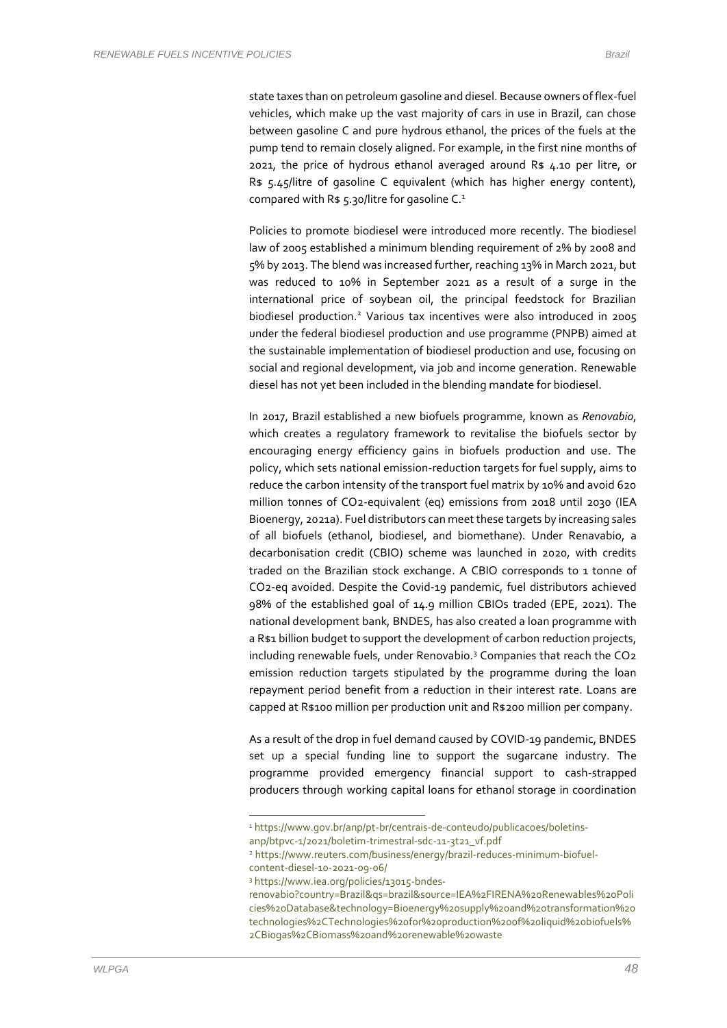state taxes than on petroleum gasoline and diesel. Because owners of flex-fuel vehicles, which make up the vast majority of cars in use in Brazil, can chose between gasoline C and pure hydrous ethanol, the prices of the fuels at the pump tend to remain closely aligned. For example, in the first nine months of 2021, the price of hydrous ethanol averaged around R$ 4.10 per litre, or R$ 5.45/litre of gasoline C equivalent (which has higher energy content), compared with R$ 5.30/litre for gasoline C.[1]

Policies to promote biodiesel were introduced more recently. The biodiesel law of 2005 established a minimum blending requirement of 2% by 2008 and 5% by 2013. The blend was increased further, reaching 13% in March 2021, but was reduced to 10% in September 2021 as a result of a surge in the international price of soybean oil, the principal feedstock for Brazilian biodiesel production.[2] Various tax incentives were also introduced in 2005 under the federal biodiesel production and use programme (PNPB) aimed at the sustainable implementation of biodiesel production and use, focusing on social and regional development, via job and income generation. Renewable diesel has not yet been included in the blending mandate for biodiesel.

In 2017, Brazil established a new biofuels programme, known as *Renovabio*, which creates a regulatory framework to revitalise the biofuels sector by encouraging energy efficiency gains in biofuels production and use. The policy, which sets national emission-reduction targets for fuel supply, aims to reduce the carbon intensity of the transport fuel matrix by 10% and avoid 620 million tonnes of $CO_2$-equivalent (eq) emissions from 2018 until 2030 (IEA Bioenergy, 2021a). Fuel distributors can meet these targets by increasing sales of all biofuels (ethanol, biodiesel, and biomethane). Under Renavabio, a decarbonisation credit (CBIO) scheme was launched in 2020, with credits traded on the Brazilian stock exchange. A CBIO corresponds to 1 tonne of $CO_2$-eq avoided. Despite the Covid-19 pandemic, fuel distributors achieved 98% of the established goal of 14.9 million CBIOs traded (EPE, 2021). The national development bank, BNDES, has also created a loan programme with a R$1 billion budget to support the development of carbon reduction projects, including renewable fuels, under Renovabio.[3] Companies that reach the $CO_2$ emission reduction targets stipulated by the programme during the loan repayment period benefit from a reduction in their interest rate. Loans are capped at R$100 million per production unit and R$200 million per company.

As a result of the drop in fuel demand caused by COVID-19 pandemic, BNDES set up a special funding line to support the sugarcane industry. The programme provided emergency financial support to cash-strapped producers through working capital loans for ethanol storage in coordination

---

[1] https://www.gov.br/anp/pt-br/centrais-de-conteudo/publicacoes/boletins-anp/btpvc-1/2021/boletim-trimestral-sdc-11-3t21_vf.pdf

[2] https://www.reuters.com/business/energy/brazil-reduces-minimum-biofuel-content-diesel-10-2021-09-06/

[3] https://www.iea.org/policies/13015-bndes-renovabio?country=Brazil&qs=brazil&source=IEA%2FIRENA%20Renewables%20Policies%20Database&technology=Bioenergy%20supply%20and%20transformation%20technologies%2CTechnologies%20for%20production%20of%20liquid%20biofuels%2CBiogas%2CBiomass%20and%20renewable%20waste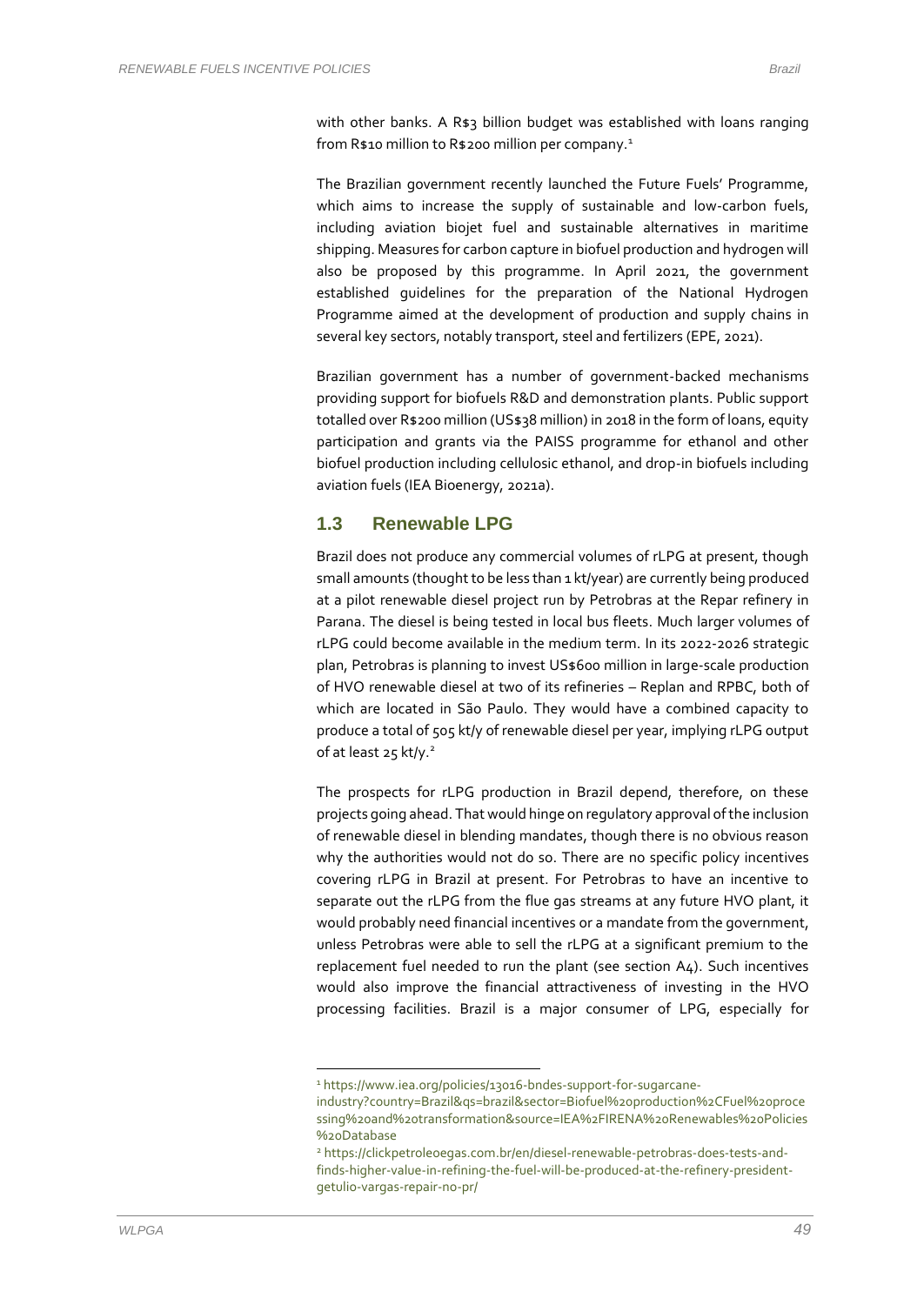with other banks. A R$3 billion budget was established with loans ranging from R$10 million to R$200 million per company.[1]

The Brazilian government recently launched the Future Fuels' Programme, which aims to increase the supply of sustainable and low-carbon fuels, including aviation biojet fuel and sustainable alternatives in maritime shipping. Measures for carbon capture in biofuel production and hydrogen will also be proposed by this programme. In April 2021, the government established guidelines for the preparation of the National Hydrogen Programme aimed at the development of production and supply chains in several key sectors, notably transport, steel and fertilizers (EPE, 2021).

Brazilian government has a number of government-backed mechanisms providing support for biofuels R&D and demonstration plants. Public support totalled over R$200 million (US$38 million) in 2018 in the form of loans, equity participation and grants via the PAISS programme for ethanol and other biofuel production including cellulosic ethanol, and drop-in biofuels including aviation fuels (IEA Bioenergy, 2021a).

## 1.3 Renewable LPG

Brazil does not produce any commercial volumes of rLPG at present, though small amounts (thought to be less than 1 kt/year) are currently being produced at a pilot renewable diesel project run by Petrobras at the Repar refinery in Parana. The diesel is being tested in local bus fleets. Much larger volumes of rLPG could become available in the medium term. In its 2022-2026 strategic plan, Petrobras is planning to invest US$600 million in large-scale production of HVO renewable diesel at two of its refineries – Replan and RPBC, both of which are located in São Paulo. They would have a combined capacity to produce a total of 505 kt/y of renewable diesel per year, implying rLPG output of at least 25 kt/y.[2]

The prospects for rLPG production in Brazil depend, therefore, on these projects going ahead. That would hinge on regulatory approval of the inclusion of renewable diesel in blending mandates, though there is no obvious reason why the authorities would not do so. There are no specific policy incentives covering rLPG in Brazil at present. For Petrobras to have an incentive to separate out the rLPG from the flue gas streams at any future HVO plant, it would probably need financial incentives or a mandate from the government, unless Petrobras were able to sell the rLPG at a significant premium to the replacement fuel needed to run the plant (see section A4). Such incentives would also improve the financial attractiveness of investing in the HVO processing facilities. Brazil is a major consumer of LPG, especially for

[1] https://www.iea.org/policies/13016-bndes-support-for-sugarcane-industry?country=Brazil&qs=brazil&sector=Biofuel%20production%2CFuel%20processing%20and%20transformation&source=IEA%2FIRENA%20Renewables%20Policies%20Database

[2] https://clickpetroleoegas.com.br/en/diesel-renewable-petrobras-does-tests-and-finds-higher-value-in-refining-the-fuel-will-be-produced-at-the-refinery-president-getulio-vargas-repair-no-pr/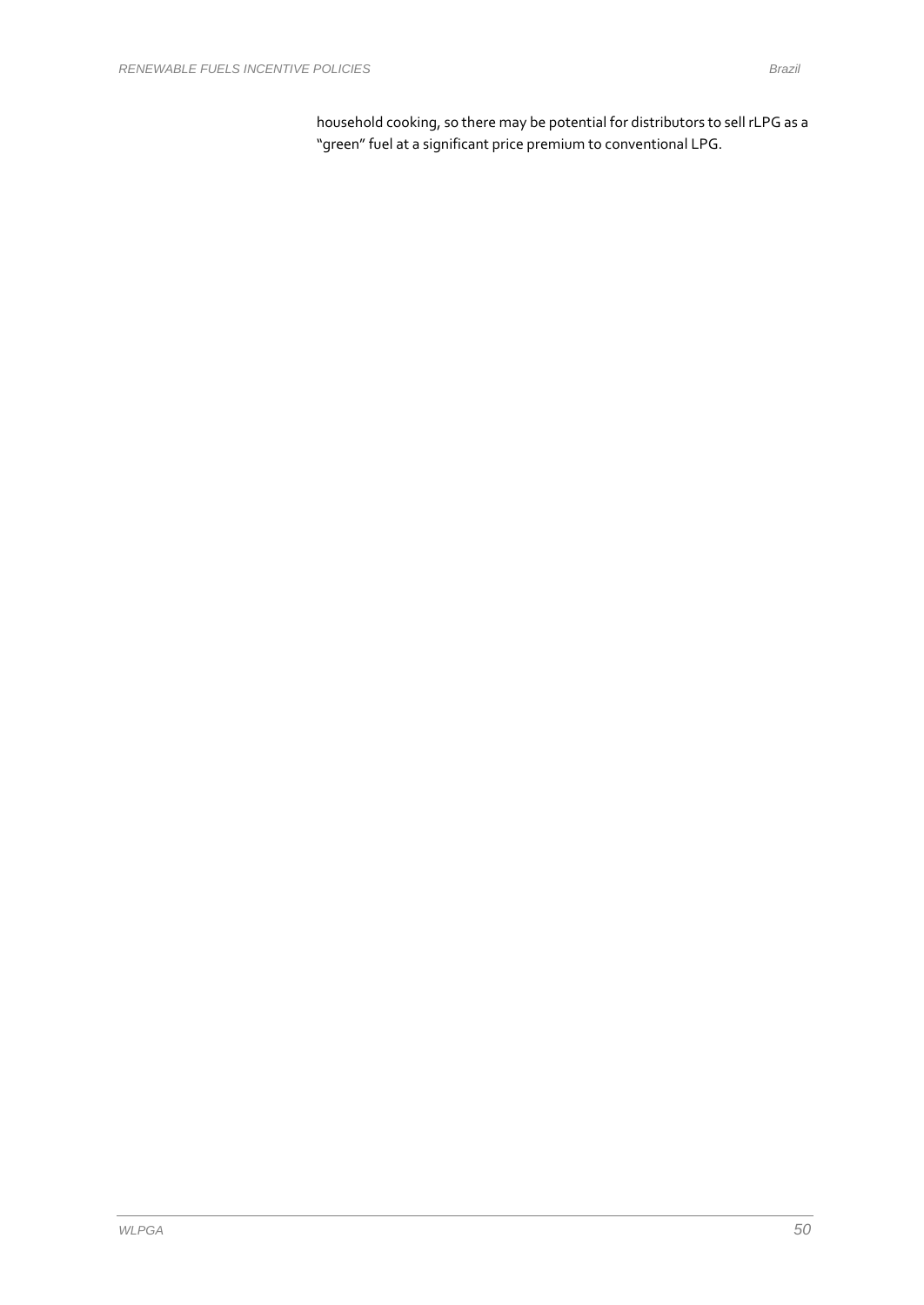household cooking, so there may be potential for distributors to sell rLPG as a "green" fuel at a significant price premium to conventional LPG.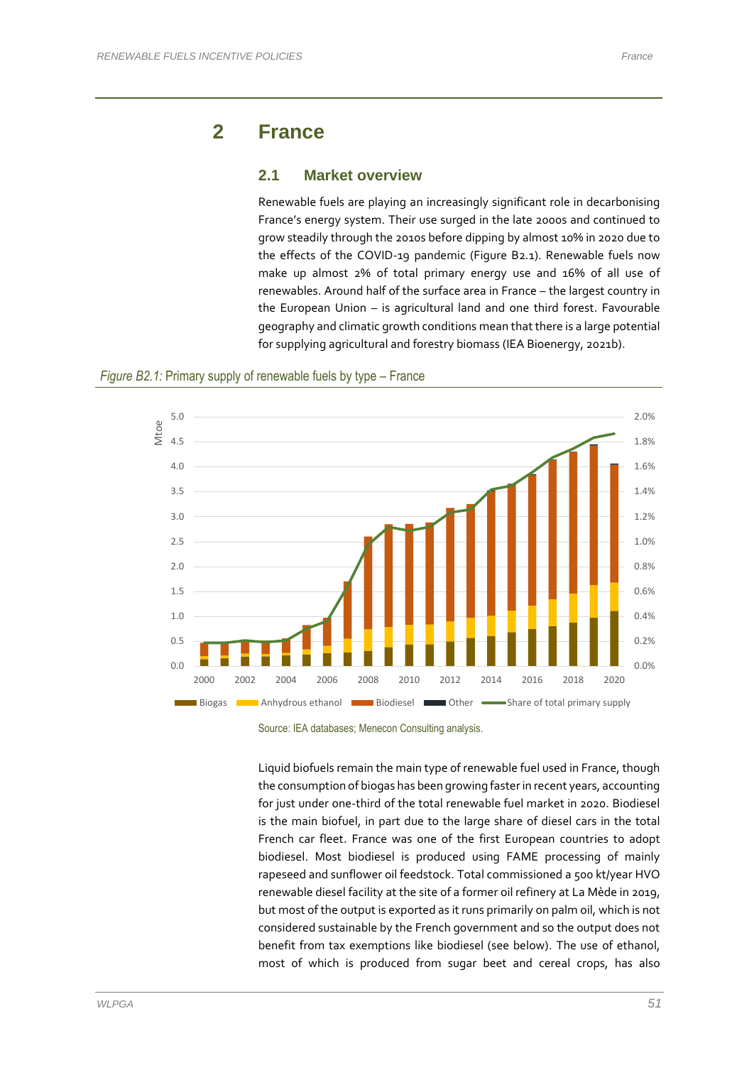# 2 France

## 2.1 Market overview

Renewable fuels are playing an increasingly significant role in decarbonising France's energy system. Their use surged in the late 2000s and continued to grow steadily through the 2010s before dipping by almost 10% in 2020 due to the effects of the COVID-19 pandemic (Figure B2.1). Renewable fuels now make up almost 2% of total primary energy use and 16% of all use of renewables. Around half of the surface area in France – the largest country in the European Union – is agricultural land and one third forest. Favourable geography and climatic growth conditions mean that there is a large potential for supplying agricultural and forestry biomass (IEA Bioenergy, 2021b).

*Figure B2.1:* Primary supply of renewable fuels by type – France

Source: IEA databases; Menecon Consulting analysis.

Liquid biofuels remain the main type of renewable fuel used in France, though the consumption of biogas has been growing faster in recent years, accounting for just under one-third of the total renewable fuel market in 2020. Biodiesel is the main biofuel, in part due to the large share of diesel cars in the total French car fleet. France was one of the first European countries to adopt biodiesel. Most biodiesel is produced using FAME processing of mainly rapeseed and sunflower oil feedstock. Total commissioned a 500 kt/year HVO renewable diesel facility at the site of a former oil refinery at La Mède in 2019, but most of the output is exported as it runs primarily on palm oil, which is not considered sustainable by the French government and so the output does not benefit from tax exemptions like biodiesel (see below). The use of ethanol, most of which is produced from sugar beet and cereal crops, has also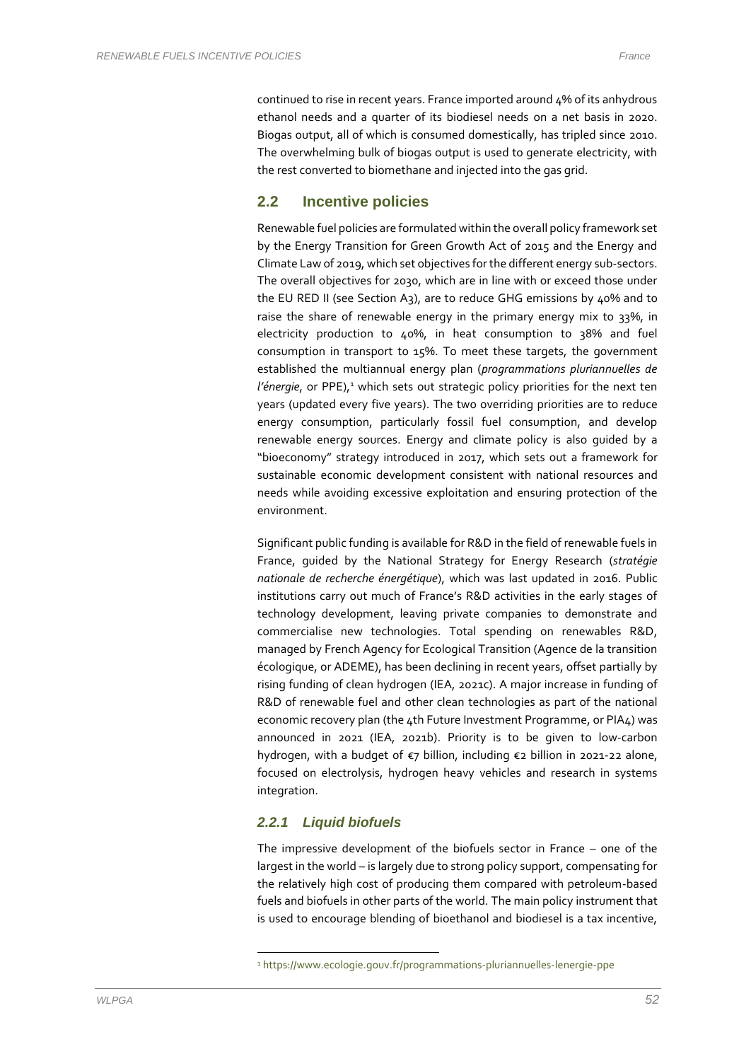continued to rise in recent years. France imported around 4% of its anhydrous ethanol needs and a quarter of its biodiesel needs on a net basis in 2020. Biogas output, all of which is consumed domestically, has tripled since 2010. The overwhelming bulk of biogas output is used to generate electricity, with the rest converted to biomethane and injected into the gas grid.

## 2.2 Incentive policies

Renewable fuel policies are formulated within the overall policy framework set by the Energy Transition for Green Growth Act of 2015 and the Energy and Climate Law of 2019, which set objectives for the different energy sub-sectors. The overall objectives for 2030, which are in line with or exceed those under the EU RED II (see Section A3), are to reduce GHG emissions by 40% and to raise the share of renewable energy in the primary energy mix to 33%, in electricity production to 40%, in heat consumption to 38% and fuel consumption in transport to 15%. To meet these targets, the government established the multiannual energy plan (*programmations pluriannuelles de l'énergie*, or PPE),[1] which sets out strategic policy priorities for the next ten years (updated every five years). The two overriding priorities are to reduce energy consumption, particularly fossil fuel consumption, and develop renewable energy sources. Energy and climate policy is also guided by a "bioeconomy" strategy introduced in 2017, which sets out a framework for sustainable economic development consistent with national resources and needs while avoiding excessive exploitation and ensuring protection of the environment.

Significant public funding is available for R&D in the field of renewable fuels in France, guided by the National Strategy for Energy Research (*stratégie nationale de recherche énergétique*), which was last updated in 2016. Public institutions carry out much of France's R&D activities in the early stages of technology development, leaving private companies to demonstrate and commercialise new technologies. Total spending on renewables R&D, managed by French Agency for Ecological Transition (Agence de la transition écologique, or ADEME), has been declining in recent years, offset partially by rising funding of clean hydrogen (IEA, 2021c). A major increase in funding of R&D of renewable fuel and other clean technologies as part of the national economic recovery plan (the 4th Future Investment Programme, or PIA4) was announced in 2021 (IEA, 2021b). Priority is to be given to low-carbon hydrogen, with a budget of €7 billion, including €2 billion in 2021-22 alone, focused on electrolysis, hydrogen heavy vehicles and research in systems integration.

### 2.2.1 Liquid biofuels

The impressive development of the biofuels sector in France – one of the largest in the world – is largely due to strong policy support, compensating for the relatively high cost of producing them compared with petroleum-based fuels and biofuels in other parts of the world. The main policy instrument that is used to encourage blending of bioethanol and biodiesel is a tax incentive,

[1] https://www.ecologie.gouv.fr/programmations-pluriannuelles-lenergie-ppe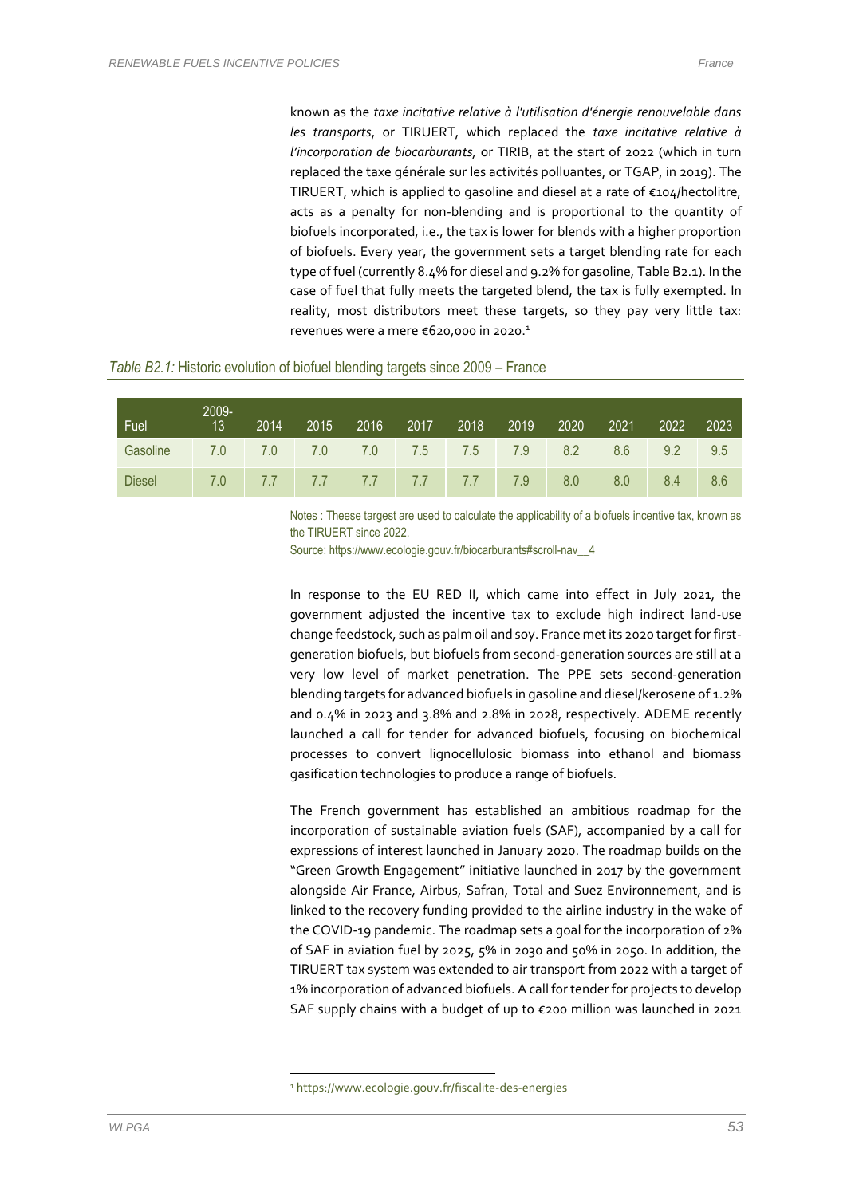known as the *taxe incitative relative à l'utilisation d'énergie renouvelable dans les transports*, or TIRUERT, which replaced the *taxe incitative relative à l'incorporation de biocarburants*, or TIRIB, at the start of 2022 (which in turn replaced the taxe générale sur les activités polluantes, or TGAP, in 2019). The TIRUERT, which is applied to gasoline and diesel at a rate of €104/hectolitre, acts as a penalty for non-blending and is proportional to the quantity of biofuels incorporated, i.e., the tax is lower for blends with a higher proportion of biofuels. Every year, the government sets a target blending rate for each type of fuel (currently 8.4% for diesel and 9.2% for gasoline, Table B2.1). In the case of fuel that fully meets the targeted blend, the tax is fully exempted. In reality, most distributors meet these targets, so they pay very little tax: revenues were a mere €620,000 in 2020.[1]

*Table B2.1:* Historic evolution of biofuel blending targets since 2009 – France

| Fuel | 2009-13 | 2014 | 2015 | 2016 | 2017 | 2018 | 2019 | 2020 | 2021 | 2022 | 2023 |
|---|---|---|---|---|---|---|---|---|---|---|---|
| Gasoline | 7.0 | 7.0 | 7.0 | 7.0 | 7.5 | 7.5 | 7.9 | 8.2 | 8.6 | 9.2 | 9.5 |
| Diesel | 7.0 | 7.7 | 7.7 | 7.7 | 7.7 | 7.7 | 7.9 | 8.0 | 8.0 | 8.4 | 8.6 |

Notes : Theese targest are used to calculate the applicability of a biofuels incentive tax, known as the TIRUERT since 2022.
Source: https://www.ecologie.gouv.fr/biocarburants#scroll-nav__4

In response to the EU RED II, which came into effect in July 2021, the government adjusted the incentive tax to exclude high indirect land-use change feedstock, such as palm oil and soy. France met its 2020 target for first-generation biofuels, but biofuels from second-generation sources are still at a very low level of market penetration. The PPE sets second-generation blending targets for advanced biofuels in gasoline and diesel/kerosene of 1.2% and 0.4% in 2023 and 3.8% and 2.8% in 2028, respectively. ADEME recently launched a call for tender for advanced biofuels, focusing on biochemical processes to convert lignocellulosic biomass into ethanol and biomass gasification technologies to produce a range of biofuels.

The French government has established an ambitious roadmap for the incorporation of sustainable aviation fuels (SAF), accompanied by a call for expressions of interest launched in January 2020. The roadmap builds on the "Green Growth Engagement" initiative launched in 2017 by the government alongside Air France, Airbus, Safran, Total and Suez Environnement, and is linked to the recovery funding provided to the airline industry in the wake of the COVID-19 pandemic. The roadmap sets a goal for the incorporation of 2% of SAF in aviation fuel by 2025, 5% in 2030 and 50% in 2050. In addition, the TIRUERT tax system was extended to air transport from 2022 with a target of 1% incorporation of advanced biofuels. A call for tender for projects to develop SAF supply chains with a budget of up to €200 million was launched in 2021

[1] https://www.ecologie.gouv.fr/fiscalite-des-energies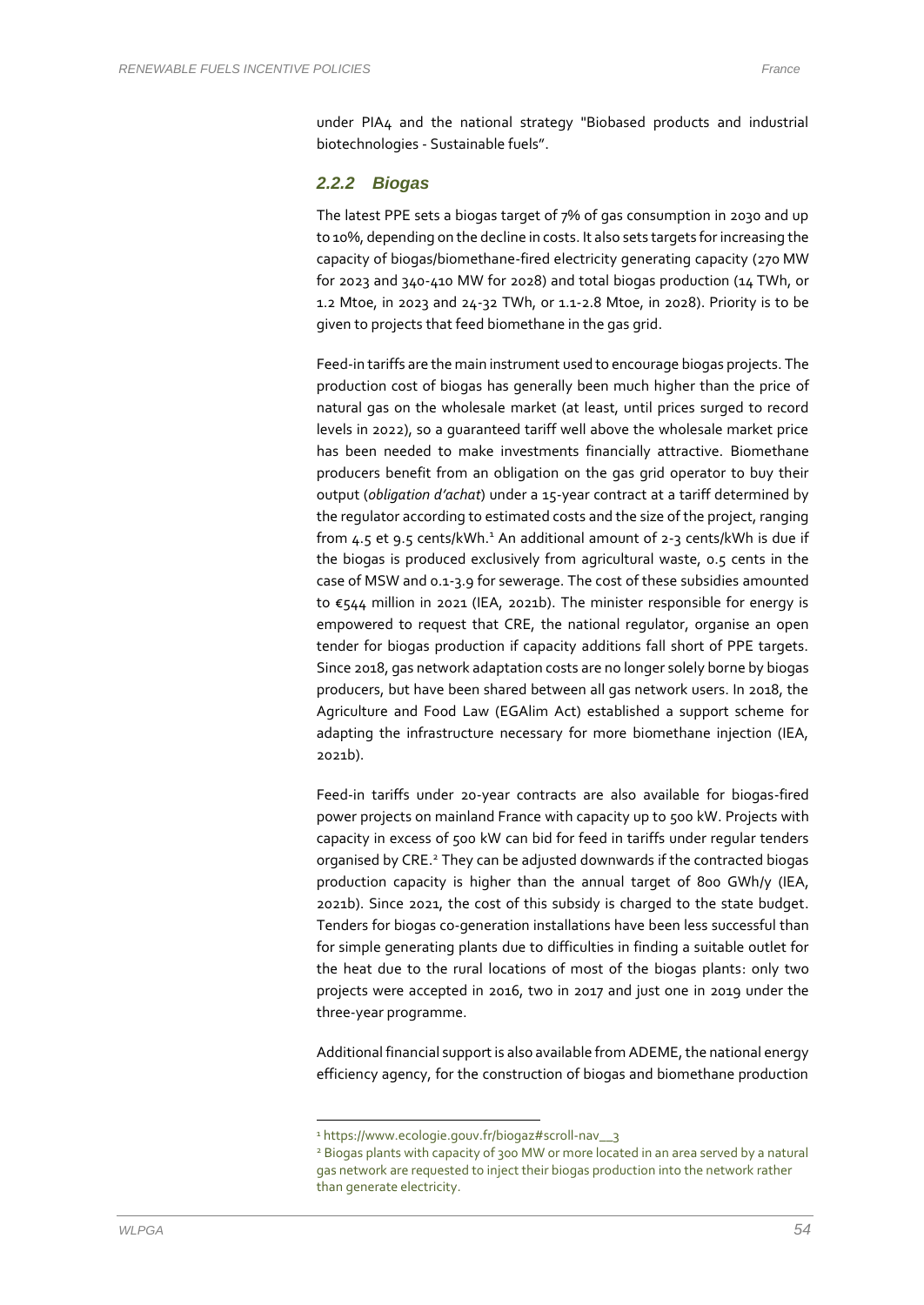under PIA4 and the national strategy "Biobased products and industrial biotechnologies - Sustainable fuels".

### 2.2.2 Biogas

The latest PPE sets a biogas target of 7% of gas consumption in 2030 and up to 10%, depending on the decline in costs. It also sets targets for increasing the capacity of biogas/biomethane-fired electricity generating capacity (270 MW for 2023 and 340-410 MW for 2028) and total biogas production (14 TWh, or 1.2 Mtoe, in 2023 and 24-32 TWh, or 1.1-2.8 Mtoe, in 2028). Priority is to be given to projects that feed biomethane in the gas grid.

Feed-in tariffs are the main instrument used to encourage biogas projects. The production cost of biogas has generally been much higher than the price of natural gas on the wholesale market (at least, until prices surged to record levels in 2022), so a guaranteed tariff well above the wholesale market price has been needed to make investments financially attractive. Biomethane producers benefit from an obligation on the gas grid operator to buy their output (*obligation d'achat*) under a 15-year contract at a tariff determined by the regulator according to estimated costs and the size of the project, ranging from 4.5 et 9.5 cents/kWh.[1] An additional amount of 2-3 cents/kWh is due if the biogas is produced exclusively from agricultural waste, 0.5 cents in the case of MSW and 0.1-3.9 for sewerage. The cost of these subsidies amounted to €544 million in 2021 (IEA, 2021b). The minister responsible for energy is empowered to request that CRE, the national regulator, organise an open tender for biogas production if capacity additions fall short of PPE targets. Since 2018, gas network adaptation costs are no longer solely borne by biogas producers, but have been shared between all gas network users. In 2018, the Agriculture and Food Law (EGAlim Act) established a support scheme for adapting the infrastructure necessary for more biomethane injection (IEA, 2021b).

Feed-in tariffs under 20-year contracts are also available for biogas-fired power projects on mainland France with capacity up to 500 kW. Projects with capacity in excess of 500 kW can bid for feed in tariffs under regular tenders organised by CRE.[2] They can be adjusted downwards if the contracted biogas production capacity is higher than the annual target of 800 GWh/y (IEA, 2021b). Since 2021, the cost of this subsidy is charged to the state budget. Tenders for biogas co-generation installations have been less successful than for simple generating plants due to difficulties in finding a suitable outlet for the heat due to the rural locations of most of the biogas plants: only two projects were accepted in 2016, two in 2017 and just one in 2019 under the three-year programme.

Additional financial support is also available from ADEME, the national energy efficiency agency, for the construction of biogas and biomethane production

---

[1] https://www.ecologie.gouv.fr/biogaz#scroll-nav__3

[2] Biogas plants with capacity of 300 MW or more located in an area served by a natural gas network are requested to inject their biogas production into the network rather than generate electricity.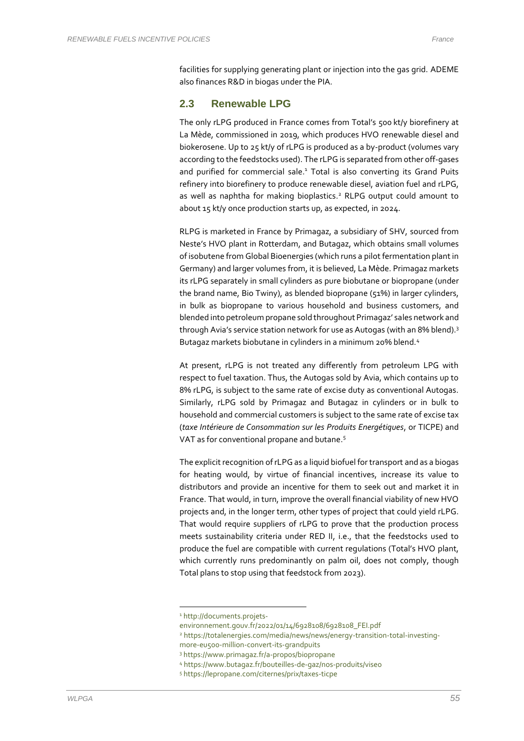facilities for supplying generating plant or injection into the gas grid. ADEME also finances R&D in biogas under the PIA.

## 2.3 Renewable LPG

The only rLPG produced in France comes from Total's 500 kt/y biorefinery at La Mède, commissioned in 2019, which produces HVO renewable diesel and biokerosene. Up to 25 kt/y of rLPG is produced as a by-product (volumes vary according to the feedstocks used). The rLPG is separated from other off-gases and purified for commercial sale.[1] Total is also converting its Grand Puits refinery into biorefinery to produce renewable diesel, aviation fuel and rLPG, as well as naphtha for making bioplastics.[2] RLPG output could amount to about 15 kt/y once production starts up, as expected, in 2024.

RLPG is marketed in France by Primagaz, a subsidiary of SHV, sourced from Neste's HVO plant in Rotterdam, and Butagaz, which obtains small volumes of isobutene from Global Bioenergies (which runs a pilot fermentation plant in Germany) and larger volumes from, it is believed, La Mède. Primagaz markets its rLPG separately in small cylinders as pure biobutane or biopropane (under the brand name, Bio Twiny), as blended biopropane (51%) in larger cylinders, in bulk as biopropane to various household and business customers, and blended into petroleum propane sold throughout Primagaz' sales network and through Avia's service station network for use as Autogas (with an 8% blend).[3] Butagaz markets biobutane in cylinders in a minimum 20% blend.[4]

At present, rLPG is not treated any differently from petroleum LPG with respect to fuel taxation. Thus, the Autogas sold by Avia, which contains up to 8% rLPG, is subject to the same rate of excise duty as conventional Autogas. Similarly, rLPG sold by Primagaz and Butagaz in cylinders or in bulk to household and commercial customers is subject to the same rate of excise tax (*taxe Intérieure de Consommation sur les Produits Energétiques*, or TICPE) and VAT as for conventional propane and butane.[5]

The explicit recognition of rLPG as a liquid biofuel for transport and as a biogas for heating would, by virtue of financial incentives, increase its value to distributors and provide an incentive for them to seek out and market it in France. That would, in turn, improve the overall financial viability of new HVO projects and, in the longer term, other types of project that could yield rLPG. That would require suppliers of rLPG to prove that the production process meets sustainability criteria under RED II, i.e., that the feedstocks used to produce the fuel are compatible with current regulations (Total's HVO plant, which currently runs predominantly on palm oil, does not comply, though Total plans to stop using that feedstock from 2023).

---

[1] http://documents.projets-environnement.gouv.fr/2022/01/14/6928108/6928108_FEI.pdf

[2] https://totalenergies.com/media/news/news/energy-transition-total-investing-more-eu500-million-convert-its-grandpuits

[3] https://www.primagaz.fr/a-propos/biopropane

[4] https://www.butagaz.fr/bouteilles-de-gaz/nos-produits/viseo

[5] https://lepropane.com/citernes/prix/taxes-ticpe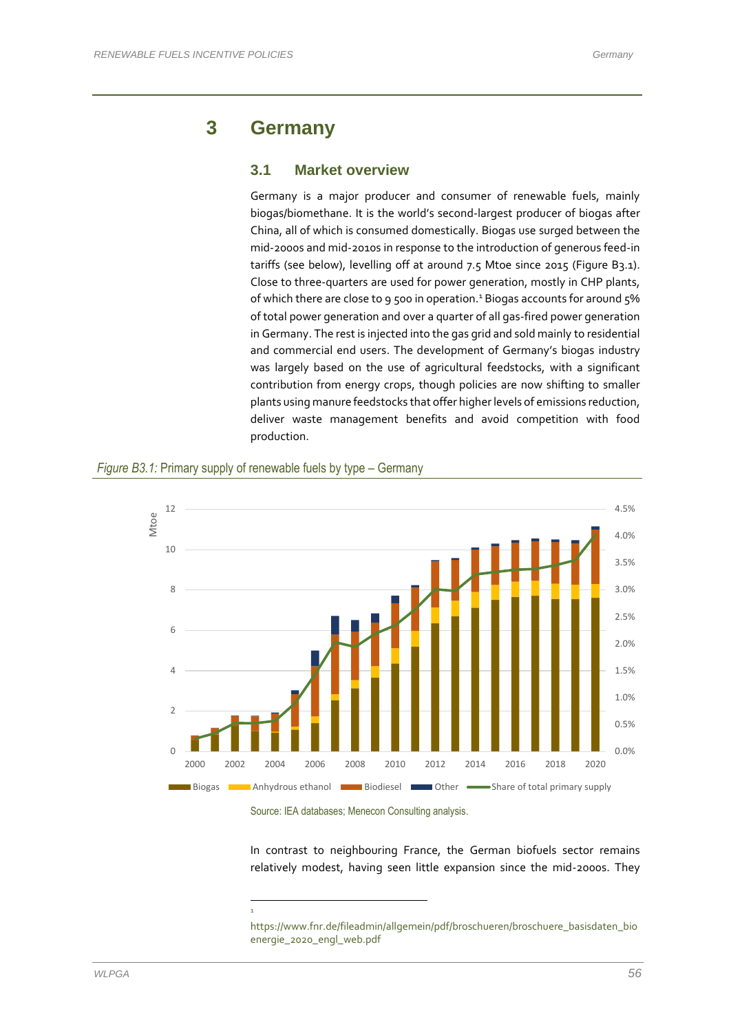# 3 Germany

## 3.1 Market overview

Germany is a major producer and consumer of renewable fuels, mainly biogas/biomethane. It is the world's second-largest producer of biogas after China, all of which is consumed domestically. Biogas use surged between the mid-2000s and mid-2010s in response to the introduction of generous feed-in tariffs (see below), levelling off at around 7.5 Mtoe since 2015 (Figure B3.1). Close to three-quarters are used for power generation, mostly in CHP plants, of which there are close to 9 500 in operation.[1] Biogas accounts for around 5% of total power generation and over a quarter of all gas-fired power generation in Germany. The rest is injected into the gas grid and sold mainly to residential and commercial end users. The development of Germany's biogas industry was largely based on the use of agricultural feedstocks, with a significant contribution from energy crops, though policies are now shifting to smaller plants using manure feedstocks that offer higher levels of emissions reduction, deliver waste management benefits and avoid competition with food production.

*Figure B3.1:* Primary supply of renewable fuels by type – Germany

Source: IEA databases; Menecon Consulting analysis.

In contrast to neighbouring France, the German biofuels sector remains relatively modest, having seen little expansion since the mid-2000s. They

[1] https://www.fnr.de/fileadmin/allgemein/pdf/broschueren/broschuere_basisdaten_bioenergie_2020_engl_web.pdf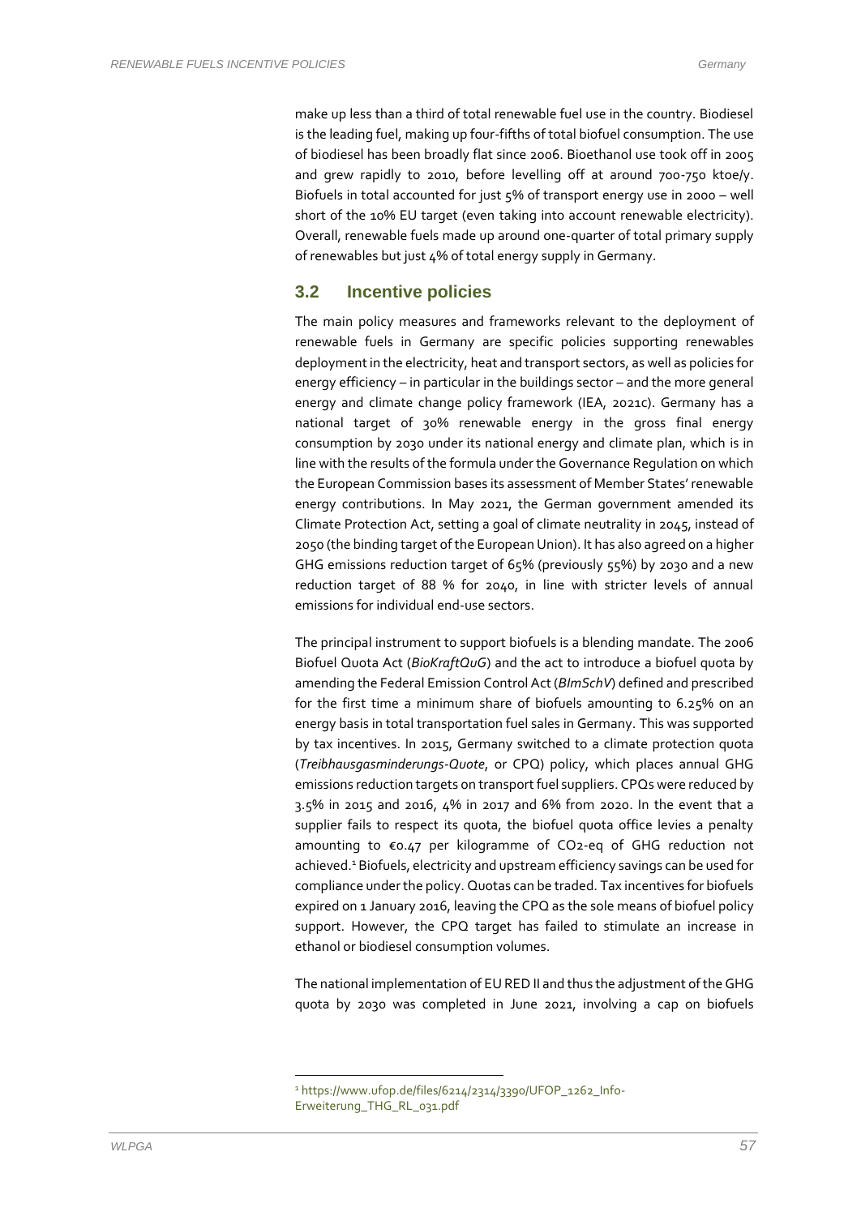make up less than a third of total renewable fuel use in the country. Biodiesel is the leading fuel, making up four-fifths of total biofuel consumption. The use of biodiesel has been broadly flat since 2006. Bioethanol use took off in 2005 and grew rapidly to 2010, before levelling off at around 700-750 ktoe/y. Biofuels in total accounted for just 5% of transport energy use in 2000 – well short of the 10% EU target (even taking into account renewable electricity). Overall, renewable fuels made up around one-quarter of total primary supply of renewables but just 4% of total energy supply in Germany.

## 3.2 Incentive policies

The main policy measures and frameworks relevant to the deployment of renewable fuels in Germany are specific policies supporting renewables deployment in the electricity, heat and transport sectors, as well as policies for energy efficiency – in particular in the buildings sector – and the more general energy and climate change policy framework (IEA, 2021c). Germany has a national target of 30% renewable energy in the gross final energy consumption by 2030 under its national energy and climate plan, which is in line with the results of the formula under the Governance Regulation on which the European Commission bases its assessment of Member States' renewable energy contributions. In May 2021, the German government amended its Climate Protection Act, setting a goal of climate neutrality in 2045, instead of 2050 (the binding target of the European Union). It has also agreed on a higher GHG emissions reduction target of 65% (previously 55%) by 2030 and a new reduction target of 88 % for 2040, in line with stricter levels of annual emissions for individual end-use sectors.

The principal instrument to support biofuels is a blending mandate. The 2006 Biofuel Quota Act (*BioKraftQuG*) and the act to introduce a biofuel quota by amending the Federal Emission Control Act (*BImSchV*) defined and prescribed for the first time a minimum share of biofuels amounting to 6.25% on an energy basis in total transportation fuel sales in Germany. This was supported by tax incentives. In 2015, Germany switched to a climate protection quota (*Treibhausgasminderungs-Quote*, or CPQ) policy, which places annual GHG emissions reduction targets on transport fuel suppliers. CPQs were reduced by 3.5% in 2015 and 2016, 4% in 2017 and 6% from 2020. In the event that a supplier fails to respect its quota, the biofuel quota office levies a penalty amounting to €0.47 per kilogramme of $CO_2$-eq of GHG reduction not achieved.[1] Biofuels, electricity and upstream efficiency savings can be used for compliance under the policy. Quotas can be traded. Tax incentives for biofuels expired on 1 January 2016, leaving the CPQ as the sole means of biofuel policy support. However, the CPQ target has failed to stimulate an increase in ethanol or biodiesel consumption volumes.

The national implementation of EU RED II and thus the adjustment of the GHG quota by 2030 was completed in June 2021, involving a cap on biofuels

[1] https://www.ufop.de/files/6214/2314/3390/UFOP_1262_Info-Erweiterung_THG_RL_031.pdf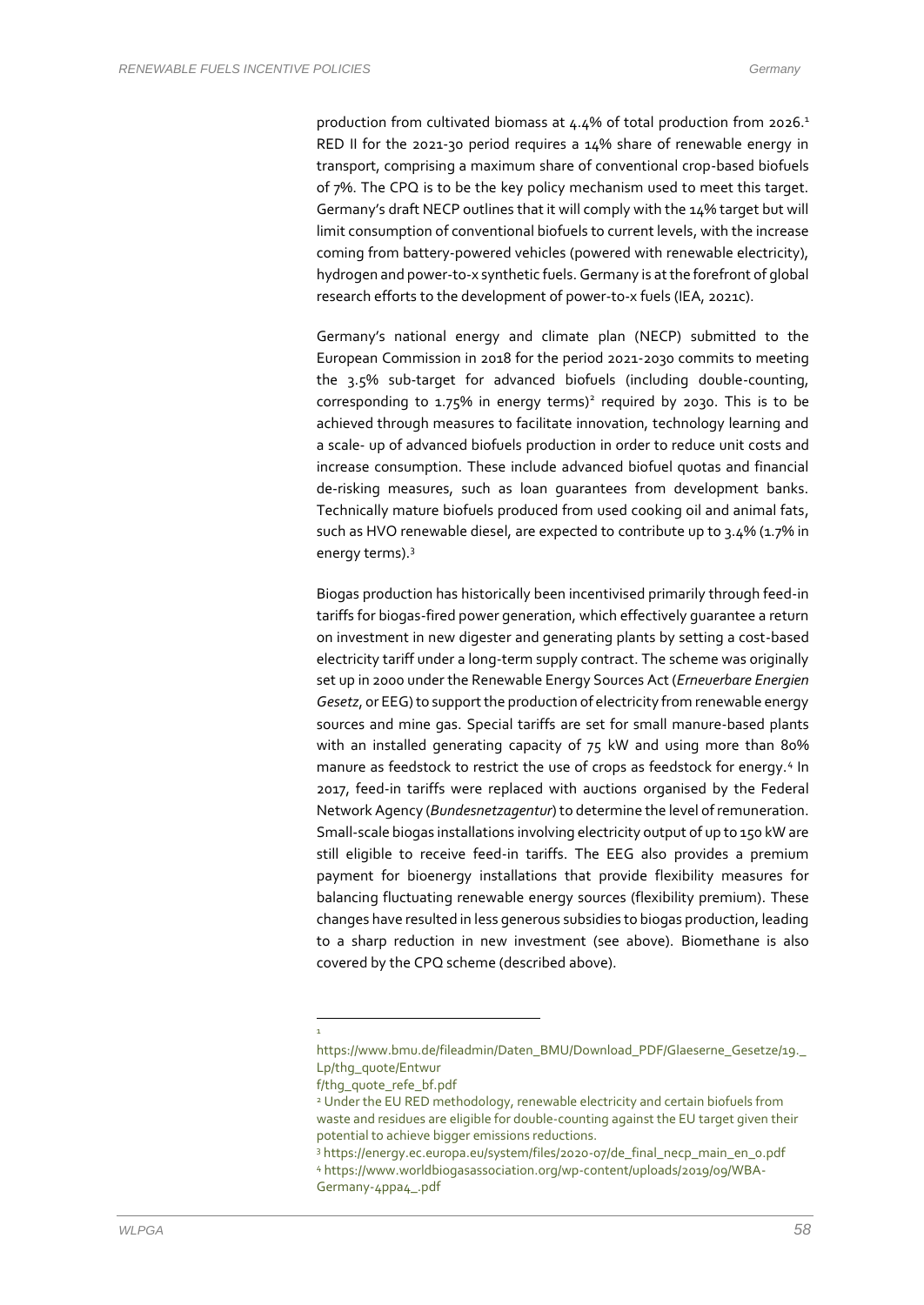production from cultivated biomass at 4.4% of total production from 2026.[1] RED II for the 2021-30 period requires a 14% share of renewable energy in transport, comprising a maximum share of conventional crop-based biofuels of 7%. The CPQ is to be the key policy mechanism used to meet this target. Germany's draft NECP outlines that it will comply with the 14% target but will limit consumption of conventional biofuels to current levels, with the increase coming from battery-powered vehicles (powered with renewable electricity), hydrogen and power-to-x synthetic fuels. Germany is at the forefront of global research efforts to the development of power-to-x fuels (IEA, 2021c).

Germany's national energy and climate plan (NECP) submitted to the European Commission in 2018 for the period 2021-2030 commits to meeting the 3.5% sub-target for advanced biofuels (including double-counting, corresponding to 1.75% in energy terms)[2] required by 2030. This is to be achieved through measures to facilitate innovation, technology learning and a scale- up of advanced biofuels production in order to reduce unit costs and increase consumption. These include advanced biofuel quotas and financial de-risking measures, such as loan guarantees from development banks. Technically mature biofuels produced from used cooking oil and animal fats, such as HVO renewable diesel, are expected to contribute up to 3.4% (1.7% in energy terms).[3]

Biogas production has historically been incentivised primarily through feed-in tariffs for biogas-fired power generation, which effectively guarantee a return on investment in new digester and generating plants by setting a cost-based electricity tariff under a long-term supply contract. The scheme was originally set up in 2000 under the Renewable Energy Sources Act (*Erneuerbare Energien Gesetz*, or EEG) to support the production of electricity from renewable energy sources and mine gas. Special tariffs are set for small manure-based plants with an installed generating capacity of 75 kW and using more than 80% manure as feedstock to restrict the use of crops as feedstock for energy.[4] In 2017, feed-in tariffs were replaced with auctions organised by the Federal Network Agency (*Bundesnetzagentur*) to determine the level of remuneration. Small-scale biogas installations involving electricity output of up to 150 kW are still eligible to receive feed-in tariffs. The EEG also provides a premium payment for bioenergy installations that provide flexibility measures for balancing fluctuating renewable energy sources (flexibility premium). These changes have resulted in less generous subsidies to biogas production, leading to a sharp reduction in new investment (see above). Biomethane is also covered by the CPQ scheme (described above).

---

[1] https://www.bmu.de/fileadmin/Daten_BMU/Download_PDF/Glaeserne_Gesetze/19._Lp/thg_quote/Entwurf/thg_quote_refe_bf.pdf

[2] Under the EU RED methodology, renewable electricity and certain biofuels from waste and residues are eligible for double-counting against the EU target given their potential to achieve bigger emissions reductions.

[3] https://energy.ec.europa.eu/system/files/2020-07/de_final_necp_main_en_0.pdf

[4] https://www.worldbiogasassociation.org/wp-content/uploads/2019/09/WBA-Germany-4ppa4_.pdf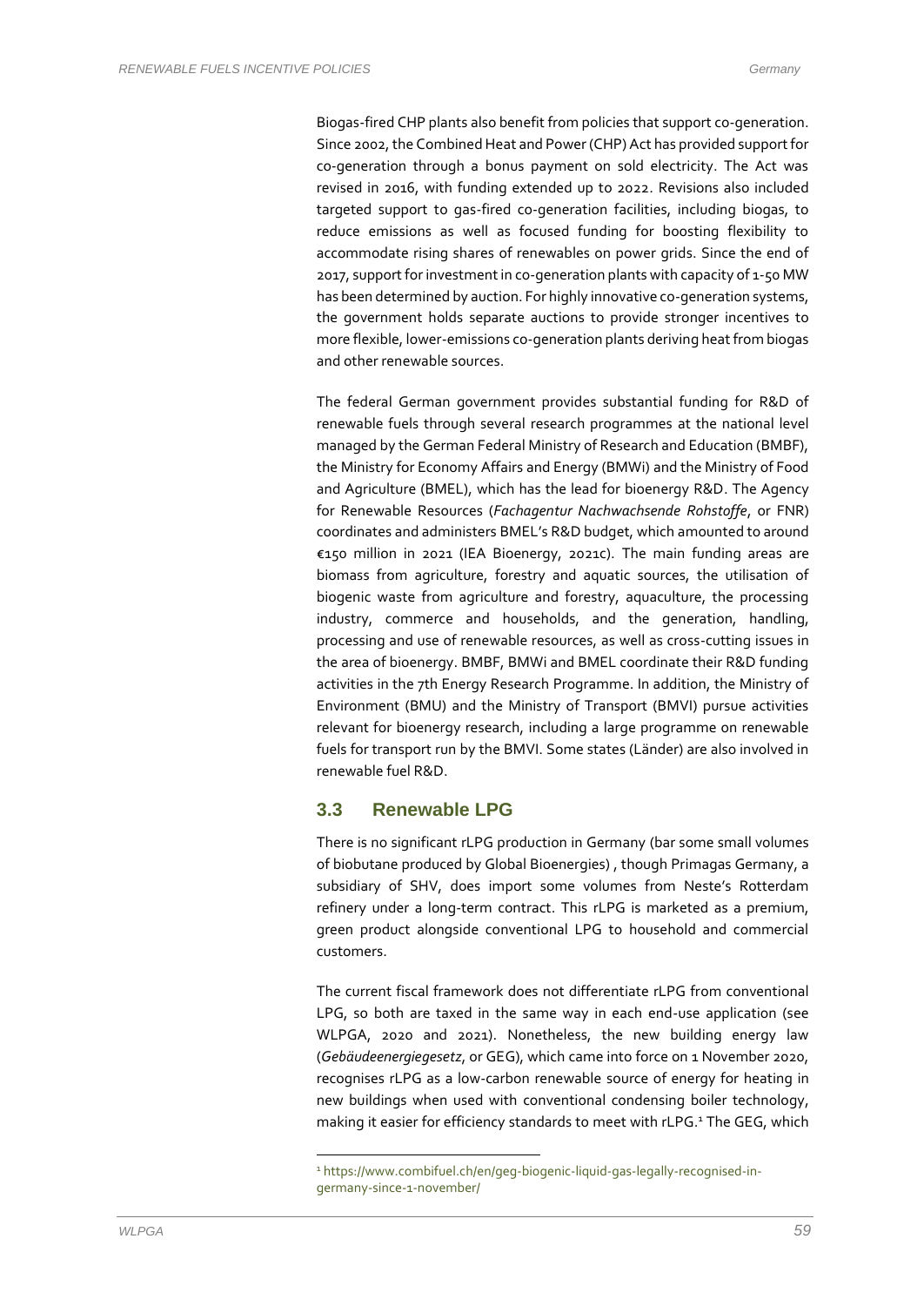Biogas-fired CHP plants also benefit from policies that support co-generation. Since 2002, the Combined Heat and Power (CHP) Act has provided support for co-generation through a bonus payment on sold electricity. The Act was revised in 2016, with funding extended up to 2022. Revisions also included targeted support to gas-fired co-generation facilities, including biogas, to reduce emissions as well as focused funding for boosting flexibility to accommodate rising shares of renewables on power grids. Since the end of 2017, support for investment in co-generation plants with capacity of 1-50 MW has been determined by auction. For highly innovative co-generation systems, the government holds separate auctions to provide stronger incentives to more flexible, lower-emissions co-generation plants deriving heat from biogas and other renewable sources.

The federal German government provides substantial funding for R&D of renewable fuels through several research programmes at the national level managed by the German Federal Ministry of Research and Education (BMBF), the Ministry for Economy Affairs and Energy (BMWi) and the Ministry of Food and Agriculture (BMEL), which has the lead for bioenergy R&D. The Agency for Renewable Resources (*Fachagentur Nachwachsende Rohstoffe*, or FNR) coordinates and administers BMEL's R&D budget, which amounted to around €150 million in 2021 (IEA Bioenergy, 2021c). The main funding areas are biomass from agriculture, forestry and aquatic sources, the utilisation of biogenic waste from agriculture and forestry, aquaculture, the processing industry, commerce and households, and the generation, handling, processing and use of renewable resources, as well as cross-cutting issues in the area of bioenergy. BMBF, BMWi and BMEL coordinate their R&D funding activities in the 7th Energy Research Programme. In addition, the Ministry of Environment (BMU) and the Ministry of Transport (BMVI) pursue activities relevant for bioenergy research, including a large programme on renewable fuels for transport run by the BMVI. Some states (Länder) are also involved in renewable fuel R&D.

## 3.3 Renewable LPG

There is no significant rLPG production in Germany (bar some small volumes of biobutane produced by Global Bioenergies) , though Primagas Germany, a subsidiary of SHV, does import some volumes from Neste's Rotterdam refinery under a long-term contract. This rLPG is marketed as a premium, green product alongside conventional LPG to household and commercial customers.

The current fiscal framework does not differentiate rLPG from conventional LPG, so both are taxed in the same way in each end-use application (see WLPGA, 2020 and 2021). Nonetheless, the new building energy law (*Gebäudeenergiegesetz*, or GEG), which came into force on 1 November 2020, recognises rLPG as a low-carbon renewable source of energy for heating in new buildings when used with conventional condensing boiler technology, making it easier for efficiency standards to meet with rLPG.[1] The GEG, which

[1] https://www.combifuel.ch/en/geg-biogenic-liquid-gas-legally-recognised-in-germany-since-1-november/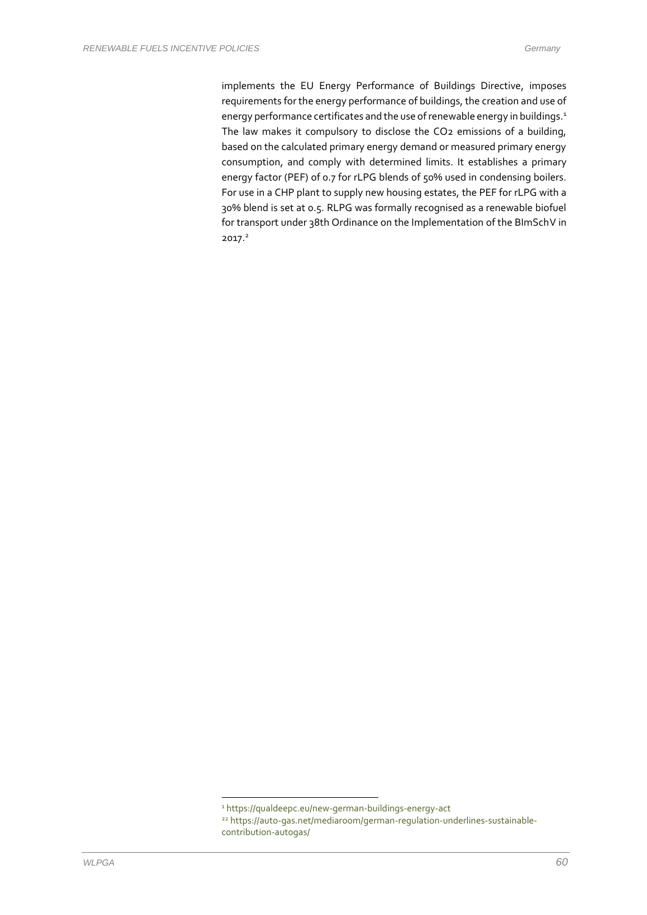implements the EU Energy Performance of Buildings Directive, imposes requirements for the energy performance of buildings, the creation and use of energy performance certificates and the use of renewable energy in buildings.[1] The law makes it compulsory to disclose the $CO_2$ emissions of a building, based on the calculated primary energy demand or measured primary energy consumption, and comply with determined limits. It establishes a primary energy factor (PEF) of 0.7 for rLPG blends of 50% used in condensing boilers. For use in a CHP plant to supply new housing estates, the PEF for rLPG with a 30% blend is set at 0.5. RLPG was formally recognised as a renewable biofuel for transport under 38th Ordinance on the Implementation of the BImSchV in 2017.[2]

---

[1] https://qualdeepc.eu/new-german-buildings-energy-act

[22] https://auto-gas.net/mediaroom/german-regulation-underlines-sustainable-contribution-autogas/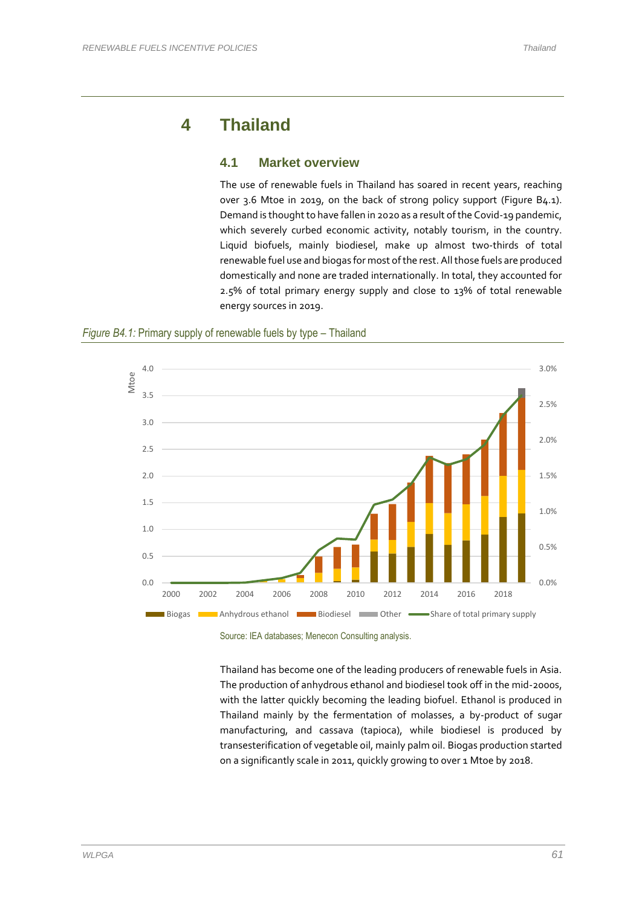# 4 Thailand

## 4.1 Market overview

The use of renewable fuels in Thailand has soared in recent years, reaching over 3.6 Mtoe in 2019, on the back of strong policy support (Figure B4.1). Demand is thought to have fallen in 2020 as a result of the Covid-19 pandemic, which severely curbed economic activity, notably tourism, in the country. Liquid biofuels, mainly biodiesel, make up almost two-thirds of total renewable fuel use and biogas for most of the rest. All those fuels are produced domestically and none are traded internationally. In total, they accounted for 2.5% of total primary energy supply and close to 13% of total renewable energy sources in 2019.

*Figure B4.1:* Primary supply of renewable fuels by type – Thailand

Source: IEA databases; Menecon Consulting analysis.

Thailand has become one of the leading producers of renewable fuels in Asia. The production of anhydrous ethanol and biodiesel took off in the mid-2000s, with the latter quickly becoming the leading biofuel. Ethanol is produced in Thailand mainly by the fermentation of molasses, a by-product of sugar manufacturing, and cassava (tapioca), while biodiesel is produced by transesterification of vegetable oil, mainly palm oil. Biogas production started on a significantly scale in 2011, quickly growing to over 1 Mtoe by 2018.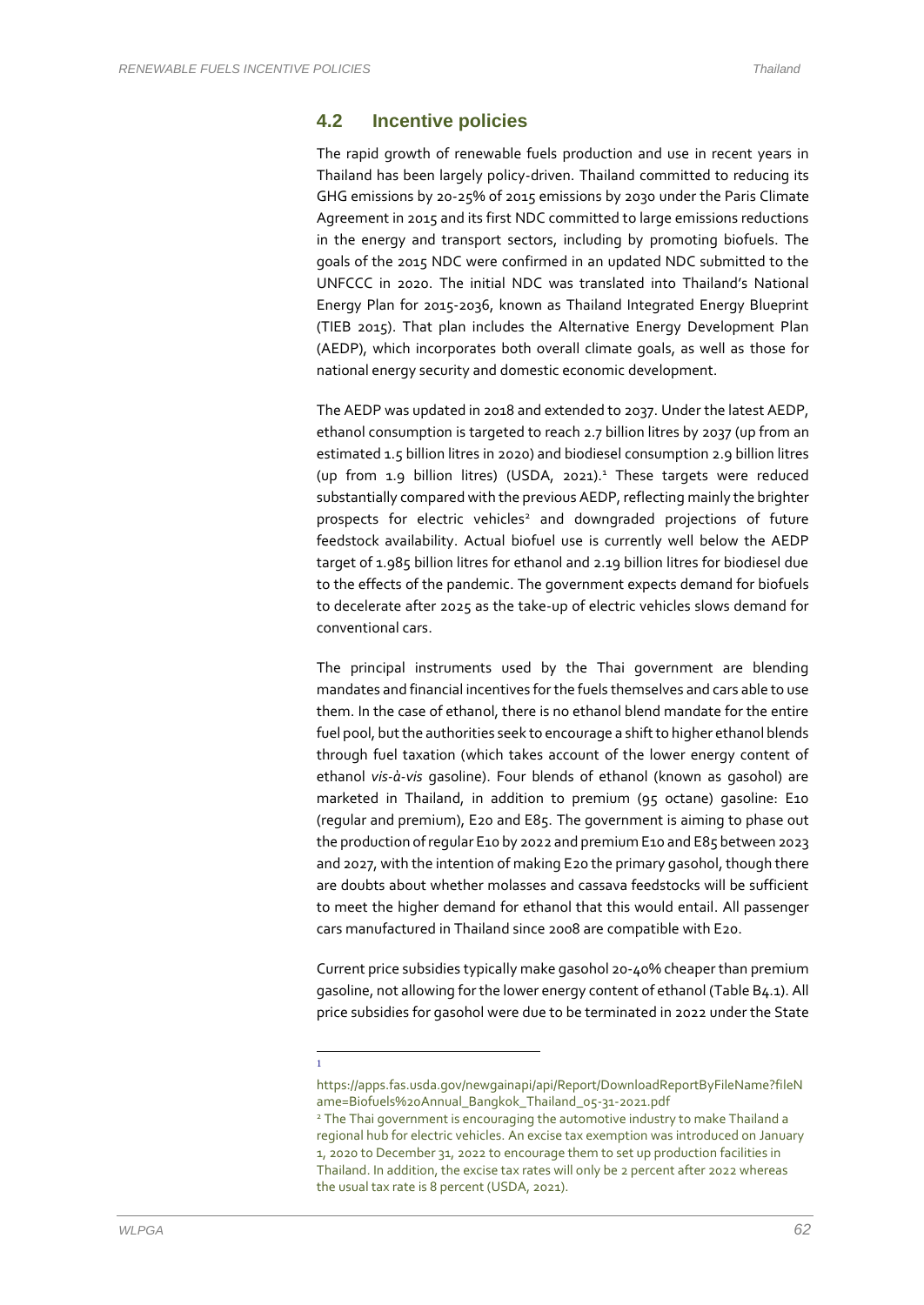## 4.2 Incentive policies

The rapid growth of renewable fuels production and use in recent years in Thailand has been largely policy-driven. Thailand committed to reducing its GHG emissions by 20-25% of 2015 emissions by 2030 under the Paris Climate Agreement in 2015 and its first NDC committed to large emissions reductions in the energy and transport sectors, including by promoting biofuels. The goals of the 2015 NDC were confirmed in an updated NDC submitted to the UNFCCC in 2020. The initial NDC was translated into Thailand's National Energy Plan for 2015-2036, known as Thailand Integrated Energy Blueprint (TIEB 2015). That plan includes the Alternative Energy Development Plan (AEDP), which incorporates both overall climate goals, as well as those for national energy security and domestic economic development.

The AEDP was updated in 2018 and extended to 2037. Under the latest AEDP, ethanol consumption is targeted to reach 2.7 billion litres by 2037 (up from an estimated 1.5 billion litres in 2020) and biodiesel consumption 2.9 billion litres (up from 1.9 billion litres) (USDA, 2021).[1] These targets were reduced substantially compared with the previous AEDP, reflecting mainly the brighter prospects for electric vehicles[2] and downgraded projections of future feedstock availability. Actual biofuel use is currently well below the AEDP target of 1.985 billion litres for ethanol and 2.19 billion litres for biodiesel due to the effects of the pandemic. The government expects demand for biofuels to decelerate after 2025 as the take-up of electric vehicles slows demand for conventional cars.

The principal instruments used by the Thai government are blending mandates and financial incentives for the fuels themselves and cars able to use them. In the case of ethanol, there is no ethanol blend mandate for the entire fuel pool, but the authorities seek to encourage a shift to higher ethanol blends through fuel taxation (which takes account of the lower energy content of ethanol *vis-à-vis* gasoline). Four blends of ethanol (known as gasohol) are marketed in Thailand, in addition to premium (95 octane) gasoline: E10 (regular and premium), E20 and E85. The government is aiming to phase out the production of regular E10 by 2022 and premium E10 and E85 between 2023 and 2027, with the intention of making E20 the primary gasohol, though there are doubts about whether molasses and cassava feedstocks will be sufficient to meet the higher demand for ethanol that this would entail. All passenger cars manufactured in Thailand since 2008 are compatible with E20.

Current price subsidies typically make gasohol 20-40% cheaper than premium gasoline, not allowing for the lower energy content of ethanol (Table B4.1). All price subsidies for gasohol were due to be terminated in 2022 under the State

---

[1] https://apps.fas.usda.gov/newgainapi/api/Report/DownloadReportByFileName?fileName=Biofuels%20Annual_Bangkok_Thailand_05-31-2021.pdf

[2] The Thai government is encouraging the automotive industry to make Thailand a regional hub for electric vehicles. An excise tax exemption was introduced on January 1, 2020 to December 31, 2022 to encourage them to set up production facilities in Thailand. In addition, the excise tax rates will only be 2 percent after 2022 whereas the usual tax rate is 8 percent (USDA, 2021).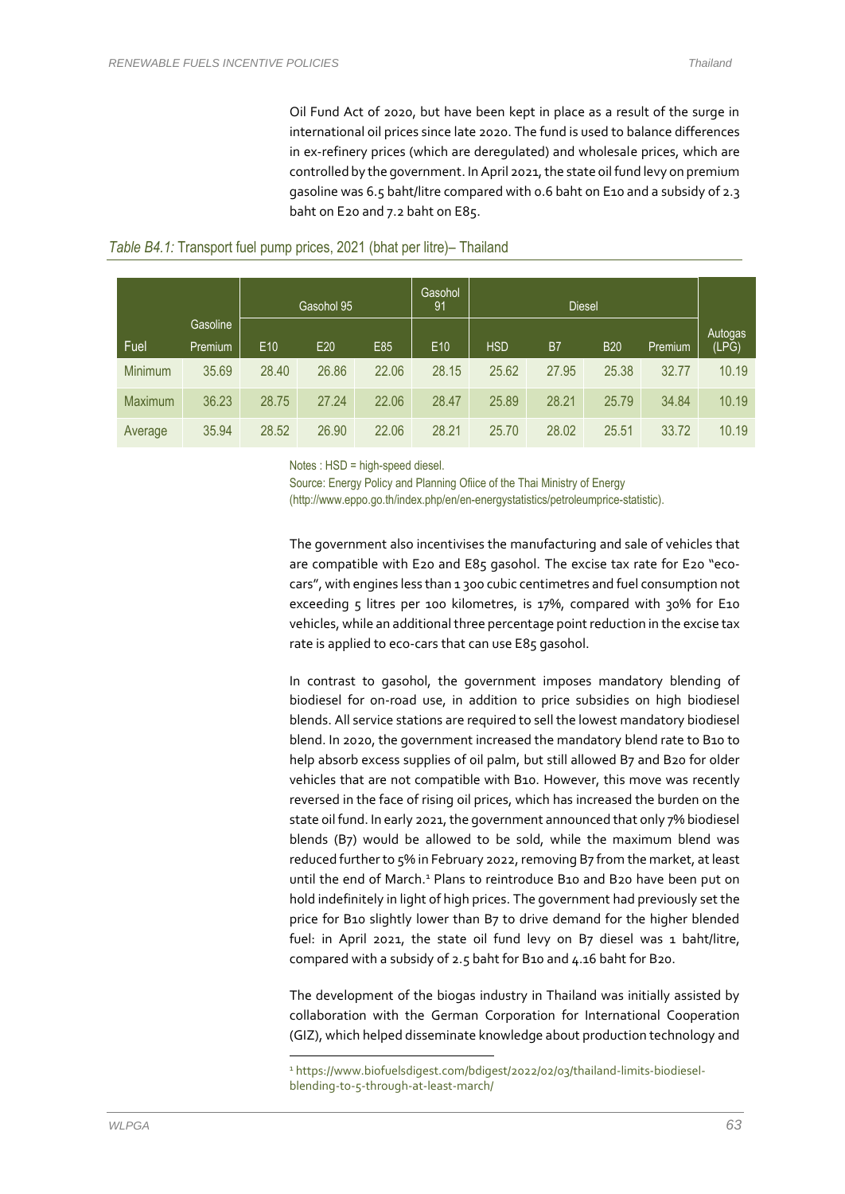Oil Fund Act of 2020, but have been kept in place as a result of the surge in international oil prices since late 2020. The fund is used to balance differences in ex-refinery prices (which are deregulated) and wholesale prices, which are controlled by the government. In April 2021, the state oil fund levy on premium gasoline was 6.5 baht/litre compared with 0.6 baht on E10 and a subsidy of 2.3 baht on E20 and 7.2 baht on E85.

*Table B4.1:* Transport fuel pump prices, 2021 (bhat per litre)– Thailand

| | Gasoline | Gasohol 95 | | | Gasohol 91 | Diesel | | | | Autogas (LPG) |
|---|---|---|---|---|---|---|---|---|---|---|
| Fuel | Premium | E10 | E20 | E85 | E10 | HSD | B7 | B20 | Premium | |
| Minimum | 35.69 | 28.40 | 26.86 | 22.06 | 28.15 | 25.62 | 27.95 | 25.38 | 32.77 | 10.19 |
| Maximum | 36.23 | 28.75 | 27.24 | 22.06 | 28.47 | 25.89 | 28.21 | 25.79 | 34.84 | 10.19 |
| Average | 35.94 | 28.52 | 26.90 | 22.06 | 28.21 | 25.70 | 28.02 | 25.51 | 33.72 | 10.19 |

Notes : HSD = high-speed diesel.
Source: Energy Policy and Planning Ofiice of the Thai Ministry of Energy (http://www.eppo.go.th/index.php/en/en-energystatistics/petroleumprice-statistic).

The government also incentivises the manufacturing and sale of vehicles that are compatible with E20 and E85 gasohol. The excise tax rate for E20 "eco-cars", with engines less than 1 300 cubic centimetres and fuel consumption not exceeding 5 litres per 100 kilometres, is 17%, compared with 30% for E10 vehicles, while an additional three percentage point reduction in the excise tax rate is applied to eco-cars that can use E85 gasohol.

In contrast to gasohol, the government imposes mandatory blending of biodiesel for on-road use, in addition to price subsidies on high biodiesel blends. All service stations are required to sell the lowest mandatory biodiesel blend. In 2020, the government increased the mandatory blend rate to B10 to help absorb excess supplies of oil palm, but still allowed B7 and B20 for older vehicles that are not compatible with B10. However, this move was recently reversed in the face of rising oil prices, which has increased the burden on the state oil fund. In early 2021, the government announced that only 7% biodiesel blends (B7) would be allowed to be sold, while the maximum blend was reduced further to 5% in February 2022, removing B7 from the market, at least until the end of March.[1] Plans to reintroduce B10 and B20 have been put on hold indefinitely in light of high prices. The government had previously set the price for B10 slightly lower than B7 to drive demand for the higher blended fuel: in April 2021, the state oil fund levy on B7 diesel was 1 baht/litre, compared with a subsidy of 2.5 baht for B10 and 4.16 baht for B20.

The development of the biogas industry in Thailand was initially assisted by collaboration with the German Corporation for International Cooperation (GIZ), which helped disseminate knowledge about production technology and

[1] https://www.biofuelsdigest.com/bdigest/2022/02/03/thailand-limits-biodiesel-blending-to-5-through-at-least-march/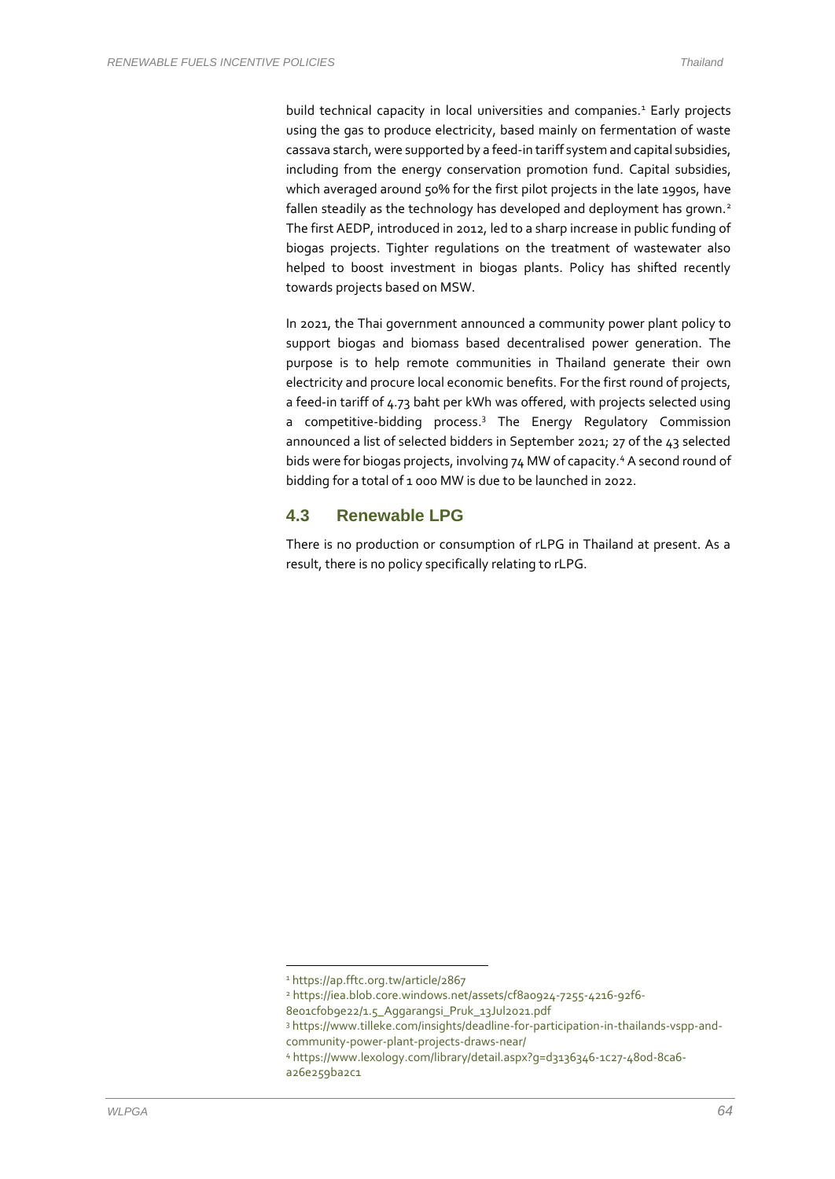build technical capacity in local universities and companies.[1] Early projects using the gas to produce electricity, based mainly on fermentation of waste cassava starch, were supported by a feed-in tariff system and capital subsidies, including from the energy conservation promotion fund. Capital subsidies, which averaged around 50% for the first pilot projects in the late 1990s, have fallen steadily as the technology has developed and deployment has grown.[2] The first AEDP, introduced in 2012, led to a sharp increase in public funding of biogas projects. Tighter regulations on the treatment of wastewater also helped to boost investment in biogas plants. Policy has shifted recently towards projects based on MSW.

In 2021, the Thai government announced a community power plant policy to support biogas and biomass based decentralised power generation. The purpose is to help remote communities in Thailand generate their own electricity and procure local economic benefits. For the first round of projects, a feed-in tariff of 4.73 baht per kWh was offered, with projects selected using a competitive-bidding process.[3] The Energy Regulatory Commission announced a list of selected bidders in September 2021; 27 of the 43 selected bids were for biogas projects, involving 74 MW of capacity.[4] A second round of bidding for a total of 1 000 MW is due to be launched in 2022.

## 4.3 Renewable LPG

There is no production or consumption of rLPG in Thailand at present. As a result, there is no policy specifically relating to rLPG.

---

[1] https://ap.fftc.org.tw/article/2867

[2] https://iea.blob.core.windows.net/assets/cf8a0924-7255-4216-92f6-8e01cf0b9e22/1.5_Aggarangsi_Pruk_13Jul2021.pdf

[3] https://www.tilleke.com/insights/deadline-for-participation-in-thailands-vspp-and-community-power-plant-projects-draws-near/

[4] https://www.lexology.com/library/detail.aspx?g=d3136346-1c27-480d-8ca6-a26e259ba2c1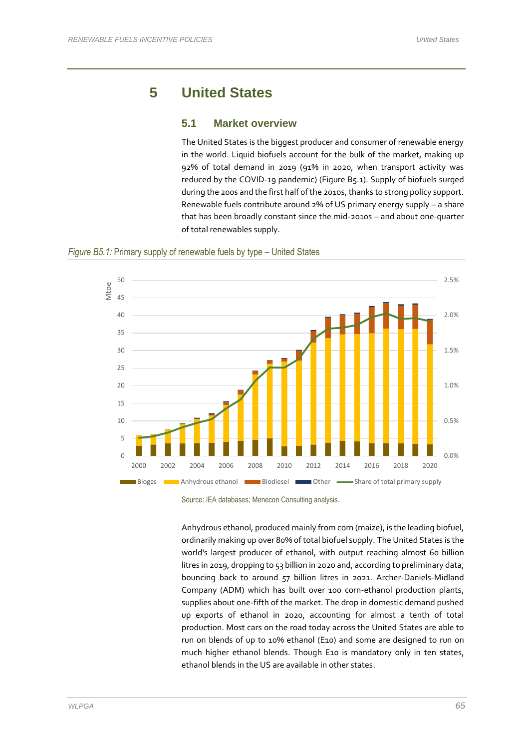# 5 United States

## 5.1 Market overview

The United States is the biggest producer and consumer of renewable energy in the world. Liquid biofuels account for the bulk of the market, making up 92% of total demand in 2019 (91% in 2020, when transport activity was reduced by the COVID-19 pandemic) (Figure B5.1). Supply of biofuels surged during the 2000s and the first half of the 2010s, thanks to strong policy support. Renewable fuels contribute around 2% of US primary energy supply – a share that has been broadly constant since the mid-2010s – and about one-quarter of total renewables supply.

*Figure B5.1:* Primary supply of renewable fuels by type – United States

Source: IEA databases; Menecon Consulting analysis.

Anhydrous ethanol, produced mainly from corn (maize), is the leading biofuel, ordinarily making up over 80% of total biofuel supply. The United States is the world's largest producer of ethanol, with output reaching almost 60 billion litres in 2019, dropping to 53 billion in 2020 and, according to preliminary data, bouncing back to around 57 billion litres in 2021. Archer-Daniels-Midland Company (ADM) which has built over 100 corn-ethanol production plants, supplies about one-fifth of the market. The drop in domestic demand pushed up exports of ethanol in 2020, accounting for almost a tenth of total production. Most cars on the road today across the United States are able to run on blends of up to 10% ethanol (E10) and some are designed to run on much higher ethanol blends. Though E10 is mandatory only in ten states, ethanol blends in the US are available in other states.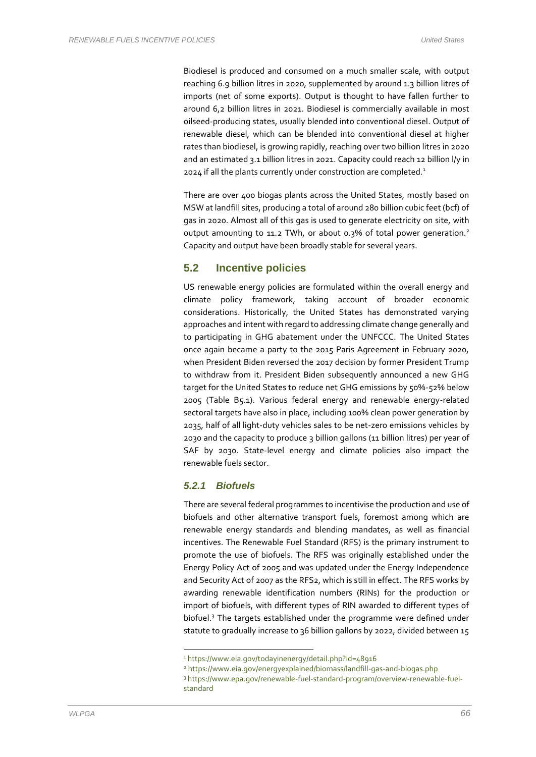Biodiesel is produced and consumed on a much smaller scale, with output reaching 6.9 billion litres in 2020, supplemented by around 1.3 billion litres of imports (net of some exports). Output is thought to have fallen further to around 6,2 billion litres in 2021. Biodiesel is commercially available in most oilseed-producing states, usually blended into conventional diesel. Output of renewable diesel, which can be blended into conventional diesel at higher rates than biodiesel, is growing rapidly, reaching over two billion litres in 2020 and an estimated 3.1 billion litres in 2021. Capacity could reach 12 billion l/y in 2024 if all the plants currently under construction are completed.[1]

There are over 400 biogas plants across the United States, mostly based on MSW at landfill sites, producing a total of around 280 billion cubic feet (bcf) of gas in 2020. Almost all of this gas is used to generate electricity on site, with output amounting to 11.2 TWh, or about 0.3% of total power generation.[2] Capacity and output have been broadly stable for several years.

## 5.2 Incentive policies

US renewable energy policies are formulated within the overall energy and climate policy framework, taking account of broader economic considerations. Historically, the United States has demonstrated varying approaches and intent with regard to addressing climate change generally and to participating in GHG abatement under the UNFCCC. The United States once again became a party to the 2015 Paris Agreement in February 2020, when President Biden reversed the 2017 decision by former President Trump to withdraw from it. President Biden subsequently announced a new GHG target for the United States to reduce net GHG emissions by 50%-52% below 2005 (Table B5.1). Various federal energy and renewable energy-related sectoral targets have also in place, including 100% clean power generation by 2035, half of all light-duty vehicles sales to be net-zero emissions vehicles by 2030 and the capacity to produce 3 billion gallons (11 billion litres) per year of SAF by 2030. State-level energy and climate policies also impact the renewable fuels sector.

### 5.2.1 Biofuels

There are several federal programmes to incentivise the production and use of biofuels and other alternative transport fuels, foremost among which are renewable energy standards and blending mandates, as well as financial incentives. The Renewable Fuel Standard (RFS) is the primary instrument to promote the use of biofuels. The RFS was originally established under the Energy Policy Act of 2005 and was updated under the Energy Independence and Security Act of 2007 as the RFS2, which is still in effect. The RFS works by awarding renewable identification numbers (RINs) for the production or import of biofuels, with different types of RIN awarded to different types of biofuel.[3] The targets established under the programme were defined under statute to gradually increase to 36 billion gallons by 2022, divided between 15

---

[1] https://www.eia.gov/todayinenergy/detail.php?id=48916

[2] https://www.eia.gov/energyexplained/biomass/landfill-gas-and-biogas.php

[3] https://www.epa.gov/renewable-fuel-standard-program/overview-renewable-fuel-standard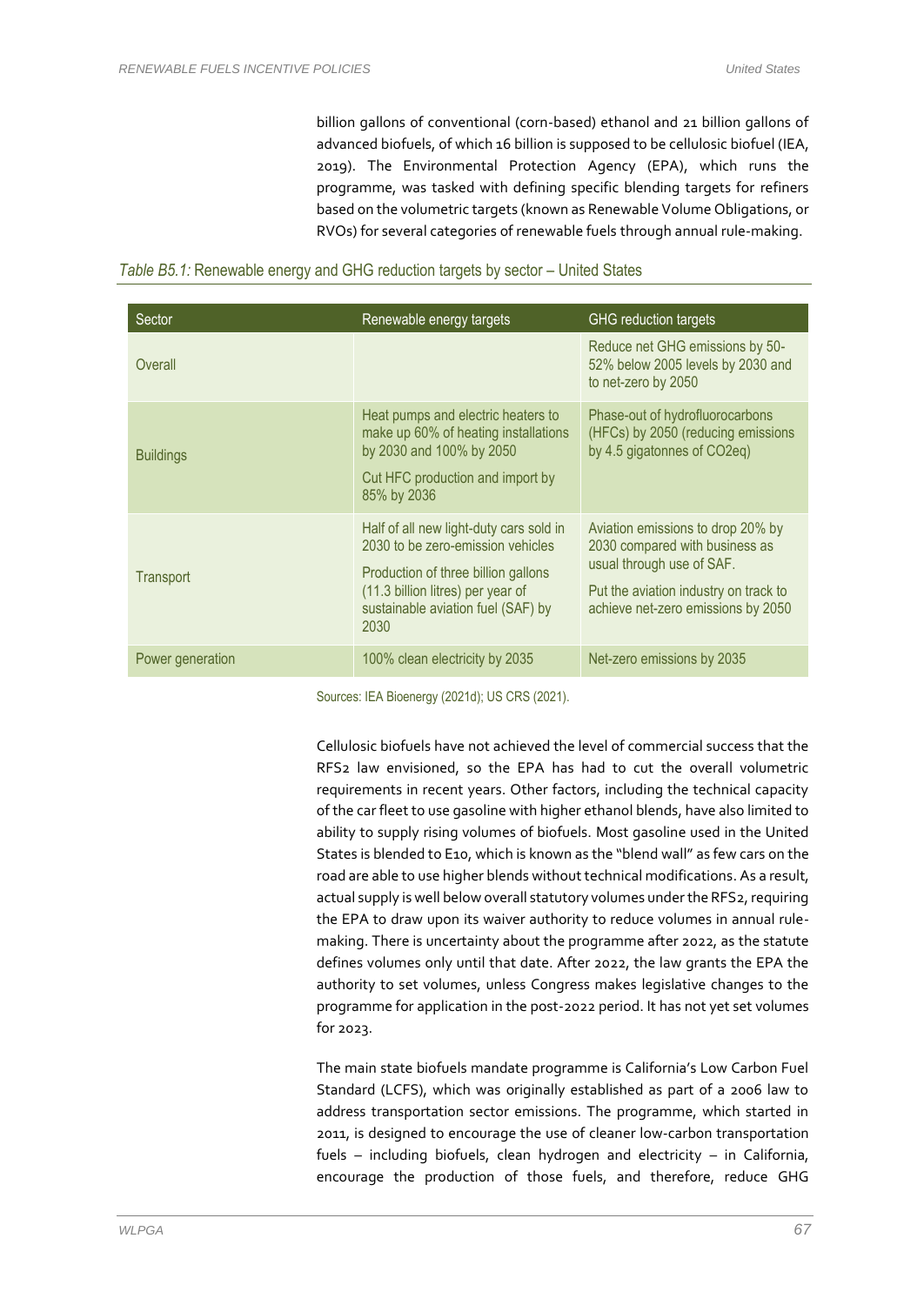billion gallons of conventional (corn-based) ethanol and 21 billion gallons of advanced biofuels, of which 16 billion is supposed to be cellulosic biofuel (IEA, 2019). The Environmental Protection Agency (EPA), which runs the programme, was tasked with defining specific blending targets for refiners based on the volumetric targets (known as Renewable Volume Obligations, or RVOs) for several categories of renewable fuels through annual rule-making.

*Table B5.1:* Renewable energy and GHG reduction targets by sector – United States

| Sector | Renewable energy targets | GHG reduction targets |
|---|---|---|
| Overall | | Reduce net GHG emissions by 50-52% below 2005 levels by 2030 and to net-zero by 2050 |
| Buildings | Heat pumps and electric heaters to make up 60% of heating installations by 2030 and 100% by 2050<br>Cut HFC production and import by 85% by 2036 | Phase-out of hydrofluorocarbons (HFCs) by 2050 (reducing emissions by 4.5 gigatonnes of CO2eq) |
| Transport | Half of all new light-duty cars sold in 2030 to be zero-emission vehicles<br>Production of three billion gallons (11.3 billion litres) per year of sustainable aviation fuel (SAF) by 2030 | Aviation emissions to drop 20% by 2030 compared with business as usual through use of SAF.<br>Put the aviation industry on track to achieve net-zero emissions by 2050 |
| Power generation | 100% clean electricity by 2035 | Net-zero emissions by 2035 |

Sources: IEA Bioenergy (2021d); US CRS (2021).

Cellulosic biofuels have not achieved the level of commercial success that the RFS2 law envisioned, so the EPA has had to cut the overall volumetric requirements in recent years. Other factors, including the technical capacity of the car fleet to use gasoline with higher ethanol blends, have also limited to ability to supply rising volumes of biofuels. Most gasoline used in the United States is blended to E10, which is known as the "blend wall" as few cars on the road are able to use higher blends without technical modifications. As a result, actual supply is well below overall statutory volumes under the RFS2, requiring the EPA to draw upon its waiver authority to reduce volumes in annual rule-making. There is uncertainty about the programme after 2022, as the statute defines volumes only until that date. After 2022, the law grants the EPA the authority to set volumes, unless Congress makes legislative changes to the programme for application in the post-2022 period. It has not yet set volumes for 2023.

The main state biofuels mandate programme is California's Low Carbon Fuel Standard (LCFS), which was originally established as part of a 2006 law to address transportation sector emissions. The programme, which started in 2011, is designed to encourage the use of cleaner low-carbon transportation fuels – including biofuels, clean hydrogen and electricity – in California, encourage the production of those fuels, and therefore, reduce GHG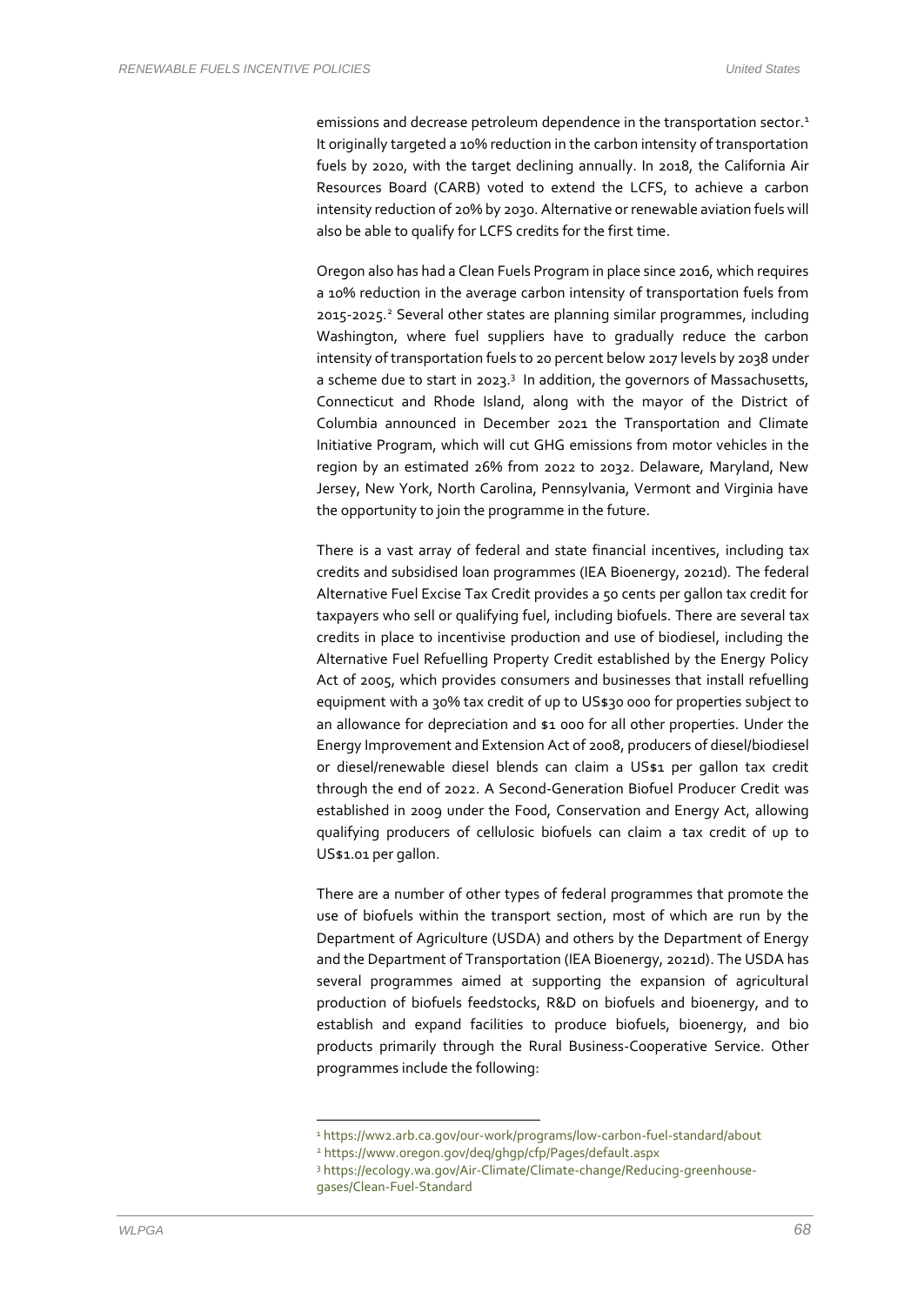emissions and decrease petroleum dependence in the transportation sector.[1] It originally targeted a 10% reduction in the carbon intensity of transportation fuels by 2020, with the target declining annually. In 2018, the California Air Resources Board (CARB) voted to extend the LCFS, to achieve a carbon intensity reduction of 20% by 2030. Alternative or renewable aviation fuels will also be able to qualify for LCFS credits for the first time.

Oregon also has had a Clean Fuels Program in place since 2016, which requires a 10% reduction in the average carbon intensity of transportation fuels from 2015-2025.[2] Several other states are planning similar programmes, including Washington, where fuel suppliers have to gradually reduce the carbon intensity of transportation fuels to 20 percent below 2017 levels by 2038 under a scheme due to start in 2023.[3] In addition, the governors of Massachusetts, Connecticut and Rhode Island, along with the mayor of the District of Columbia announced in December 2021 the Transportation and Climate Initiative Program, which will cut GHG emissions from motor vehicles in the region by an estimated 26% from 2022 to 2032. Delaware, Maryland, New Jersey, New York, North Carolina, Pennsylvania, Vermont and Virginia have the opportunity to join the programme in the future.

There is a vast array of federal and state financial incentives, including tax credits and subsidised loan programmes (IEA Bioenergy, 2021d). The federal Alternative Fuel Excise Tax Credit provides a 50 cents per gallon tax credit for taxpayers who sell or qualifying fuel, including biofuels. There are several tax credits in place to incentivise production and use of biodiesel, including the Alternative Fuel Refuelling Property Credit established by the Energy Policy Act of 2005, which provides consumers and businesses that install refuelling equipment with a 30% tax credit of up to US$30 000 for properties subject to an allowance for depreciation and $1 000 for all other properties. Under the Energy Improvement and Extension Act of 2008, producers of diesel/biodiesel or diesel/renewable diesel blends can claim a US$1 per gallon tax credit through the end of 2022. A Second-Generation Biofuel Producer Credit was established in 2009 under the Food, Conservation and Energy Act, allowing qualifying producers of cellulosic biofuels can claim a tax credit of up to US$1.01 per gallon.

There are a number of other types of federal programmes that promote the use of biofuels within the transport section, most of which are run by the Department of Agriculture (USDA) and others by the Department of Energy and the Department of Transportation (IEA Bioenergy, 2021d). The USDA has several programmes aimed at supporting the expansion of agricultural production of biofuels feedstocks, R&D on biofuels and bioenergy, and to establish and expand facilities to produce biofuels, bioenergy, and bio products primarily through the Rural Business-Cooperative Service. Other programmes include the following:

---

[1] https://ww2.arb.ca.gov/our-work/programs/low-carbon-fuel-standard/about
[2] https://www.oregon.gov/deq/ghgp/cfp/Pages/default.aspx
[3] https://ecology.wa.gov/Air-Climate/Climate-change/Reducing-greenhouse-gases/Clean-Fuel-Standard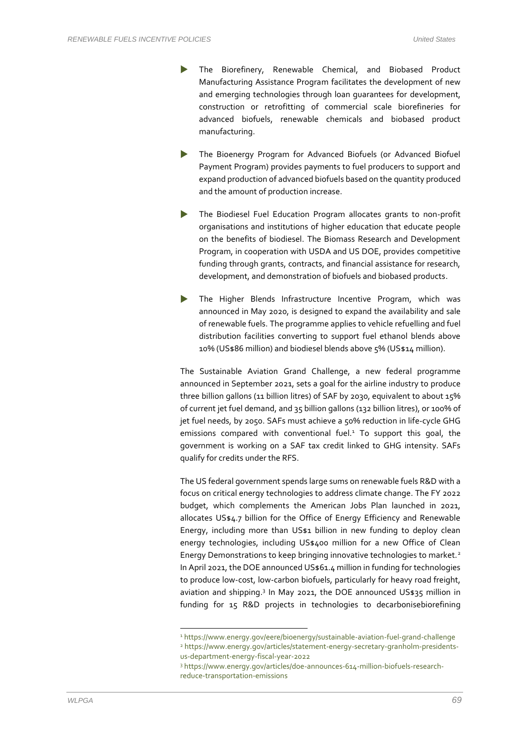- The Biorefinery, Renewable Chemical, and Biobased Product Manufacturing Assistance Program facilitates the development of new and emerging technologies through loan guarantees for development, construction or retrofitting of commercial scale biorefineries for advanced biofuels, renewable chemicals and biobased product manufacturing.

- The Bioenergy Program for Advanced Biofuels (or Advanced Biofuel Payment Program) provides payments to fuel producers to support and expand production of advanced biofuels based on the quantity produced and the amount of production increase.

- The Biodiesel Fuel Education Program allocates grants to non-profit organisations and institutions of higher education that educate people on the benefits of biodiesel. The Biomass Research and Development Program, in cooperation with USDA and US DOE, provides competitive funding through grants, contracts, and financial assistance for research, development, and demonstration of biofuels and biobased products.

- The Higher Blends Infrastructure Incentive Program, which was announced in May 2020, is designed to expand the availability and sale of renewable fuels. The programme applies to vehicle refuelling and fuel distribution facilities converting to support fuel ethanol blends above 10% (US$86 million) and biodiesel blends above 5% (US$14 million).

The Sustainable Aviation Grand Challenge, a new federal programme announced in September 2021, sets a goal for the airline industry to produce three billion gallons (11 billion litres) of SAF by 2030, equivalent to about 15% of current jet fuel demand, and 35 billion gallons (132 billion litres), or 100% of jet fuel needs, by 2050. SAFs must achieve a 50% reduction in life-cycle GHG emissions compared with conventional fuel.[1] To support this goal, the government is working on a SAF tax credit linked to GHG intensity. SAFs qualify for credits under the RFS.

The US federal government spends large sums on renewable fuels R&D with a focus on critical energy technologies to address climate change. The FY 2022 budget, which complements the American Jobs Plan launched in 2021, allocates US$4.7 billion for the Office of Energy Efficiency and Renewable Energy, including more than US$1 billion in new funding to deploy clean energy technologies, including US$400 million for a new Office of Clean Energy Demonstrations to keep bringing innovative technologies to market.[2] In April 2021, the DOE announced US$61.4 million in funding for technologies to produce low-cost, low-carbon biofuels, particularly for heavy road freight, aviation and shipping.[3] In May 2021, the DOE announced US$35 million in funding for 15 R&D projects in technologies to decarbonisebiorefining

---

[1] https://www.energy.gov/eere/bioenergy/sustainable-aviation-fuel-grand-challenge
[2] https://www.energy.gov/articles/statement-energy-secretary-granholm-presidents-us-department-energy-fiscal-year-2022
[3] https://www.energy.gov/articles/doe-announces-614-million-biofuels-research-reduce-transportation-emissions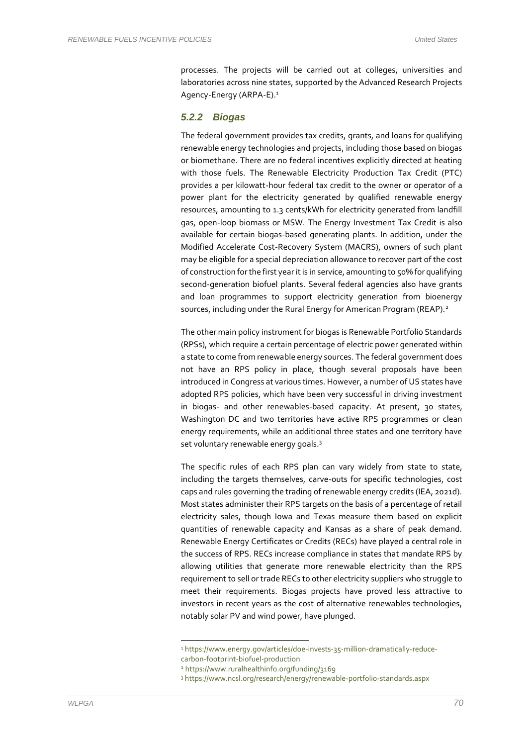processes. The projects will be carried out at colleges, universities and laboratories across nine states, supported by the Advanced Research Projects Agency-Energy (ARPA-E).[1]

### *5.2.2 Biogas*

The federal government provides tax credits, grants, and loans for qualifying renewable energy technologies and projects, including those based on biogas or biomethane. There are no federal incentives explicitly directed at heating with those fuels. The Renewable Electricity Production Tax Credit (PTC) provides a per kilowatt-hour federal tax credit to the owner or operator of a power plant for the electricity generated by qualified renewable energy resources, amounting to 1.3 cents/kWh for electricity generated from landfill gas, open-loop biomass or MSW. The Energy Investment Tax Credit is also available for certain biogas-based generating plants. In addition, under the Modified Accelerate Cost-Recovery System (MACRS), owners of such plant may be eligible for a special depreciation allowance to recover part of the cost of construction for the first year it is in service, amounting to 50% for qualifying second-generation biofuel plants. Several federal agencies also have grants and loan programmes to support electricity generation from bioenergy sources, including under the Rural Energy for American Program (REAP).[2]

The other main policy instrument for biogas is Renewable Portfolio Standards (RPSs), which require a certain percentage of electric power generated within a state to come from renewable energy sources. The federal government does not have an RPS policy in place, though several proposals have been introduced in Congress at various times. However, a number of US states have adopted RPS policies, which have been very successful in driving investment in biogas- and other renewables-based capacity. At present, 30 states, Washington DC and two territories have active RPS programmes or clean energy requirements, while an additional three states and one territory have set voluntary renewable energy goals.[3]

The specific rules of each RPS plan can vary widely from state to state, including the targets themselves, carve-outs for specific technologies, cost caps and rules governing the trading of renewable energy credits (IEA, 2021d). Most states administer their RPS targets on the basis of a percentage of retail electricity sales, though Iowa and Texas measure them based on explicit quantities of renewable capacity and Kansas as a share of peak demand. Renewable Energy Certificates or Credits (RECs) have played a central role in the success of RPS. RECs increase compliance in states that mandate RPS by allowing utilities that generate more renewable electricity than the RPS requirement to sell or trade RECs to other electricity suppliers who struggle to meet their requirements. Biogas projects have proved less attractive to investors in recent years as the cost of alternative renewables technologies, notably solar PV and wind power, have plunged.

---

[1] https://www.energy.gov/articles/doe-invests-35-million-dramatically-reduce-carbon-footprint-biofuel-production

[2] https://www.ruralhealthinfo.org/funding/3169

[3] https://www.ncsl.org/research/energy/renewable-portfolio-standards.aspx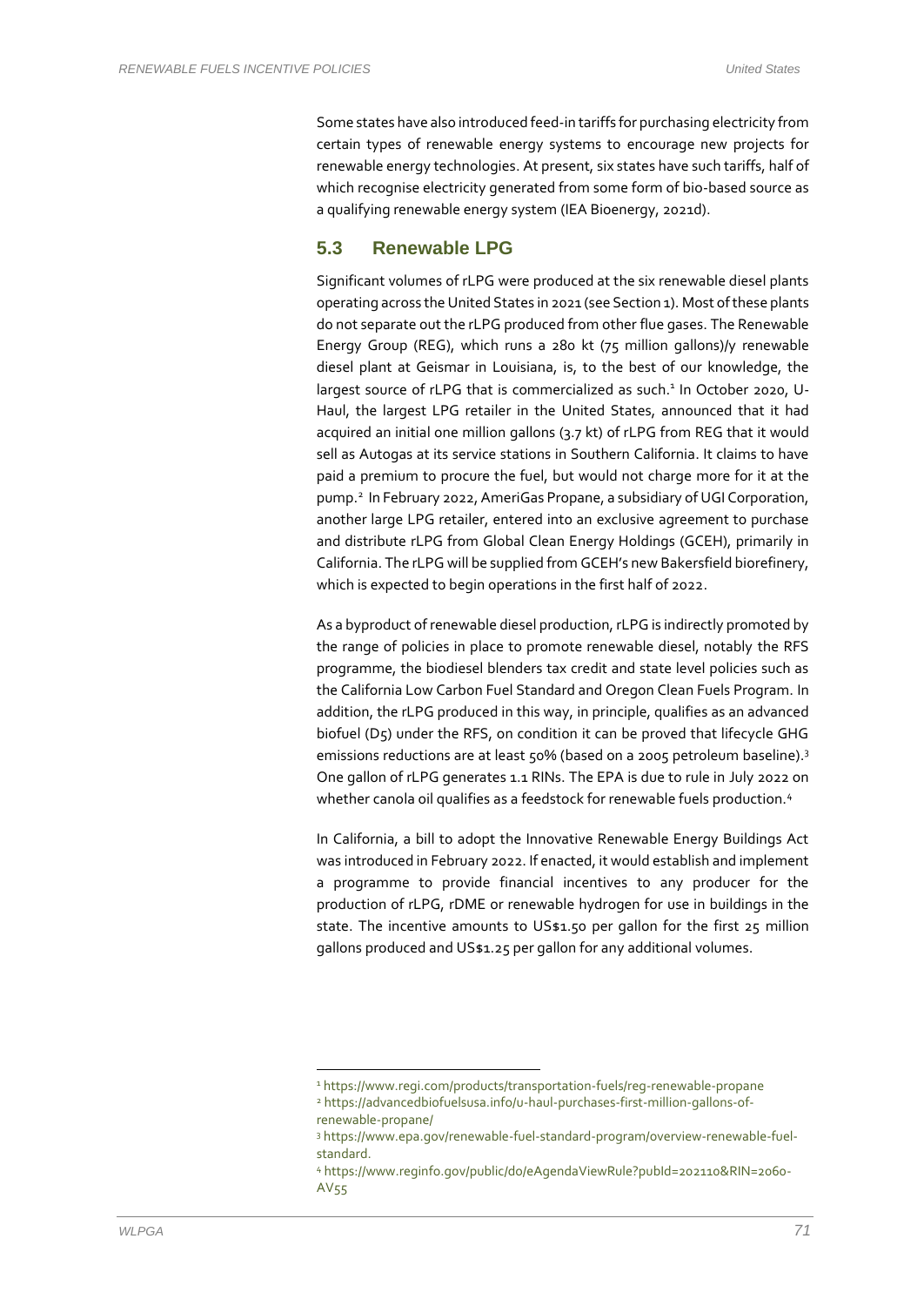Some states have also introduced feed-in tariffs for purchasing electricity from certain types of renewable energy systems to encourage new projects for renewable energy technologies. At present, six states have such tariffs, half of which recognise electricity generated from some form of bio-based source as a qualifying renewable energy system (IEA Bioenergy, 2021d).

## 5.3 Renewable LPG

Significant volumes of rLPG were produced at the six renewable diesel plants operating across the United States in 2021 (see Section 1). Most of these plants do not separate out the rLPG produced from other flue gases. The Renewable Energy Group (REG), which runs a 280 kt (75 million gallons)/y renewable diesel plant at Geismar in Louisiana, is, to the best of our knowledge, the largest source of rLPG that is commercialized as such.[1] In October 2020, U-Haul, the largest LPG retailer in the United States, announced that it had acquired an initial one million gallons (3.7 kt) of rLPG from REG that it would sell as Autogas at its service stations in Southern California. It claims to have paid a premium to procure the fuel, but would not charge more for it at the pump.[2] In February 2022, AmeriGas Propane, a subsidiary of UGI Corporation, another large LPG retailer, entered into an exclusive agreement to purchase and distribute rLPG from Global Clean Energy Holdings (GCEH), primarily in California. The rLPG will be supplied from GCEH's new Bakersfield biorefinery, which is expected to begin operations in the first half of 2022.

As a byproduct of renewable diesel production, rLPG is indirectly promoted by the range of policies in place to promote renewable diesel, notably the RFS programme, the biodiesel blenders tax credit and state level policies such as the California Low Carbon Fuel Standard and Oregon Clean Fuels Program. In addition, the rLPG produced in this way, in principle, qualifies as an advanced biofuel (D5) under the RFS, on condition it can be proved that lifecycle GHG emissions reductions are at least 50% (based on a 2005 petroleum baseline).[3] One gallon of rLPG generates 1.1 RINs. The EPA is due to rule in July 2022 on whether canola oil qualifies as a feedstock for renewable fuels production.[4]

In California, a bill to adopt the Innovative Renewable Energy Buildings Act was introduced in February 2022. If enacted, it would establish and implement a programme to provide financial incentives to any producer for the production of rLPG, rDME or renewable hydrogen for use in buildings in the state. The incentive amounts to US$1.50 per gallon for the first 25 million gallons produced and US$1.25 per gallon for any additional volumes.

---

[1] https://www.regi.com/products/transportation-fuels/reg-renewable-propane

[2] https://advancedbiofuelsusa.info/u-haul-purchases-first-million-gallons-of-renewable-propane/

[3] https://www.epa.gov/renewable-fuel-standard-program/overview-renewable-fuel-standard.

[4] https://www.reginfo.gov/public/do/eAgendaViewRule?pubId=202110&RIN=2060-AV55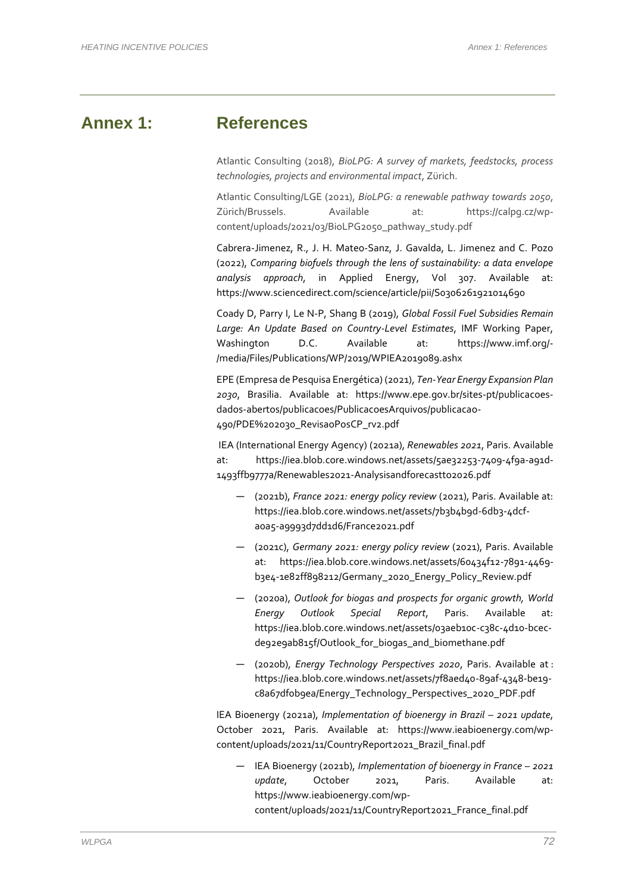# Annex 1: References

Atlantic Consulting (2018), *BioLPG: A survey of markets, feedstocks, process technologies, projects and environmental impact*, Zürich.

Atlantic Consulting/LGE (2021), *BioLPG: a renewable pathway towards 2050*, Zürich/Brussels. Available at: https://calpg.cz/wp-content/uploads/2021/03/BioLPG2050_pathway_study.pdf

Cabrera-Jimenez, R., J. H. Mateo-Sanz, J. Gavalda, L. Jimenez and C. Pozo (2022), *Comparing biofuels through the lens of sustainability: a data envelope analysis approach*, in Applied Energy, Vol 307. Available at: https://www.sciencedirect.com/science/article/pii/S0306261921014690

Coady D, Parry I, Le N-P, Shang B (2019), *Global Fossil Fuel Subsidies Remain Large: An Update Based on Country-Level Estimates*, IMF Working Paper, Washington D.C. Available at: https://www.imf.org/-/media/Files/Publications/WP/2019/WPIEA2019089.ashx

EPE (Empresa de Pesquisa Energética) (2021), *Ten-Year Energy Expansion Plan 2030*, Brasilia. Available at: https://www.epe.gov.br/sites-pt/publicacoes-dados-abertos/publicacoes/PublicacoesArquivos/publicacao-490/PDE%202030_RevisaoPosCP_rv2.pdf

IEA (International Energy Agency) (2021a), *Renewables 2021*, Paris. Available at: https://iea.blob.core.windows.net/assets/5ae32253-7409-4f9a-a91d-1493ffb9777a/Renewables2021-Analysisandforecastto2026.pdf

- — (2021b), *France 2021: energy policy review* (2021), Paris. Available at: https://iea.blob.core.windows.net/assets/7b3b4b9d-6db3-4dcf-a0a5-a9993d7dd1d6/France2021.pdf
- — (2021c), *Germany 2021: energy policy review* (2021), Paris. Available at: https://iea.blob.core.windows.net/assets/60434f12-7891-4469-b3e4-1e82ff898212/Germany_2020_Energy_Policy_Review.pdf
- — (2020a), *Outlook for biogas and prospects for organic growth, World Energy Outlook Special Report*, Paris. Available at: https://iea.blob.core.windows.net/assets/03aeb10c-c38c-4d10-bcec-de92e9ab815f/Outlook_for_biogas_and_biomethane.pdf
- — (2020b), *Energy Technology Perspectives 2020*, Paris. Available at : https://iea.blob.core.windows.net/assets/7f8aed40-89af-4348-be19-c8a67df0b9ea/Energy_Technology_Perspectives_2020_PDF.pdf

IEA Bioenergy (2021a), *Implementation of bioenergy in Brazil – 2021 update*, October 2021, Paris. Available at: https://www.ieabioenergy.com/wp-content/uploads/2021/11/CountryReport2021_Brazil_final.pdf

- — IEA Bioenergy (2021b), *Implementation of bioenergy in France – 2021 update*, October 2021, Paris. Available at: https://www.ieabioenergy.com/wp-content/uploads/2021/11/CountryReport2021_France_final.pdf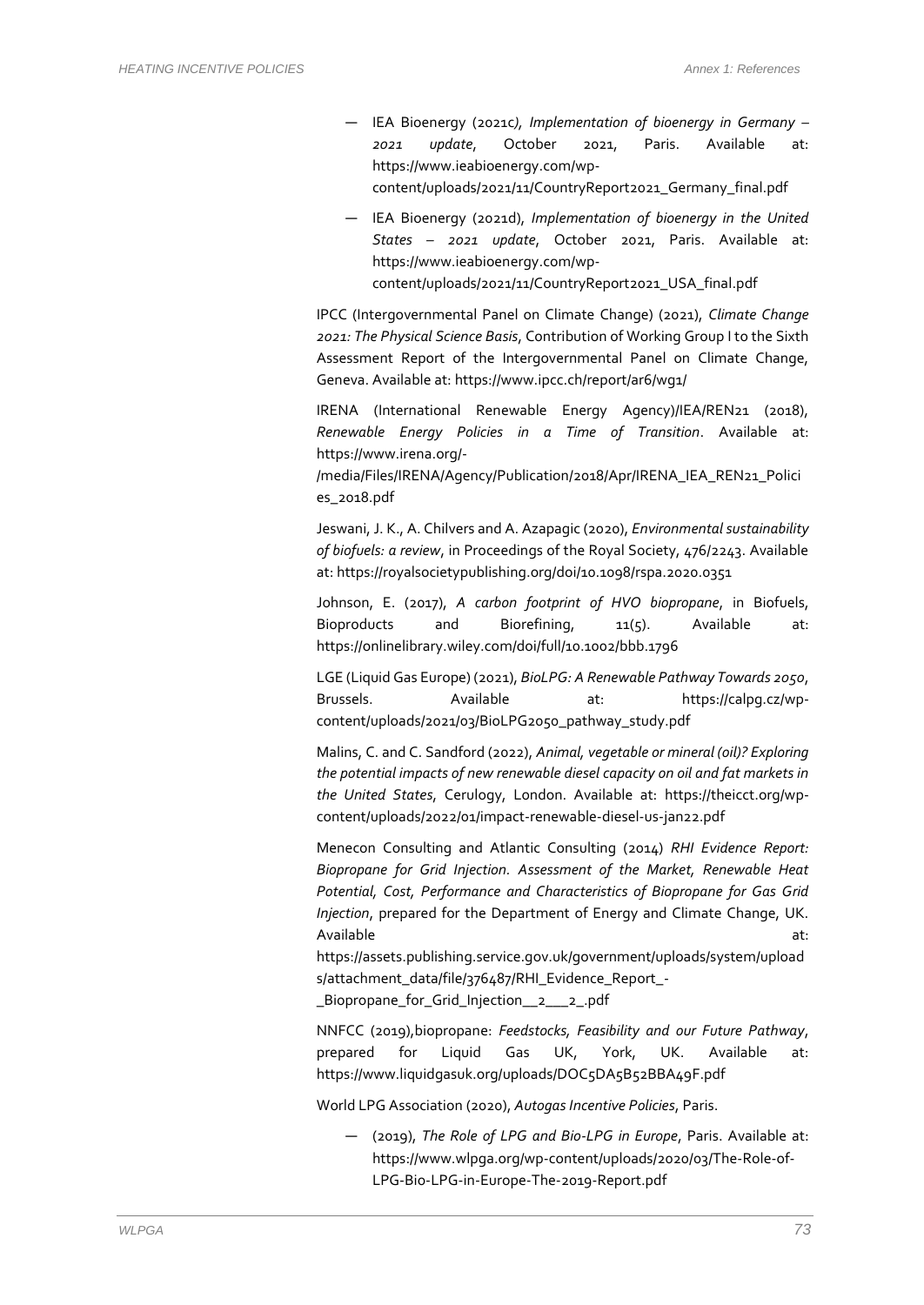- IEA Bioenergy (2021c), *Implementation of bioenergy in Germany – 2021 update*, October 2021, Paris. Available at: https://www.ieabioenergy.com/wp-content/uploads/2021/11/CountryReport2021_Germany_final.pdf

- IEA Bioenergy (2021d), *Implementation of bioenergy in the United States – 2021 update*, October 2021, Paris. Available at: https://www.ieabioenergy.com/wp-content/uploads/2021/11/CountryReport2021_USA_final.pdf

IPCC (Intergovernmental Panel on Climate Change) (2021), *Climate Change 2021: The Physical Science Basis*, Contribution of Working Group I to the Sixth Assessment Report of the Intergovernmental Panel on Climate Change, Geneva. Available at: https://www.ipcc.ch/report/ar6/wg1/

IRENA (International Renewable Energy Agency)/IEA/REN21 (2018), *Renewable Energy Policies in a Time of Transition*. Available at: https://www.irena.org/-/media/Files/IRENA/Agency/Publication/2018/Apr/IRENA_IEA_REN21_Policies_2018.pdf

Jeswani, J. K., A. Chilvers and A. Azapagic (2020), *Environmental sustainability of biofuels: a review*, in Proceedings of the Royal Society, 476/2243. Available at: https://royalsocietypublishing.org/doi/10.1098/rspa.2020.0351

Johnson, E. (2017), *A carbon footprint of HVO biopropane*, in Biofuels, Bioproducts and Biorefining, 11(5). Available at: https://onlinelibrary.wiley.com/doi/full/10.1002/bbb.1796

LGE (Liquid Gas Europe) (2021), *BioLPG: A Renewable Pathway Towards 2050*, Brussels. Available at: https://calpg.cz/wp-content/uploads/2021/03/BioLPG2050_pathway_study.pdf

Malins, C. and C. Sandford (2022), *Animal, vegetable or mineral (oil)? Exploring the potential impacts of new renewable diesel capacity on oil and fat markets in the United States*, Cerulogy, London. Available at: https://theicct.org/wp-content/uploads/2022/01/impact-renewable-diesel-us-jan22.pdf

Menecon Consulting and Atlantic Consulting (2014) *RHI Evidence Report: Biopropane for Grid Injection. Assessment of the Market, Renewable Heat Potential, Cost, Performance and Characteristics of Biopropane for Gas Grid Injection*, prepared for the Department of Energy and Climate Change, UK. Available at: https://assets.publishing.service.gov.uk/government/uploads/system/uploads/attachment_data/file/376487/RHI_Evidence_Report_-_Biopropane_for_Grid_Injection__2___2_.pdf

NNFCC (2019),biopropane: *Feedstocks, Feasibility and our Future Pathway*, prepared for Liquid Gas UK, York, UK. Available at: https://www.liquidgasuk.org/uploads/DOC5DA5B52BBA49F.pdf

World LPG Association (2020), *Autogas Incentive Policies*, Paris.

- (2019), *The Role of LPG and Bio-LPG in Europe*, Paris. Available at: https://www.wlpga.org/wp-content/uploads/2020/03/The-Role-of-LPG-Bio-LPG-in-Europe-The-2019-Report.pdf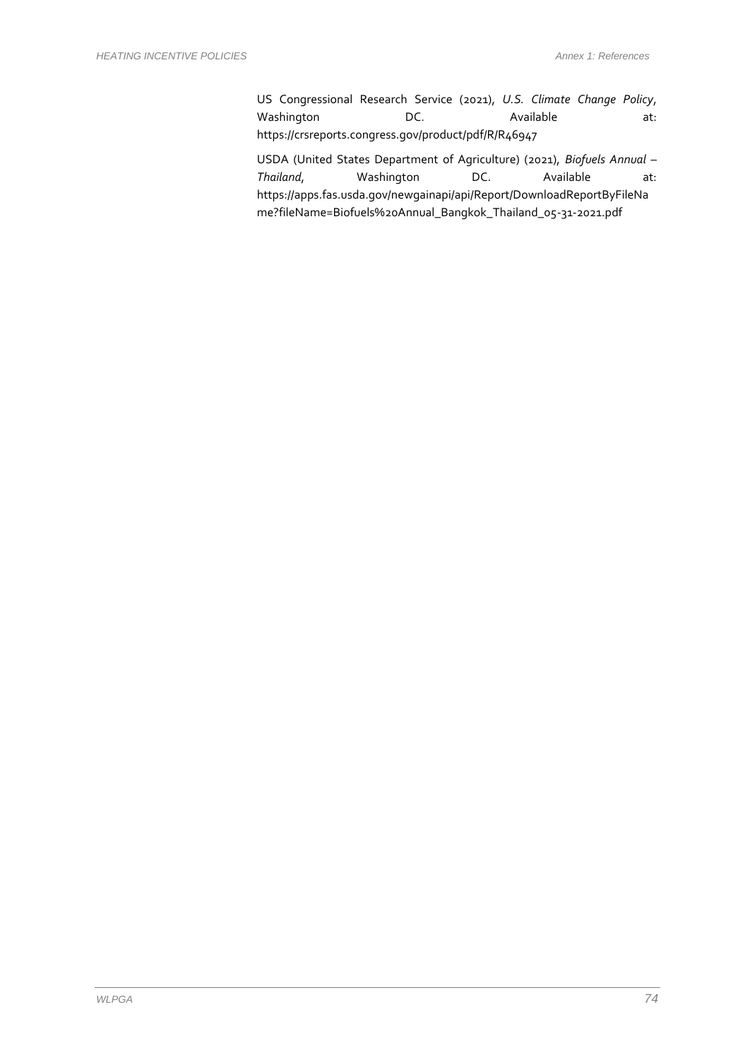US Congressional Research Service (2021), *U.S. Climate Change Policy*, Washington DC. Available at: https://crsreports.congress.gov/product/pdf/R/R46947

USDA (United States Department of Agriculture) (2021), *Biofuels Annual – Thailand*, Washington DC. Available at: https://apps.fas.usda.gov/newgainapi/api/Report/DownloadReportByFileName?fileName=Biofuels%20Annual_Bangkok_Thailand_05-31-2021.pdf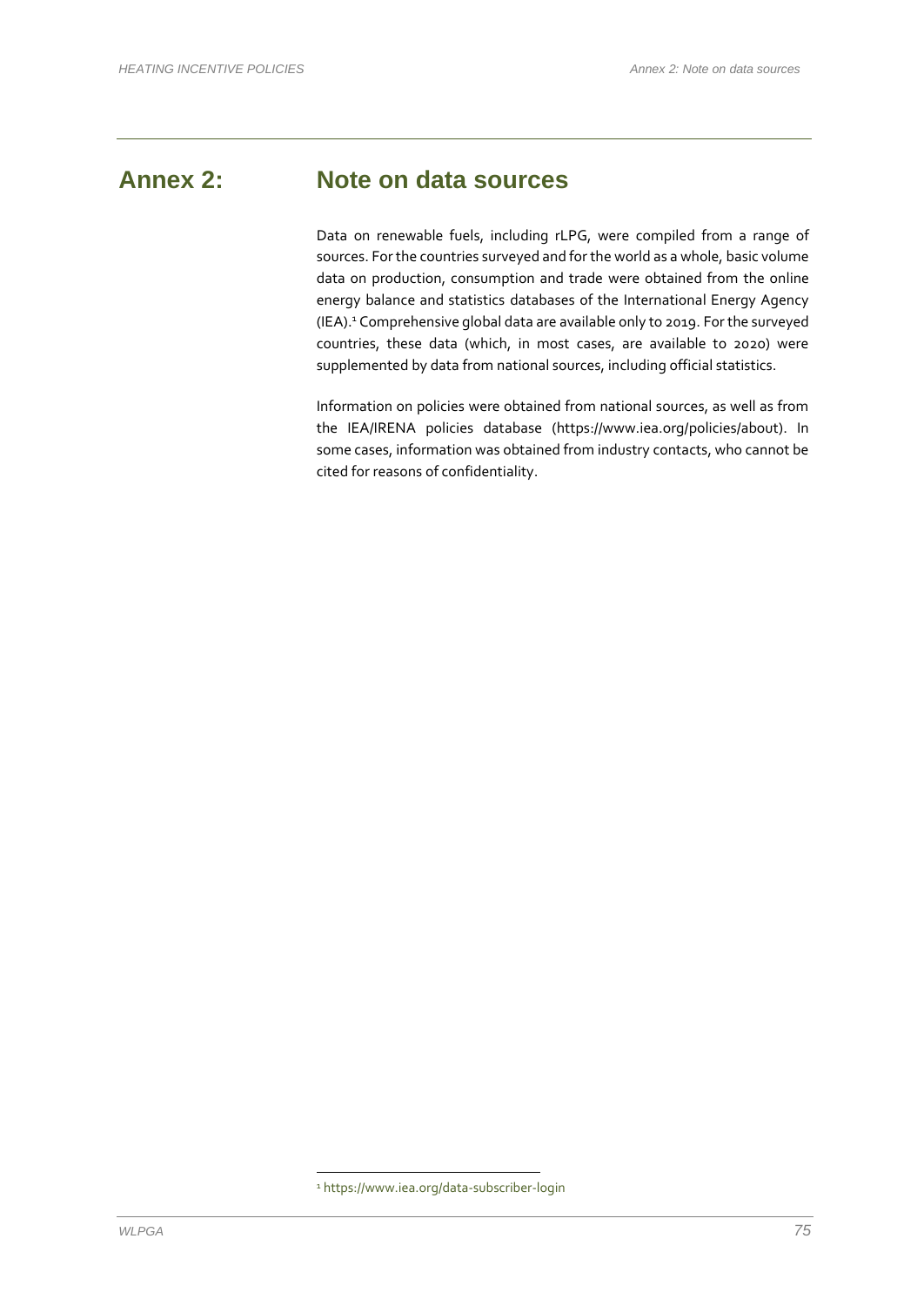# Annex 2: Note on data sources

Data on renewable fuels, including rLPG, were compiled from a range of sources. For the countries surveyed and for the world as a whole, basic volume data on production, consumption and trade were obtained from the online energy balance and statistics databases of the International Energy Agency (IEA).[1] Comprehensive global data are available only to 2019. For the surveyed countries, these data (which, in most cases, are available to 2020) were supplemented by data from national sources, including official statistics.

Information on policies were obtained from national sources, as well as from the IEA/IRENA policies database (https://www.iea.org/policies/about). In some cases, information was obtained from industry contacts, who cannot be cited for reasons of confidentiality.

[1] https://www.iea.org/data-subscriber-login